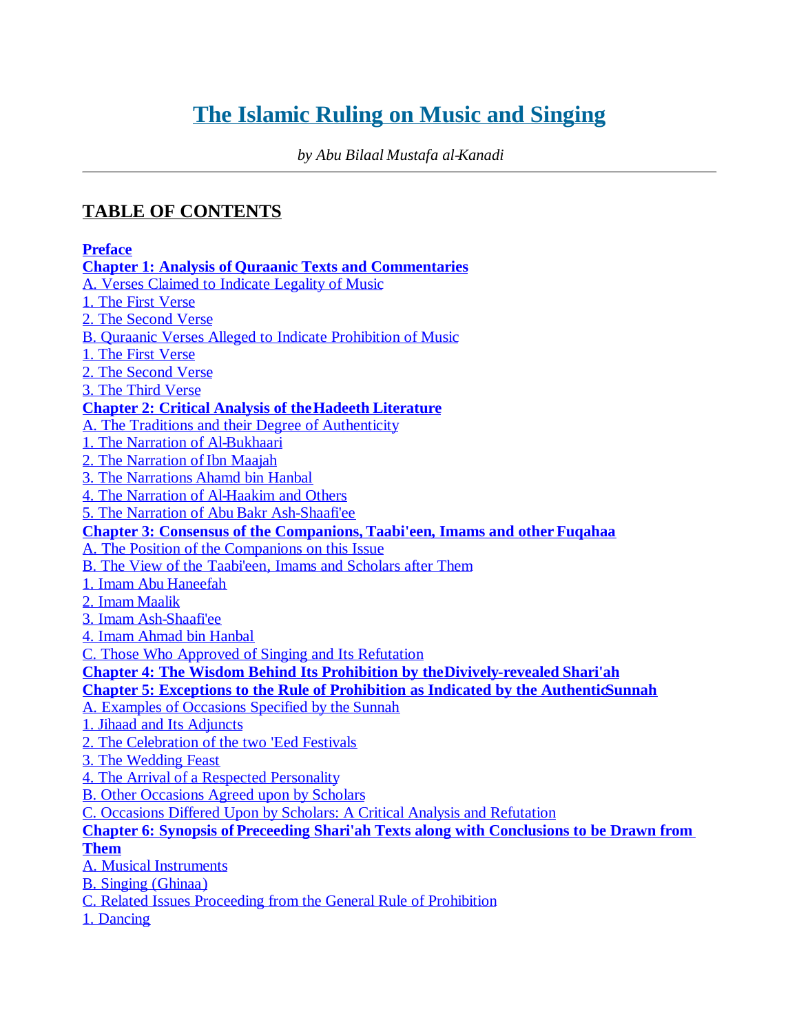# The Islamic Ruling on Music and Singing

*by Abu Bilaal Mustafa al-Kanadi*

---

## TABLE OF CONTENTS

**Preface**
**Chapter 1: Analysis of Quraanic Texts and Commentaries**
A. Verses Claimed to Indicate Legality of Music
1. The First Verse
2. The Second Verse
B. Quraanic Verses Alleged to Indicate Prohibition of Music
1. The First Verse
2. The Second Verse
3. The Third Verse
**Chapter 2: Critical Analysis of the Hadeeth Literature**
A. The Traditions and their Degree of Authenticity
1. The Narration of Al-Bukhaari
2. The Narration of Ibn Maajah
3. The Narrations Ahamd bin Hanbal
4. The Narration of Al-Haakim and Others
5. The Narration of Abu Bakr Ash-Shaafi'ee
**Chapter 3: Consensus of the Companions, Taabi'een, Imams and other Fuqahaa**
A. The Position of the Companions on this Issue
B. The View of the Taabi'een, Imams and Scholars after Them
1. Imam Abu Haneefah
2. Imam Maalik
3. Imam Ash-Shaafi'ee
4. Imam Ahmad bin Hanbal
C. Those Who Approved of Singing and Its Refutation
**Chapter 4: The Wisdom Behind Its Prohibition by the Divively-revealed Shari'ah**
**Chapter 5: Exceptions to the Rule of Prohibition as Indicated by the Authentic Sunnah**
A. Examples of Occasions Specified by the Sunnah
1. Jihaad and Its Adjuncts
2. The Celebration of the two 'Eed Festivals
3. The Wedding Feast
4. The Arrival of a Respected Personality
B. Other Occasions Agreed upon by Scholars
C. Occasions Differed Upon by Scholars: A Critical Analysis and Refutation
**Chapter 6: Synopsis of Preceeding Shari'ah Texts along with Conclusions to be Drawn from Them**
A. Musical Instruments
B. Singing (Ghinaa)
C. Related Issues Proceeding from the General Rule of Prohibition
1. Dancing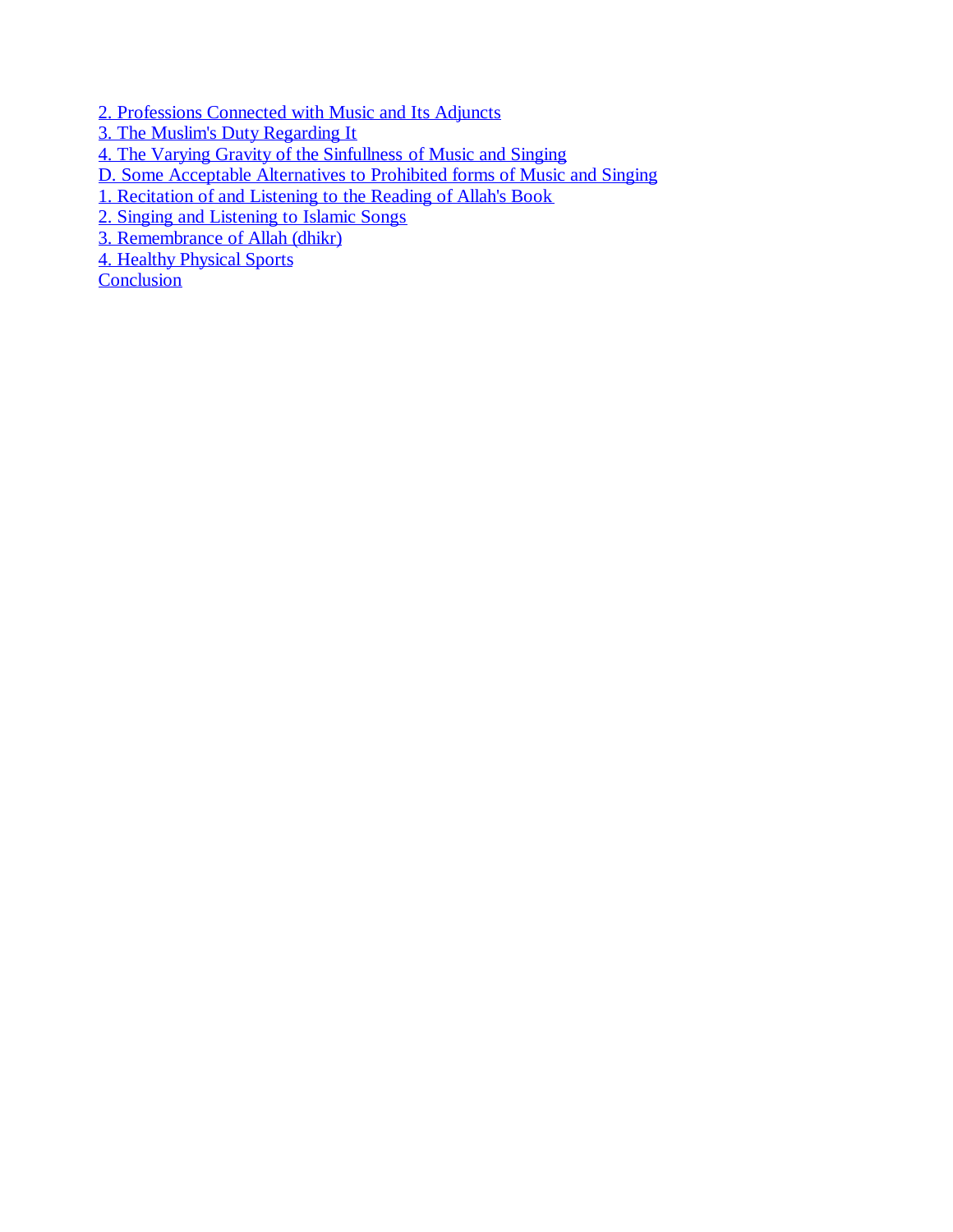2. Professions Connected with Music and Its Adjuncts
3. The Muslim's Duty Regarding It
4. The Varying Gravity of the Sinfullness of Music and Singing
D. Some Acceptable Alternatives to Prohibited forms of Music and Singing
1. Recitation of and Listening to the Reading of Allah's Book
2. Singing and Listening to Islamic Songs
3. Remembrance of Allah (dhikr)
4. Healthy Physical Sports
Conclusion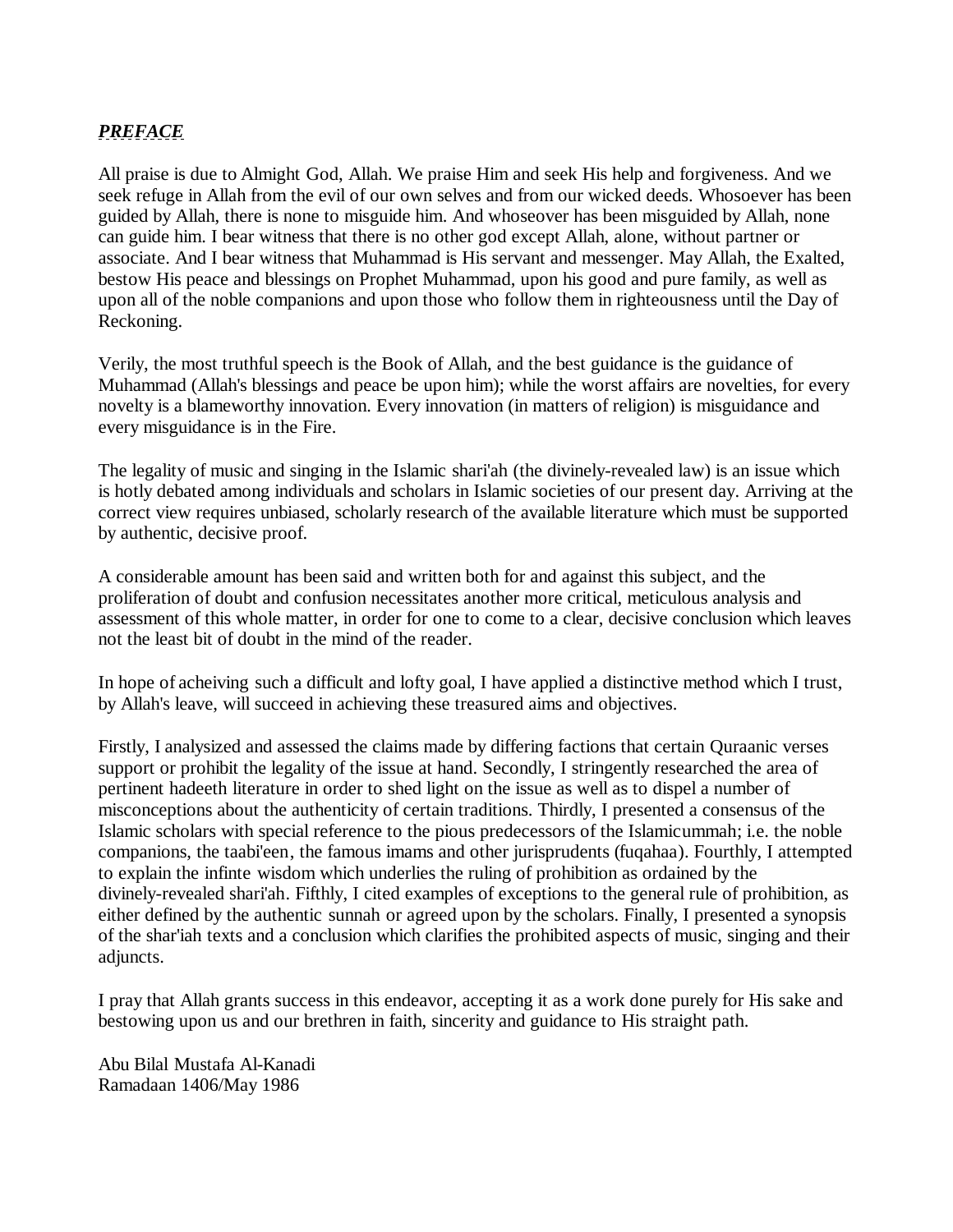## ***PREFACE***

All praise is due to Almight God, Allah. We praise Him and seek His help and forgiveness. And we seek refuge in Allah from the evil of our own selves and from our wicked deeds. Whosoever has been guided by Allah, there is none to misguide him. And whoseover has been misguided by Allah, none can guide him. I bear witness that there is no other god except Allah, alone, without partner or associate. And I bear witness that Muhammad is His servant and messenger. May Allah, the Exalted, bestow His peace and blessings on Prophet Muhammad, upon his good and pure family, as well as upon all of the noble companions and upon those who follow them in righteousness until the Day of Reckoning.

Verily, the most truthful speech is the Book of Allah, and the best guidance is the guidance of Muhammad (Allah's blessings and peace be upon him); while the worst affairs are novelties, for every novelty is a blameworthy innovation. Every innovation (in matters of religion) is misguidance and every misguidance is in the Fire.

The legality of music and singing in the Islamic shari'ah (the divinely-revealed law) is an issue which is hotly debated among individuals and scholars in Islamic societies of our present day. Arriving at the correct view requires unbiased, scholarly research of the available literature which must be supported by authentic, decisive proof.

A considerable amount has been said and written both for and against this subject, and the proliferation of doubt and confusion necessitates another more critical, meticulous analysis and assessment of this whole matter, in order for one to come to a clear, decisive conclusion which leaves not the least bit of doubt in the mind of the reader.

In hope of acheiving such a difficult and lofty goal, I have applied a distinctive method which I trust, by Allah's leave, will succeed in achieving these treasured aims and objectives.

Firstly, I analysized and assessed the claims made by differing factions that certain Quraanic verses support or prohibit the legality of the issue at hand. Secondly, I stringently researched the area of pertinent hadeeth literature in order to shed light on the issue as well as to dispel a number of misconceptions about the authenticity of certain traditions. Thirdly, I presented a consensus of the Islamic scholars with special reference to the pious predecessors of the Islamicummah; i.e. the noble companions, the taabi'een, the famous imams and other jurisprudents (fuqahaa). Fourthly, I attempted to explain the infinte wisdom which underlies the ruling of prohibition as ordained by the divinely-revealed shari'ah. Fifthly, I cited examples of exceptions to the general rule of prohibition, as either defined by the authentic sunnah or agreed upon by the scholars. Finally, I presented a synopsis of the shar'iah texts and a conclusion which clarifies the prohibited aspects of music, singing and their adjuncts.

I pray that Allah grants success in this endeavor, accepting it as a work done purely for His sake and bestowing upon us and our brethren in faith, sincerity and guidance to His straight path.

Abu Bilal Mustafa Al-Kanadi
Ramadaan 1406/May 1986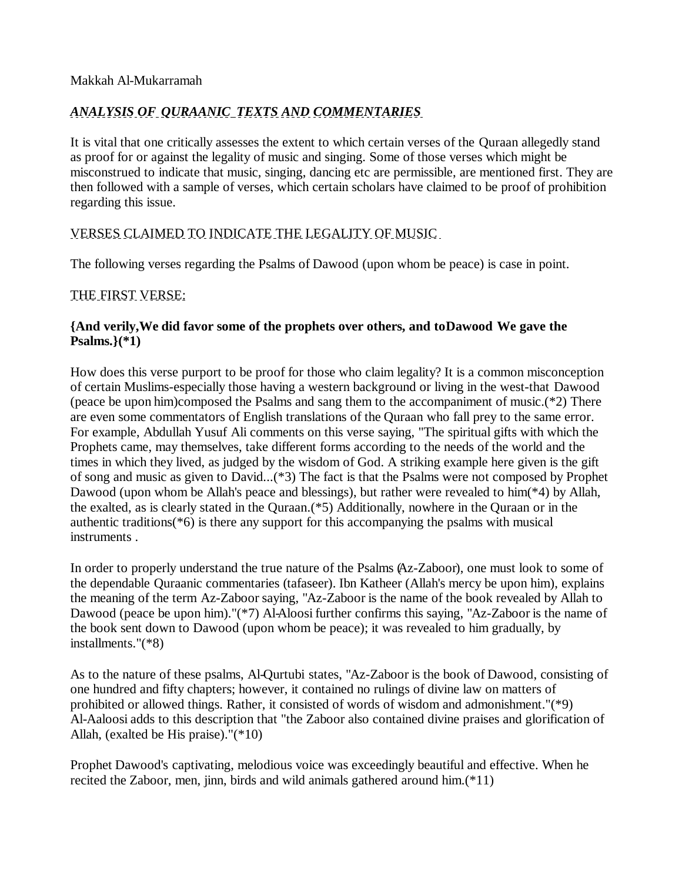Makkah Al-Mukarramah

## ***ANALYSIS OF QURAANIC TEXTS AND COMMENTARIES***

It is vital that one critically assesses the extent to which certain verses of the Quraan allegedly stand as proof for or against the legality of music and singing. Some of those verses which might be misconstrued to indicate that music, singing, dancing etc are permissible, are mentioned first. They are then followed with a sample of verses, which certain scholars have claimed to be proof of prohibition regarding this issue.

### VERSES CLAIMED TO INDICATE THE LEGALITY OF MUSIC

The following verses regarding the Psalms of Dawood (upon whom be peace) is case in point.

### THE FIRST VERSE:

**{And verily,We did favor some of the prophets over others, and toDawood We gave the Psalms.}(*1)**

How does this verse purport to be proof for those who claim legality? It is a common misconception of certain Muslims-especially those having a western background or living in the west-that Dawood (peace be upon him)composed the Psalms and sang them to the accompaniment of music.(*2) There are even some commentators of English translations of the Quraan who fall prey to the same error. For example, Abdullah Yusuf Ali comments on this verse saying, "The spiritual gifts with which the Prophets came, may themselves, take different forms according to the needs of the world and the times in which they lived, as judged by the wisdom of God. A striking example here given is the gift of song and music as given to David...(*3) The fact is that the Psalms were not composed by Prophet Dawood (upon whom be Allah's peace and blessings), but rather were revealed to him(*4) by Allah, the exalted, as is clearly stated in the Quraan.(*5) Additionally, nowhere in the Quraan or in the authentic traditions(*6) is there any support for this accompanying the psalms with musical instruments .

In order to properly understand the true nature of the Psalms (Az-Zaboor), one must look to some of the dependable Quraanic commentaries (tafaseer). Ibn Katheer (Allah's mercy be upon him), explains the meaning of the term Az-Zaboor saying, "Az-Zaboor is the name of the book revealed by Allah to Dawood (peace be upon him)."(*7) Al-Aloosi further confirms this saying, "Az-Zaboor is the name of the book sent down to Dawood (upon whom be peace); it was revealed to him gradually, by installments."(*8)

As to the nature of these psalms, Al-Qurtubi states, "Az-Zaboor is the book of Dawood, consisting of one hundred and fifty chapters; however, it contained no rulings of divine law on matters of prohibited or allowed things. Rather, it consisted of words of wisdom and admonishment."(*9) Al-Aaloosi adds to this description that "the Zaboor also contained divine praises and glorification of Allah, (exalted be His praise)."(*10)

Prophet Dawood's captivating, melodious voice was exceedingly beautiful and effective. When he recited the Zaboor, men, jinn, birds and wild animals gathered around him.(*11)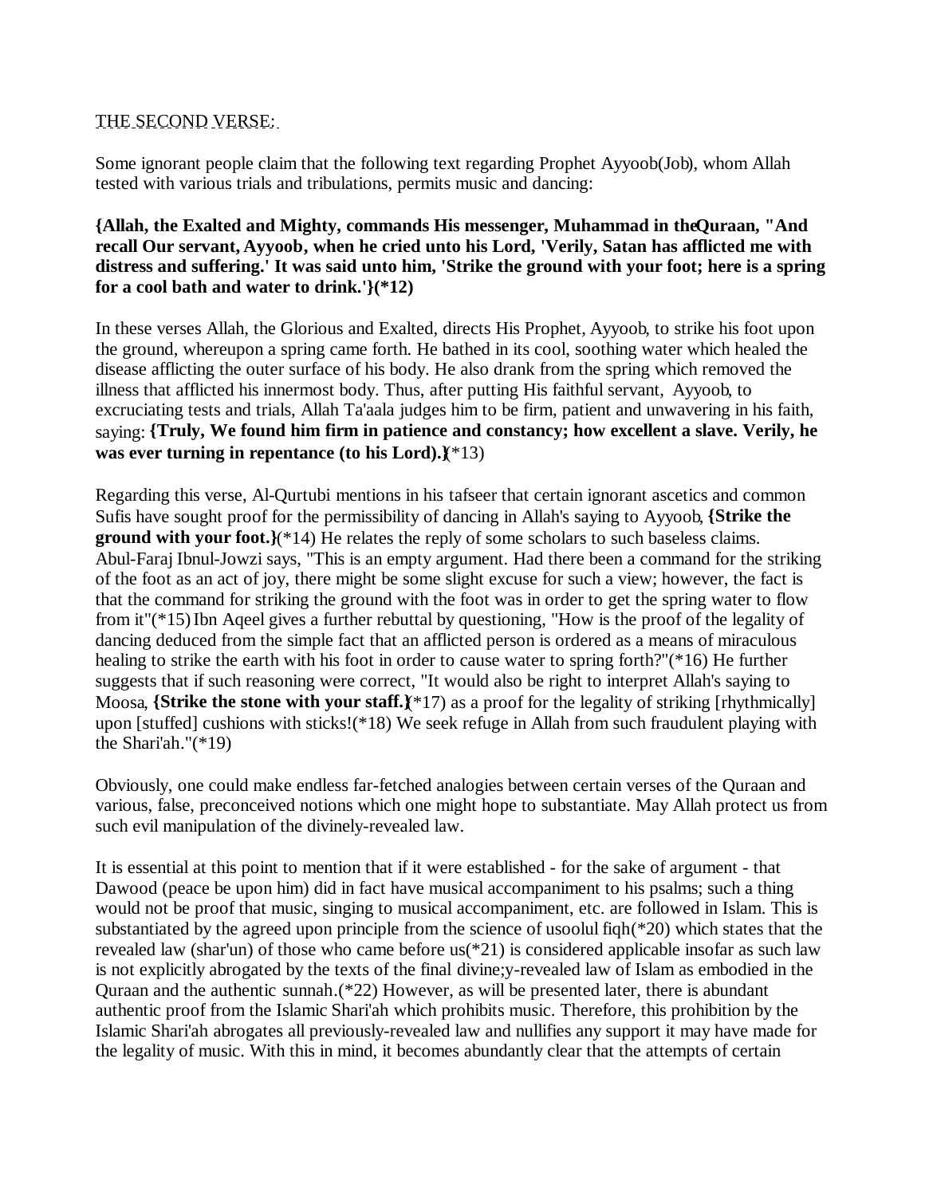THE SECOND VERSE:

Some ignorant people claim that the following text regarding Prophet Ayyoob(Job), whom Allah tested with various trials and tribulations, permits music and dancing:

**{Allah, the Exalted and Mighty, commands His messenger, Muhammad in the Quraan, "And recall Our servant, Ayyoob, when he cried unto his Lord, 'Verily, Satan has afflicted me with distress and suffering.' It was said unto him, 'Strike the ground with your foot; here is a spring for a cool bath and water to drink.'}(*12)**

In these verses Allah, the Glorious and Exalted, directs His Prophet, Ayyoob, to strike his foot upon the ground, whereupon a spring came forth. He bathed in its cool, soothing water which healed the disease afflicting the outer surface of his body. He also drank from the spring which removed the illness that afflicted his innermost body. Thus, after putting His faithful servant, Ayyoob, to excruciating tests and trials, Allah Ta'aala judges him to be firm, patient and unwavering in his faith, saying: **{Truly, We found him firm in patience and constancy; how excellent a slave. Verily, he was ever turning in repentance (to his Lord).}**(*13)

Regarding this verse, Al-Qurtubi mentions in his tafseer that certain ignorant ascetics and common Sufis have sought proof for the permissibility of dancing in Allah's saying to Ayyoob, **{Strike the ground with your foot.}**(*14) He relates the reply of some scholars to such baseless claims. Abul-Faraj Ibnul-Jowzi says, "This is an empty argument. Had there been a command for the striking of the foot as an act of joy, there might be some slight excuse for such a view; however, the fact is that the command for striking the ground with the foot was in order to get the spring water to flow from it"(*15) Ibn Aqeel gives a further rebuttal by questioning, "How is the proof of the legality of dancing deduced from the simple fact that an afflicted person is ordered as a means of miraculous healing to strike the earth with his foot in order to cause water to spring forth?"(*16) He further suggests that if such reasoning were correct, "It would also be right to interpret Allah's saying to Moosa, **{Strike the stone with your staff.}**(*17) as a proof for the legality of striking [rhythmically] upon [stuffed] cushions with sticks!(*18) We seek refuge in Allah from such fraudulent playing with the Shari'ah."(*19)

Obviously, one could make endless far-fetched analogies between certain verses of the Quraan and various, false, preconceived notions which one might hope to substantiate. May Allah protect us from such evil manipulation of the divinely-revealed law.

It is essential at this point to mention that if it were established - for the sake of argument - that Dawood (peace be upon him) did in fact have musical accompaniment to his psalms; such a thing would not be proof that music, singing to musical accompaniment, etc. are followed in Islam. This is substantiated by the agreed upon principle from the science of usoolul fiqh(*20) which states that the revealed law (shar'un) of those who came before us(*21) is considered applicable insofar as such law is not explicitly abrogated by the texts of the final divine;y-revealed law of Islam as embodied in the Quraan and the authentic sunnah.(*22) However, as will be presented later, there is abundant authentic proof from the Islamic Shari'ah which prohibits music. Therefore, this prohibition by the Islamic Shari'ah abrogates all previously-revealed law and nullifies any support it may have made for the legality of music. With this in mind, it becomes abundantly clear that the attempts of certain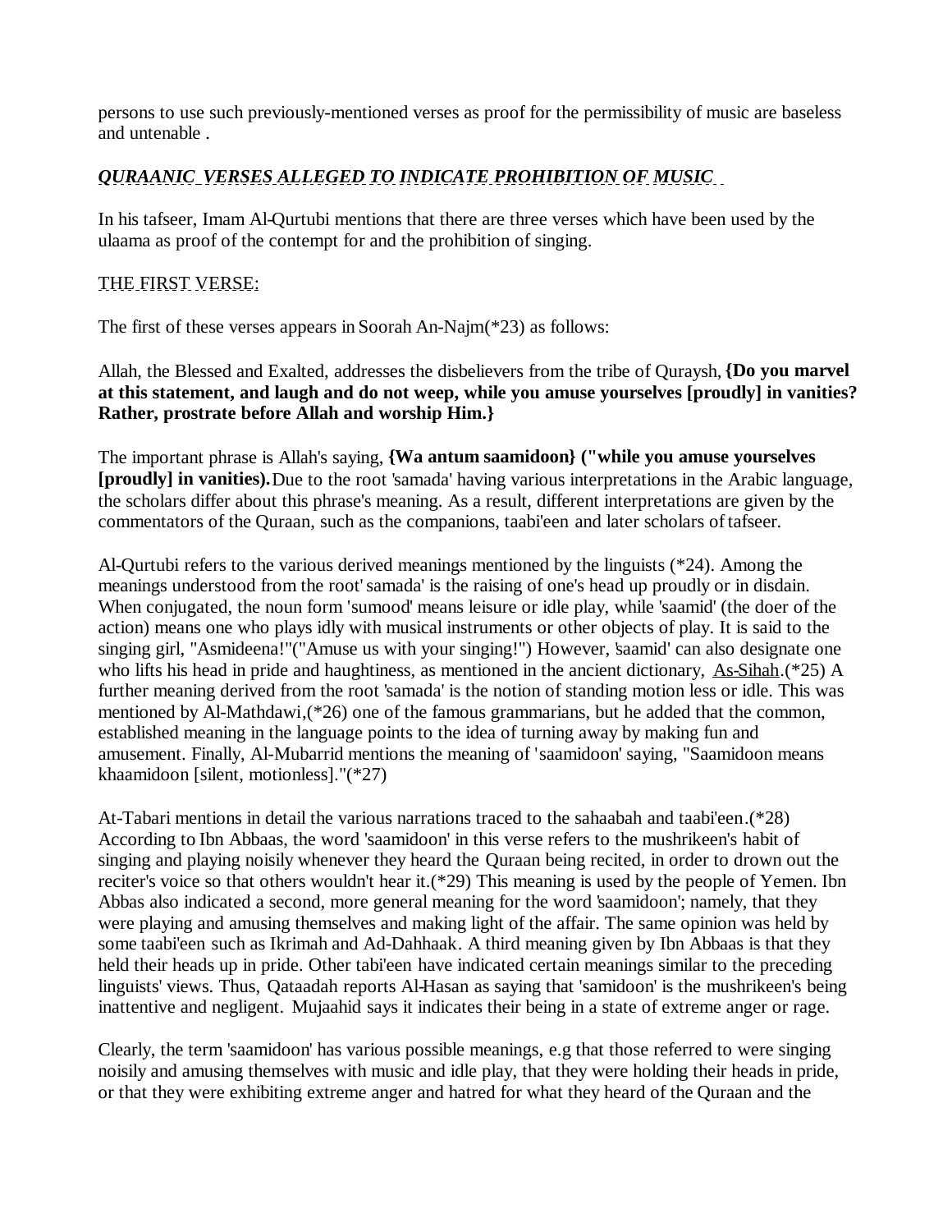persons to use such previously-mentioned verses as proof for the permissibility of music are baseless and untenable .

## ***QURAANIC VERSES ALLEGED TO INDICATE PROHIBITION OF MUSIC***

In his tafseer, Imam Al-Qurtubi mentions that there are three verses which have been used by the ulaama as proof of the contempt for and the prohibition of singing.

### THE FIRST VERSE:

The first of these verses appears in Soorah An-Najm(*23) as follows:

Allah, the Blessed and Exalted, addresses the disbelievers from the tribe of Quraysh, **{Do you marvel at this statement, and laugh and do not weep, while you amuse yourselves [proudly] in vanities? Rather, prostrate before Allah and worship Him.}**

The important phrase is Allah's saying, **{Wa antum saamidoon} ("while you amuse yourselves [proudly] in vanities).** Due to the root 'samada' having various interpretations in the Arabic language, the scholars differ about this phrase's meaning. As a result, different interpretations are given by the commentators of the Quraan, such as the companions, taabi'een and later scholars of tafseer.

Al-Qurtubi refers to the various derived meanings mentioned by the linguists (*24). Among the meanings understood from the root 'samada' is the raising of one's head up proudly or in disdain. When conjugated, the noun form 'sumood' means leisure or idle play, while 'saamid' (the doer of the action) means one who plays idly with musical instruments or other objects of play. It is said to the singing girl, "Asmideena!"("Amuse us with your singing!") However, 'saamid' can also designate one who lifts his head in pride and haughtiness, as mentioned in the ancient dictionary, As-Sihah.(*25) A further meaning derived from the root 'samada' is the notion of standing motion less or idle. This was mentioned by Al-Mathdawi,(*26) one of the famous grammarians, but he added that the common, established meaning in the language points to the idea of turning away by making fun and amusement. Finally, Al-Mubarrid mentions the meaning of 'saamidoon' saying, "Saamidoon means khaamidoon [silent, motionless]."(*27)

At-Tabari mentions in detail the various narrations traced to the sahaabah and taabi'een.(*28) According to Ibn Abbaas, the word 'saamidoon' in this verse refers to the mushrikeen's habit of singing and playing noisily whenever they heard the Quraan being recited, in order to drown out the reciter's voice so that others wouldn't hear it.(*29) This meaning is used by the people of Yemen. Ibn Abbas also indicated a second, more general meaning for the word 'saamidoon'; namely, that they were playing and amusing themselves and making light of the affair. The same opinion was held by some taabi'een such as Ikrimah and Ad-Dahhaak. A third meaning given by Ibn Abbaas is that they held their heads up in pride. Other tabi'een have indicated certain meanings similar to the preceding linguists' views. Thus, Qataadah reports Al-Hasan as saying that 'samidoon' is the mushrikeen's being inattentive and negligent. Mujaahid says it indicates their being in a state of extreme anger or rage.

Clearly, the term 'saamidoon' has various possible meanings, e.g that those referred to were singing noisily and amusing themselves with music and idle play, that they were holding their heads in pride, or that they were exhibiting extreme anger and hatred for what they heard of the Quraan and the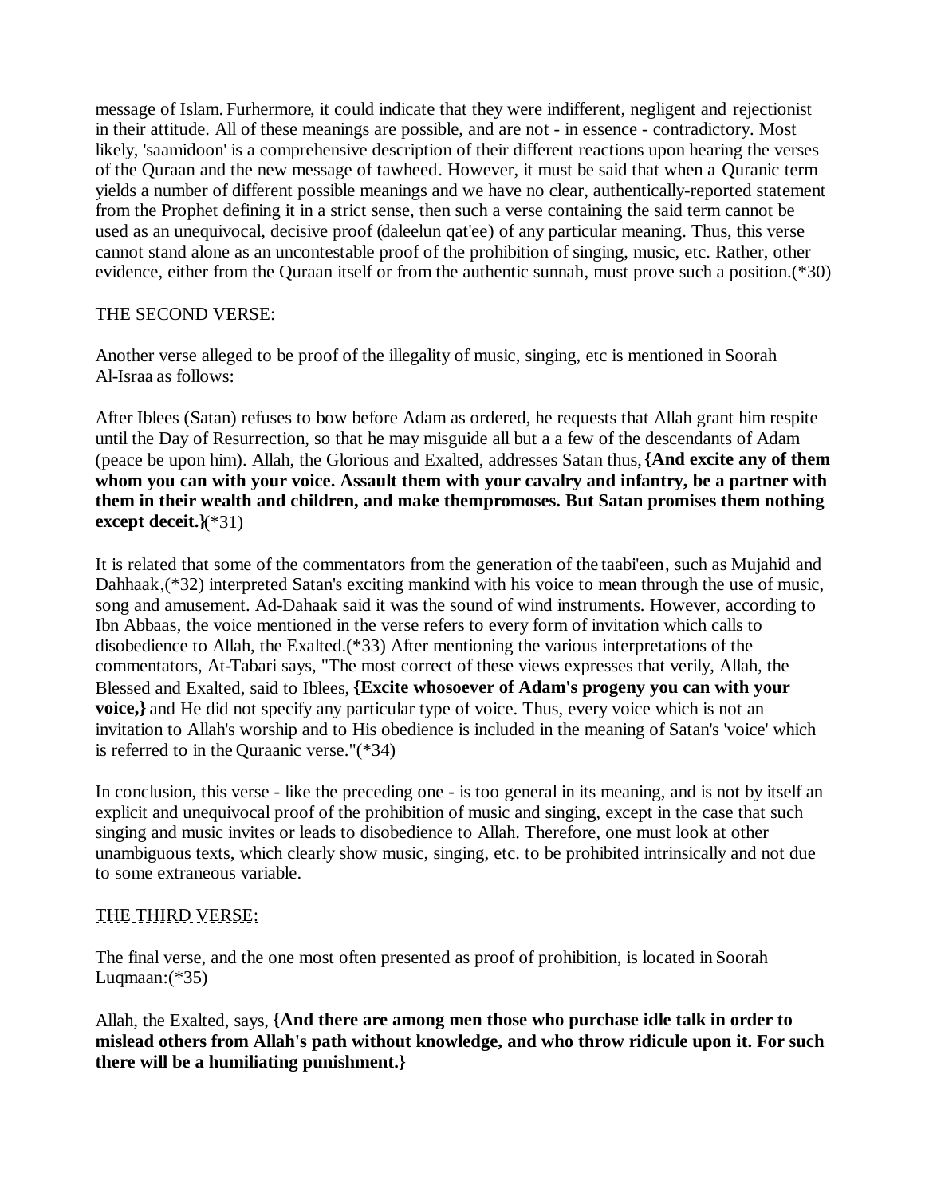message of Islam. Furhermore, it could indicate that they were indifferent, negligent and rejectionist in their attitude. All of these meanings are possible, and are not - in essence - contradictory. Most likely, 'saamidoon' is a comprehensive description of their different reactions upon hearing the verses of the Quraan and the new message of tawheed. However, it must be said that when a Quranic term yields a number of different possible meanings and we have no clear, authentically-reported statement from the Prophet defining it in a strict sense, then such a verse containing the said term cannot be used as an unequivocal, decisive proof (daleelun qat'ee) of any particular meaning. Thus, this verse cannot stand alone as an uncontestable proof of the prohibition of singing, music, etc. Rather, other evidence, either from the Quraan itself or from the authentic sunnah, must prove such a position.(*30)

THE SECOND VERSE:

Another verse alleged to be proof of the illegality of music, singing, etc is mentioned in Soorah Al-Israa as follows:

After Iblees (Satan) refuses to bow before Adam as ordered, he requests that Allah grant him respite until the Day of Resurrection, so that he may misguide all but a a few of the descendants of Adam (peace be upon him). Allah, the Glorious and Exalted, addresses Satan thus, **{And excite any of them whom you can with your voice. Assault them with your cavalry and infantry, be a partner with them in their wealth and children, and make thempromoses. But Satan promises them nothing except deceit.}**(*31)

It is related that some of the commentators from the generation of the taabi'een, such as Mujahid and Dahhaak,(*32) interpreted Satan's exciting mankind with his voice to mean through the use of music, song and amusement. Ad-Dahaak said it was the sound of wind instruments. However, according to Ibn Abbaas, the voice mentioned in the verse refers to every form of invitation which calls to disobedience to Allah, the Exalted.(*33) After mentioning the various interpretations of the commentators, At-Tabari says, "The most correct of these views expresses that verily, Allah, the Blessed and Exalted, said to Iblees, **{Excite whosoever of Adam's progeny you can with your voice,}** and He did not specify any particular type of voice. Thus, every voice which is not an invitation to Allah's worship and to His obedience is included in the meaning of Satan's 'voice' which is referred to in the Quraanic verse."(*34)

In conclusion, this verse - like the preceding one - is too general in its meaning, and is not by itself an explicit and unequivocal proof of the prohibition of music and singing, except in the case that such singing and music invites or leads to disobedience to Allah. Therefore, one must look at other unambiguous texts, which clearly show music, singing, etc. to be prohibited intrinsically and not due to some extraneous variable.

THE THIRD VERSE:

The final verse, and the one most often presented as proof of prohibition, is located in Soorah Luqmaan:(*35)

Allah, the Exalted, says, **{And there are among men those who purchase idle talk in order to mislead others from Allah's path without knowledge, and who throw ridicule upon it. For such there will be a humiliating punishment.}**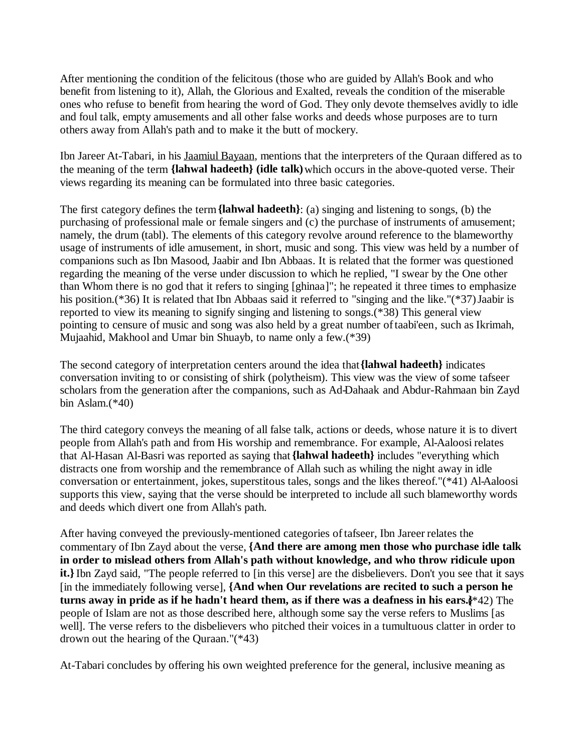After mentioning the condition of the felicitous (those who are guided by Allah's Book and who benefit from listening to it), Allah, the Glorious and Exalted, reveals the condition of the miserable ones who refuse to benefit from hearing the word of God. They only devote themselves avidly to idle and foul talk, empty amusements and all other false works and deeds whose purposes are to turn others away from Allah's path and to make it the butt of mockery.

Ibn Jareer At-Tabari, in his Jaamiul Bayaan, mentions that the interpreters of the Quraan differed as to the meaning of the term **{lahwal hadeeth} (idle talk)** which occurs in the above-quoted verse. Their views regarding its meaning can be formulated into three basic categories.

The first category defines the term **{lahwal hadeeth}**: (a) singing and listening to songs, (b) the purchasing of professional male or female singers and (c) the purchase of instruments of amusement; namely, the drum (tabl). The elements of this category revolve around reference to the blameworthy usage of instruments of idle amusement, in short, music and song. This view was held by a number of companions such as Ibn Masood, Jaabir and Ibn Abbaas. It is related that the former was questioned regarding the meaning of the verse under discussion to which he replied, "I swear by the One other than Whom there is no god that it refers to singing [ghinaa]"; he repeated it three times to emphasize his position.(*36) It is related that Ibn Abbaas said it referred to "singing and the like."(*37) Jaabir is reported to view its meaning to signify singing and listening to songs.(*38) This general view pointing to censure of music and song was also held by a great number of taabi'een, such as Ikrimah, Mujaahid, Makhool and Umar bin Shuayb, to name only a few.(*39)

The second category of interpretation centers around the idea that **{lahwal hadeeth}** indicates conversation inviting to or consisting of shirk (polytheism). This view was the view of some tafseer scholars from the generation after the companions, such as Ad-Dahaak and Abdur-Rahmaan bin Zayd bin Aslam.(*40)

The third category conveys the meaning of all false talk, actions or deeds, whose nature it is to divert people from Allah's path and from His worship and remembrance. For example, Al-Aaloosi relates that Al-Hasan Al-Basri was reported as saying that **{lahwal hadeeth}** includes "everything which distracts one from worship and the remembrance of Allah such as whiling the night away in idle conversation or entertainment, jokes, superstitous tales, songs and the likes thereof."(*41) Al-Aaloosi supports this view, saying that the verse should be interpreted to include all such blameworthy words and deeds which divert one from Allah's path.

After having conveyed the previously-mentioned categories of tafseer, Ibn Jareer relates the commentary of Ibn Zayd about the verse, **{And there are among men those who purchase idle talk in order to mislead others from Allah's path without knowledge, and who throw ridicule upon it.}** Ibn Zayd said, "The people referred to [in this verse] are the disbelievers. Don't you see that it says [in the immediately following verse], **{And when Our revelations are recited to such a person he turns away in pride as if he hadn't heard them, as if there was a deafness in his ears.}**(*42) The people of Islam are not as those described here, although some say the verse refers to Muslims [as well]. The verse refers to the disbelievers who pitched their voices in a tumultuous clatter in order to drown out the hearing of the Quraan."(*43)

At-Tabari concludes by offering his own weighted preference for the general, inclusive meaning as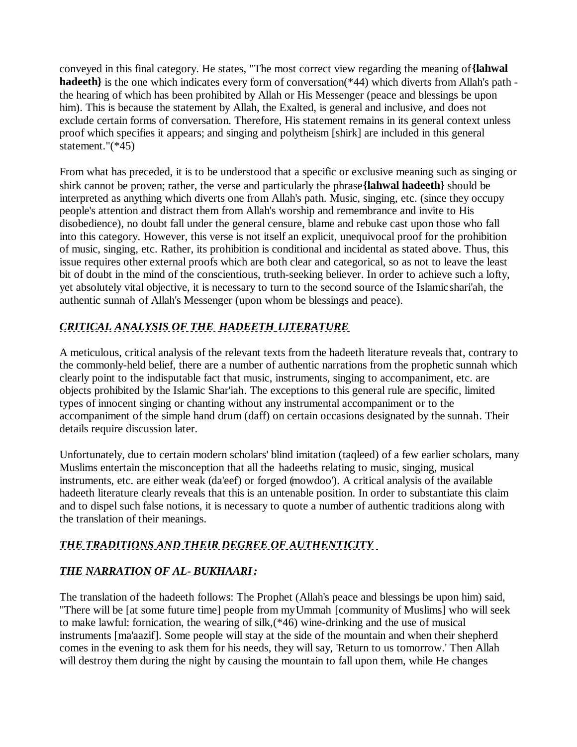conveyed in this final category. He states, "The most correct view regarding the meaning of **{lahwal hadeeth}** is the one which indicates every form of conversation(*44) which diverts from Allah's path - the hearing of which has been prohibited by Allah or His Messenger (peace and blessings be upon him). This is because the statement by Allah, the Exalted, is general and inclusive, and does not exclude certain forms of conversation. Therefore, His statement remains in its general context unless proof which specifies it appears; and singing and polytheism [shirk] are included in this general statement."(*45)

From what has preceded, it is to be understood that a specific or exclusive meaning such as singing or shirk cannot be proven; rather, the verse and particularly the phrase **{lahwal hadeeth}** should be interpreted as anything which diverts one from Allah's path. Music, singing, etc. (since they occupy people's attention and distract them from Allah's worship and remembrance and invite to His disobedience), no doubt fall under the general censure, blame and rebuke cast upon those who fall into this category. However, this verse is not itself an explicit, unequivocal proof for the prohibition of music, singing, etc. Rather, its prohibition is conditional and incidental as stated above. Thus, this issue requires other external proofs which are both clear and categorical, so as not to leave the least bit of doubt in the mind of the conscientious, truth-seeking believer. In order to achieve such a lofty, yet absolutely vital objective, it is necessary to turn to the second source of the Islamic shari'ah, the authentic sunnah of Allah's Messenger (upon whom be blessings and peace).

## ***CRITICAL ANALYSIS OF THE HADEETH LITERATURE***

A meticulous, critical analysis of the relevant texts from the hadeeth literature reveals that, contrary to the commonly-held belief, there are a number of authentic narrations from the prophetic sunnah which clearly point to the indisputable fact that music, instruments, singing to accompaniment, etc. are objects prohibited by the Islamic Shar'iah. The exceptions to this general rule are specific, limited types of innocent singing or chanting without any instrumental accompaniment or to the accompaniment of the simple hand drum (daff) on certain occasions designated by the sunnah. Their details require discussion later.

Unfortunately, due to certain modern scholars' blind imitation (taqleed) of a few earlier scholars, many Muslims entertain the misconception that all the hadeeths relating to music, singing, musical instruments, etc. are either weak (da'eef) or forged (mowdoo'). A critical analysis of the available hadeeth literature clearly reveals that this is an untenable position. In order to substantiate this claim and to dispel such false notions, it is necessary to quote a number of authentic traditions along with the translation of their meanings.

## ***THE TRADITIONS AND THEIR DEGREE OF AUTHENTICITY***

### ***THE NARRATION OF AL- BUKHAARI :***

The translation of the hadeeth follows: The Prophet (Allah's peace and blessings be upon him) said, "There will be [at some future time] people from my Ummah [community of Muslims] who will seek to make lawful: fornication, the wearing of silk,(*46) wine-drinking and the use of musical instruments [ma'aazif]. Some people will stay at the side of the mountain and when their shepherd comes in the evening to ask them for his needs, they will say, 'Return to us tomorrow.' Then Allah will destroy them during the night by causing the mountain to fall upon them, while He changes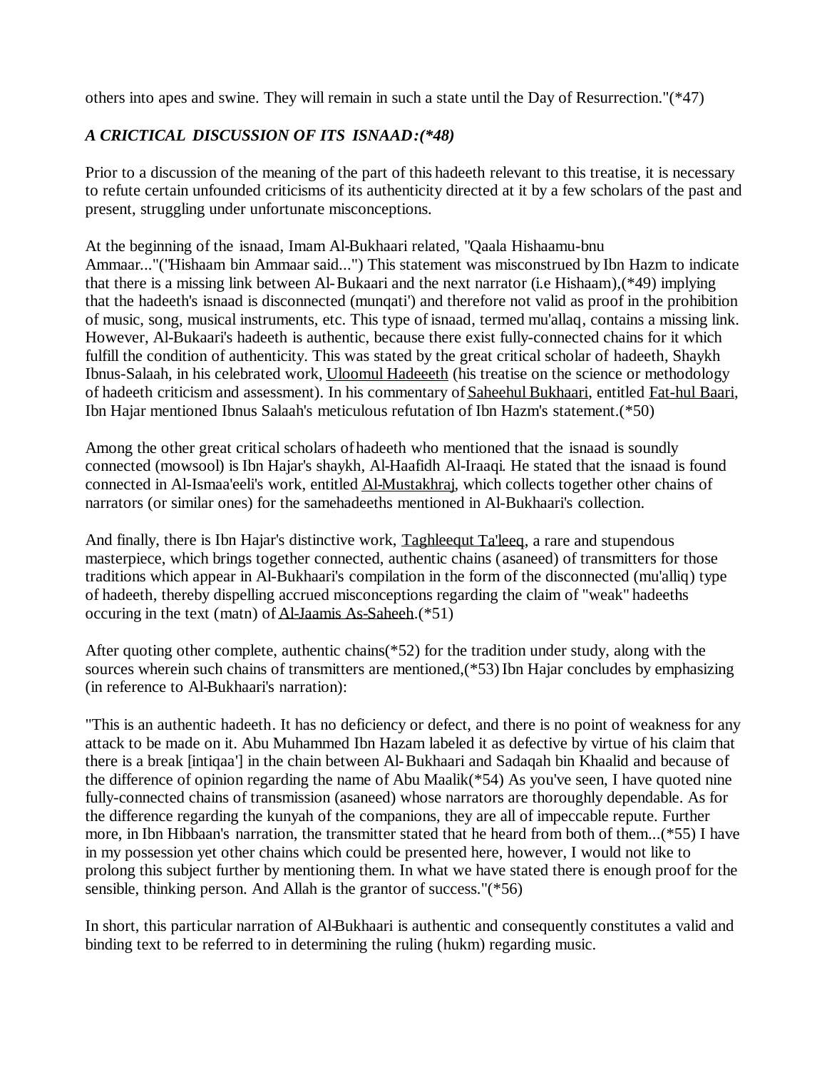others into apes and swine. They will remain in such a state until the Day of Resurrection."(*47)

### *A CRICTICAL DISCUSSION OF ITS ISNAAD:(*48)*

Prior to a discussion of the meaning of the part of this hadeeth relevant to this treatise, it is necessary to refute certain unfounded criticisms of its authenticity directed at it by a few scholars of the past and present, struggling under unfortunate misconceptions.

At the beginning of the isnaad, Imam Al-Bukhaari related, "Qaala Hishaamu-bnu Ammaar..."("Hishaam bin Ammaar said...") This statement was misconstrued by Ibn Hazm to indicate that there is a missing link between Al-Bukaari and the next narrator (i.e Hishaam),(*49) implying that the hadeeth's isnaad is disconnected (munqati') and therefore not valid as proof in the prohibition of music, song, musical instruments, etc. This type of isnaad, termed mu'allaq, contains a missing link. However, Al-Bukaari's hadeeth is authentic, because there exist fully-connected chains for it which fulfill the condition of authenticity. This was stated by the great critical scholar of hadeeth, Shaykh Ibnus-Salaah, in his celebrated work, Uloomul Hadeeeth (his treatise on the science or methodology of hadeeth criticism and assessment). In his commentary of Saheehul Bukhaari, entitled Fat-hul Baari, Ibn Hajar mentioned Ibnus Salaah's meticulous refutation of Ibn Hazm's statement.(*50)

Among the other great critical scholars of hadeeth who mentioned that the isnaad is soundly connected (mowsool) is Ibn Hajar's shaykh, Al-Haafidh Al-Iraaqi. He stated that the isnaad is found connected in Al-Ismaa'eeli's work, entitled Al-Mustakhraj, which collects together other chains of narrators (or similar ones) for the samehadeeths mentioned in Al-Bukhaari's collection.

And finally, there is Ibn Hajar's distinctive work, Taghleequt Ta'leeq, a rare and stupendous masterpiece, which brings together connected, authentic chains (asaneed) of transmitters for those traditions which appear in Al-Bukhaari's compilation in the form of the disconnected (mu'alliq) type of hadeeth, thereby dispelling accrued misconceptions regarding the claim of "weak" hadeeths occuring in the text (matn) of Al-Jaamis As-Saheeh.(*51)

After quoting other complete, authentic chains(*52) for the tradition under study, along with the sources wherein such chains of transmitters are mentioned,(*53) Ibn Hajar concludes by emphasizing (in reference to Al-Bukhaari's narration):

"This is an authentic hadeeth. It has no deficiency or defect, and there is no point of weakness for any attack to be made on it. Abu Muhammed Ibn Hazam labeled it as defective by virtue of his claim that there is a break [intiqaa'] in the chain between Al-Bukhaari and Sadaqah bin Khaalid and because of the difference of opinion regarding the name of Abu Maalik(*54) As you've seen, I have quoted nine fully-connected chains of transmission (asaneed) whose narrators are thoroughly dependable. As for the difference regarding the kunyah of the companions, they are all of impeccable repute. Further more, in Ibn Hibbaan's narration, the transmitter stated that he heard from both of them...(*55) I have in my possession yet other chains which could be presented here, however, I would not like to prolong this subject further by mentioning them. In what we have stated there is enough proof for the sensible, thinking person. And Allah is the grantor of success."(*56)

In short, this particular narration of Al-Bukhaari is authentic and consequently constitutes a valid and binding text to be referred to in determining the ruling (hukm) regarding music.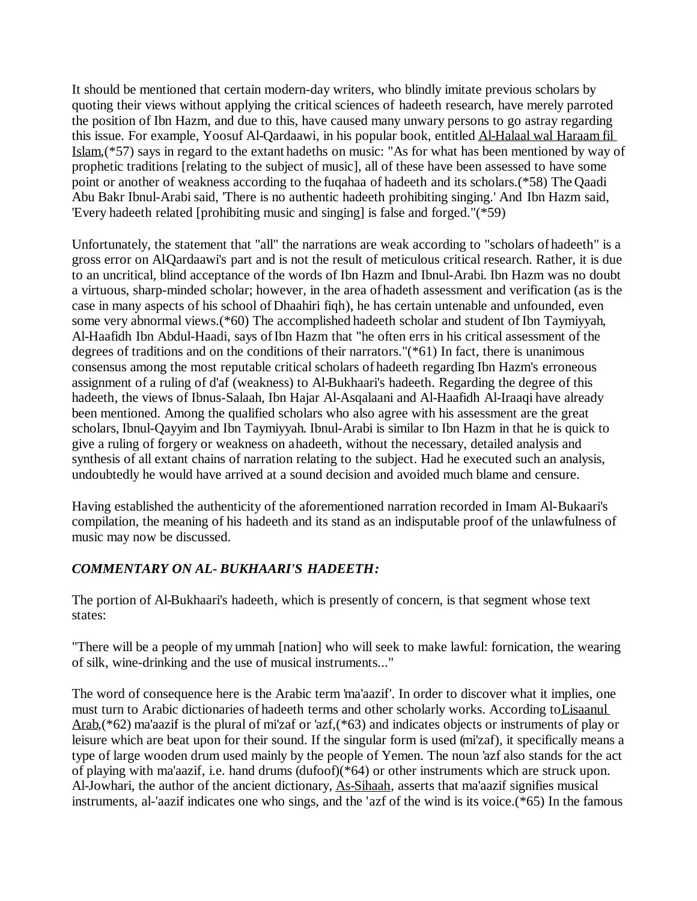It should be mentioned that certain modern-day writers, who blindly imitate previous scholars by quoting their views without applying the critical sciences of hadeeth research, have merely parroted the position of Ibn Hazm, and due to this, have caused many unwary persons to go astray regarding this issue. For example, Yoosuf Al-Qardaawi, in his popular book, entitled Al-Halaal wal Haraam fil Islam,(*57) says in regard to the extant hadeths on music: "As for what has been mentioned by way of prophetic traditions [relating to the subject of music], all of these have been assessed to have some point or another of weakness according to the fuqahaa of hadeeth and its scholars.(*58) The Qaadi Abu Bakr Ibnul-Arabi said, 'There is no authentic hadeeth prohibiting singing.' And Ibn Hazm said, 'Every hadeeth related [prohibiting music and singing] is false and forged."(*59)

Unfortunately, the statement that "all" the narrations are weak according to "scholars of hadeeth" is a gross error on Al-Qardaawi's part and is not the result of meticulous critical research. Rather, it is due to an uncritical, blind acceptance of the words of Ibn Hazm and Ibnul-Arabi. Ibn Hazm was no doubt a virtuous, sharp-minded scholar; however, in the area of hadeth assessment and verification (as is the case in many aspects of his school of Dhaahiri fiqh), he has certain untenable and unfounded, even some very abnormal views.(*60) The accomplished hadeeth scholar and student of Ibn Taymiyyah, Al-Haafidh Ibn Abdul-Haadi, says of Ibn Hazm that "he often errs in his critical assessment of the degrees of traditions and on the conditions of their narrators."(*61) In fact, there is unanimous consensus among the most reputable critical scholars of hadeeth regarding Ibn Hazm's erroneous assignment of a ruling of d'af (weakness) to Al-Bukhaari's hadeeth. Regarding the degree of this hadeeth, the views of Ibnus-Salaah, Ibn Hajar Al-Asqalaani and Al-Haafidh Al-Iraaqi have already been mentioned. Among the qualified scholars who also agree with his assessment are the great scholars, Ibnul-Qayyim and Ibn Taymiyyah. Ibnul-Arabi is similar to Ibn Hazm in that he is quick to give a ruling of forgery or weakness on a hadeeth, without the necessary, detailed analysis and synthesis of all extant chains of narration relating to the subject. Had he executed such an analysis, undoubtedly he would have arrived at a sound decision and avoided much blame and censure.

Having established the authenticity of the aforementioned narration recorded in Imam Al-Bukaari's compilation, the meaning of his hadeeth and its stand as an indisputable proof of the unlawfulness of music may now be discussed.

### *COMMENTARY ON AL- BUKHAARI'S HADEETH:*

The portion of Al-Bukhaari's hadeeth, which is presently of concern, is that segment whose text states:

"There will be a people of my ummah [nation] who will seek to make lawful: fornication, the wearing of silk, wine-drinking and the use of musical instruments..."

The word of consequence here is the Arabic term 'ma'aazif'. In order to discover what it implies, one must turn to Arabic dictionaries of hadeeth terms and other scholarly works. According to Lisaanul Arab,(*62) ma'aazif is the plural of mi'zaf or 'azf,(*63) and indicates objects or instruments of play or leisure which are beat upon for their sound. If the singular form is used (mi'zaf), it specifically means a type of large wooden drum used mainly by the people of Yemen. The noun 'azf also stands for the act of playing with ma'aazif, i.e. hand drums (dufoof)(*64) or other instruments which are struck upon. Al-Jowhari, the author of the ancient dictionary, As-Sihaah, asserts that ma'aazif signifies musical instruments, al-'aazif indicates one who sings, and the 'azf of the wind is its voice.(*65) In the famous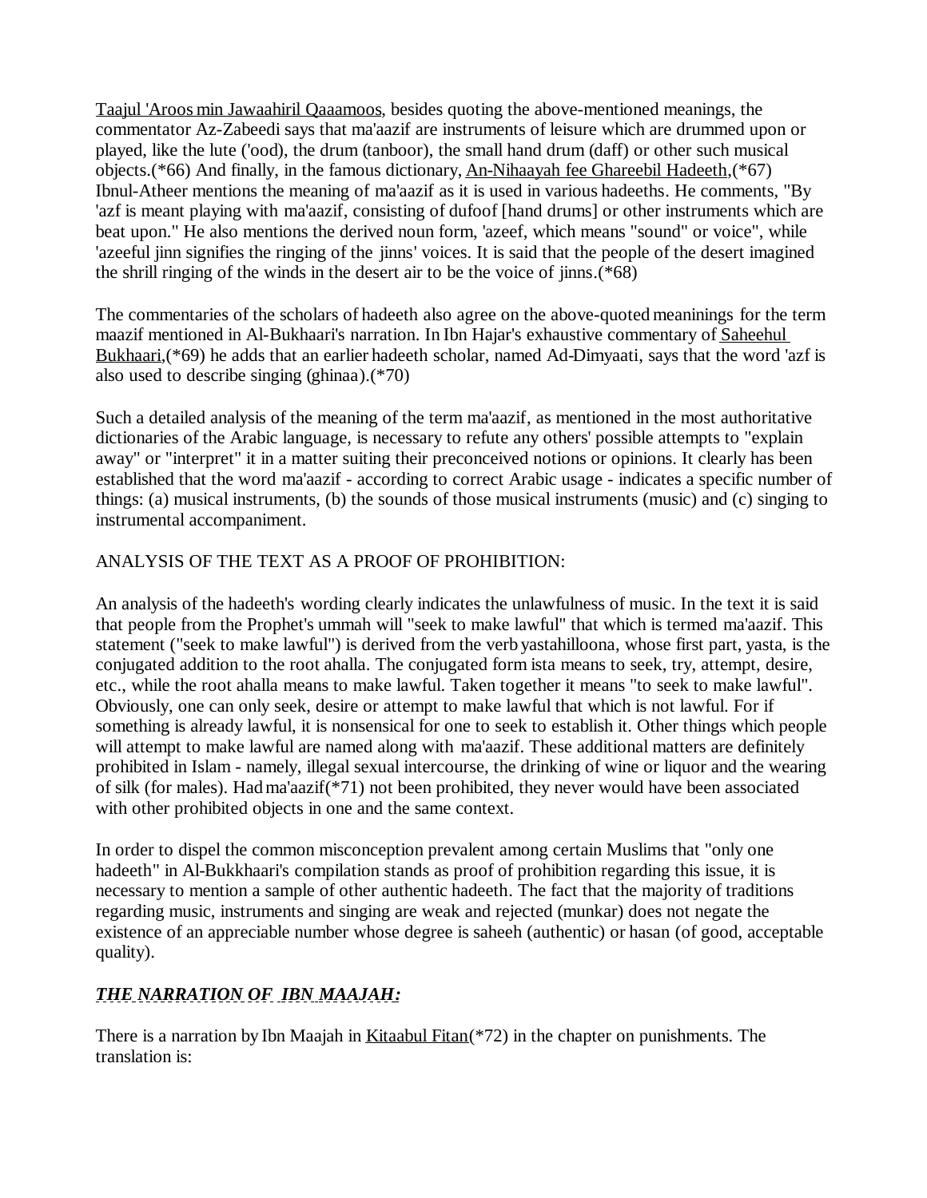Taajul 'Aroos min Jawaahiril Qaaamoos, besides quoting the above-mentioned meanings, the commentator Az-Zabeedi says that ma'aazif are instruments of leisure which are drummed upon or played, like the lute ('ood), the drum (tanboor), the small hand drum (daff) or other such musical objects.(*66) And finally, in the famous dictionary, An-Nihaayah fee Ghareebil Hadeeth,(*67) Ibnul-Atheer mentions the meaning of ma'aazif as it is used in various hadeeths. He comments, "By 'azf is meant playing with ma'aazif, consisting of dufoof [hand drums] or other instruments which are beat upon." He also mentions the derived noun form, 'azeef, which means "sound" or voice", while 'azeeful jinn signifies the ringing of the jinns' voices. It is said that the people of the desert imagined the shrill ringing of the winds in the desert air to be the voice of jinns.(*68)

The commentaries of the scholars of hadeeth also agree on the above-quoted meaninings for the term maazif mentioned in Al-Bukhaari's narration. In Ibn Hajar's exhaustive commentary of Saheehul Bukhaari,(*69) he adds that an earlier hadeeth scholar, named Ad-Dimyaati, says that the word 'azf is also used to describe singing (ghinaa).(*70)

Such a detailed analysis of the meaning of the term ma'aazif, as mentioned in the most authoritative dictionaries of the Arabic language, is necessary to refute any others' possible attempts to "explain away" or "interpret" it in a matter suiting their preconceived notions or opinions. It clearly has been established that the word ma'aazif - according to correct Arabic usage - indicates a specific number of things: (a) musical instruments, (b) the sounds of those musical instruments (music) and (c) singing to instrumental accompaniment.

ANALYSIS OF THE TEXT AS A PROOF OF PROHIBITION:

An analysis of the hadeeth's wording clearly indicates the unlawfulness of music. In the text it is said that people from the Prophet's ummah will "seek to make lawful" that which is termed ma'aazif. This statement ("seek to make lawful") is derived from the verb yastahilloona, whose first part, yasta, is the conjugated addition to the root ahalla. The conjugated form ista means to seek, try, attempt, desire, etc., while the root ahalla means to make lawful. Taken together it means "to seek to make lawful". Obviously, one can only seek, desire or attempt to make lawful that which is not lawful. For if something is already lawful, it is nonsensical for one to seek to establish it. Other things which people will attempt to make lawful are named along with ma'aazif. These additional matters are definitely prohibited in Islam - namely, illegal sexual intercourse, the drinking of wine or liquor and the wearing of silk (for males). Had ma'aazif(*71) not been prohibited, they never would have been associated with other prohibited objects in one and the same context.

In order to dispel the common misconception prevalent among certain Muslims that "only one hadeeth" in Al-Bukkhaari's compilation stands as proof of prohibition regarding this issue, it is necessary to mention a sample of other authentic hadeeth. The fact that the majority of traditions regarding music, instruments and singing are weak and rejected (munkar) does not negate the existence of an appreciable number whose degree is saheeh (authentic) or hasan (of good, acceptable quality).

***THE NARRATION OF IBN MAAJAH:***

There is a narration by Ibn Maajah in Kitaabul Fitan(*72) in the chapter on punishments. The translation is: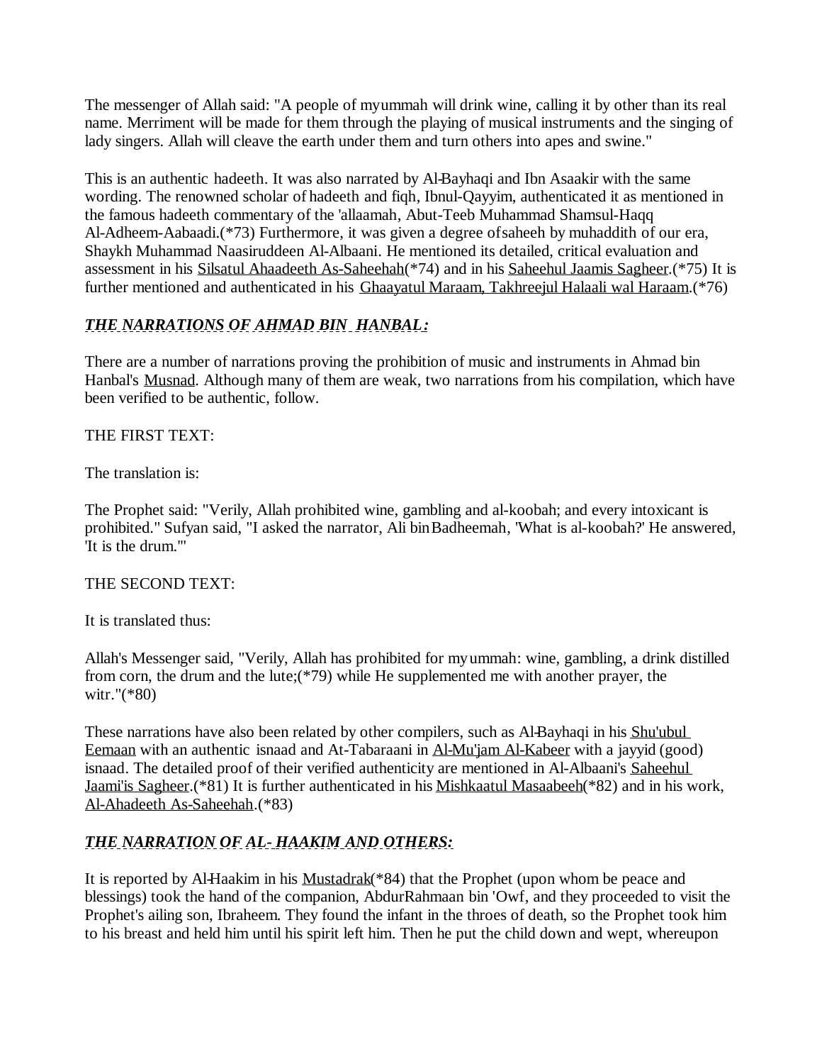The messenger of Allah said: "A people of myummah will drink wine, calling it by other than its real name. Merriment will be made for them through the playing of musical instruments and the singing of lady singers. Allah will cleave the earth under them and turn others into apes and swine."

This is an authentic hadeeth. It was also narrated by Al-Bayhaqi and Ibn Asaakir with the same wording. The renowned scholar of hadeeth and fiqh, Ibnul-Qayyim, authenticated it as mentioned in the famous hadeeth commentary of the 'allaamah, Abut-Teeb Muhammad Shamsul-Haqq Al-Adheem-Aabaadi.(*73) Furthermore, it was given a degree of saheeh by muhaddith of our era, Shaykh Muhammad Naasiruddeen Al-Albaani. He mentioned its detailed, critical evaluation and assessment in his Silsatul Ahaadeeth As-Saheehah(*74) and in his Saheehul Jaamis Sagheer.(*75) It is further mentioned and authenticated in his Ghaayatul Maraam, Takhreejul Halaali wal Haraam.(*76)

## ***THE NARRATIONS OF AHMAD BIN HANBAL:***

There are a number of narrations proving the prohibition of music and instruments in Ahmad bin Hanbal's Musnad. Although many of them are weak, two narrations from his compilation, which have been verified to be authentic, follow.

THE FIRST TEXT:

The translation is:

The Prophet said: "Verily, Allah prohibited wine, gambling and al-koobah; and every intoxicant is prohibited." Sufyan said, "I asked the narrator, Ali bin Badheemah, 'What is al-koobah?' He answered, 'It is the drum.'"

THE SECOND TEXT:

It is translated thus:

Allah's Messenger said, "Verily, Allah has prohibited for my ummah: wine, gambling, a drink distilled from corn, the drum and the lute;(*79) while He supplemented me with another prayer, the witr."(*80)

These narrations have also been related by other compilers, such as Al-Bayhaqi in his Shu'ubul Eemaan with an authentic isnaad and At-Tabaraani in Al-Mu'jam Al-Kabeer with a jayyid (good) isnaad. The detailed proof of their verified authenticity are mentioned in Al-Albaani's Saheehul Jaami'is Sagheer.(*81) It is further authenticated in his Mishkaatul Masaabeeh(*82) and in his work, Al-Ahadeeth As-Saheehah.(*83)

## ***THE NARRATION OF AL- HAAKIM AND OTHERS:***

It is reported by Al-Haakim in his Mustadrak(*84) that the Prophet (upon whom be peace and blessings) took the hand of the companion, AbdurRahmaan bin 'Owf, and they proceeded to visit the Prophet's ailing son, Ibraheem. They found the infant in the throes of death, so the Prophet took him to his breast and held him until his spirit left him. Then he put the child down and wept, whereupon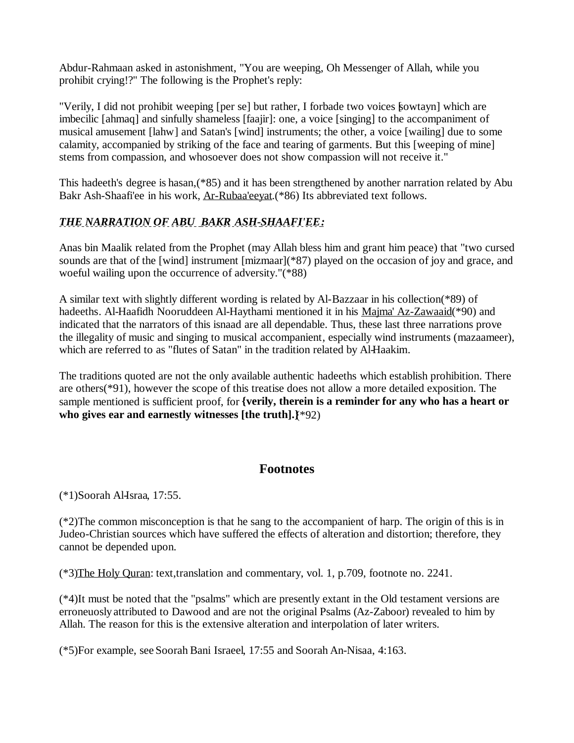Abdur-Rahmaan asked in astonishment, "You are weeping, Oh Messenger of Allah, while you prohibit crying!?" The following is the Prophet's reply:

"Verily, I did not prohibit weeping [per se] but rather, I forbade two voices [sowtayn] which are imbecilic [ahmaq] and sinfully shameless [faajir]: one, a voice [singing] to the accompaniment of musical amusement [lahw] and Satan's [wind] instruments; the other, a voice [wailing] due to some calamity, accompanied by striking of the face and tearing of garments. But this [weeping of mine] stems from compassion, and whosoever does not show compassion will not receive it."

This hadeeth's degree is hasan,(*85) and it has been strengthened by another narration related by Abu Bakr Ash-Shaafi'ee in his work, Ar-Rubaa'eeyat.(*86) Its abbreviated text follows.

***THE NARRATION OF ABU BAKR ASH-SHAAFI'EE:***

Anas bin Maalik related from the Prophet (may Allah bless him and grant him peace) that "two cursed sounds are that of the [wind] instrument [mizmaar](*87) played on the occasion of joy and grace, and woeful wailing upon the occurrence of adversity."(*88)

A similar text with slightly different wording is related by Al-Bazzaar in his collection(*89) of hadeeths. Al-Haafidh Nooruddeen Al-Haythami mentioned it in his Majma' Az-Zawaaid(*90) and indicated that the narrators of this isnaad are all dependable. Thus, these last three narrations prove the illegality of music and singing to musical accompaniment, especially wind instruments (mazaameer), which are referred to as "flutes of Satan" in the tradition related by Al-Haakim.

The traditions quoted are not the only available authentic hadeeths which establish prohibition. There are others(*91), however the scope of this treatise does not allow a more detailed exposition. The sample mentioned is sufficient proof, for **{verily, therein is a reminder for any who has a heart or who gives ear and earnestly witnesses [the truth].}**(*92)

## Footnotes

(*1)Soorah Al-Israa, 17:55.

(*2)The common misconception is that he sang to the accompaniment of harp. The origin of this is in Judeo-Christian sources which have suffered the effects of alteration and distortion; therefore, they cannot be depended upon.

(*3)The Holy Quran: text,translation and commentary, vol. 1, p.709, footnote no. 2241.

(*4)It must be noted that the "psalms" which are presently extant in the Old testament versions are erroneuosly attributed to Dawood and are not the original Psalms (Az-Zaboor) revealed to him by Allah. The reason for this is the extensive alteration and interpolation of later writers.

(*5)For example, see Soorah Bani Israeel, 17:55 and Soorah An-Nisaa, 4:163.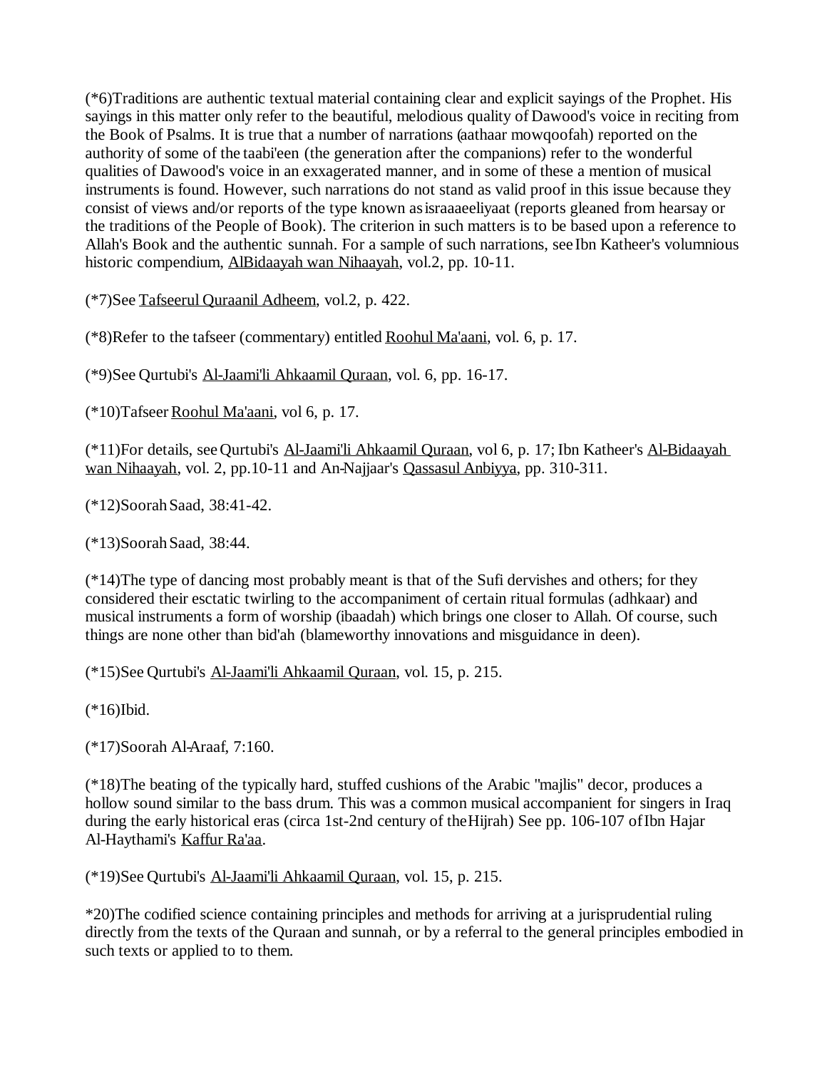(*6)Traditions are authentic textual material containing clear and explicit sayings of the Prophet. His sayings in this matter only refer to the beautiful, melodious quality of Dawood's voice in reciting from the Book of Psalms. It is true that a number of narrations (aathaar mowqoofah) reported on the authority of some of the taabi'een (the generation after the companions) refer to the wonderful qualities of Dawood's voice in an exxagerated manner, and in some of these a mention of musical instruments is found. However, such narrations do not stand as valid proof in this issue because they consist of views and/or reports of the type known as israaaeeliyaat (reports gleaned from hearsay or the traditions of the People of Book). The criterion in such matters is to be based upon a reference to Allah's Book and the authentic sunnah. For a sample of such narrations, see Ibn Katheer's volumnious historic compendium, AlBidaayah wan Nihaayah, vol.2, pp. 10-11.

(*7)See Tafseerul Quraanil Adheem, vol.2, p. 422.

(*8)Refer to the tafseer (commentary) entitled Roohul Ma'aani, vol. 6, p. 17.

(*9)See Qurtubi's Al-Jaami'li Ahkaamil Quraan, vol. 6, pp. 16-17.

(*10)Tafseer Roohul Ma'aani, vol 6, p. 17.

(*11)For details, see Qurtubi's Al-Jaami'li Ahkaamil Quraan, vol 6, p. 17; Ibn Katheer's Al-Bidaayah wan Nihaayah, vol. 2, pp.10-11 and An-Najjaar's Qassasul Anbiyya, pp. 310-311.

(*12)Soorah Saad, 38:41-42.

(*13)Soorah Saad, 38:44.

(*14)The type of dancing most probably meant is that of the Sufi dervishes and others; for they considered their esctatic twirling to the accompaniment of certain ritual formulas (adhkaar) and musical instruments a form of worship (ibaadah) which brings one closer to Allah. Of course, such things are none other than bid'ah (blameworthy innovations and misguidance in deen).

(*15)See Qurtubi's Al-Jaami'li Ahkaamil Quraan, vol. 15, p. 215.

(*16)Ibid.

(*17)Soorah Al-Araaf, 7:160.

(*18)The beating of the typically hard, stuffed cushions of the Arabic "majlis" decor, produces a hollow sound similar to the bass drum. This was a common musical accompanient for singers in Iraq during the early historical eras (circa 1st-2nd century of the Hijrah) See pp. 106-107 of Ibn Hajar Al-Haythami's Kaffur Ra'aa.

(*19)See Qurtubi's Al-Jaami'li Ahkaamil Quraan, vol. 15, p. 215.

*20)The codified science containing principles and methods for arriving at a jurisprudential ruling directly from the texts of the Quraan and sunnah, or by a referral to the general principles embodied in such texts or applied to to them.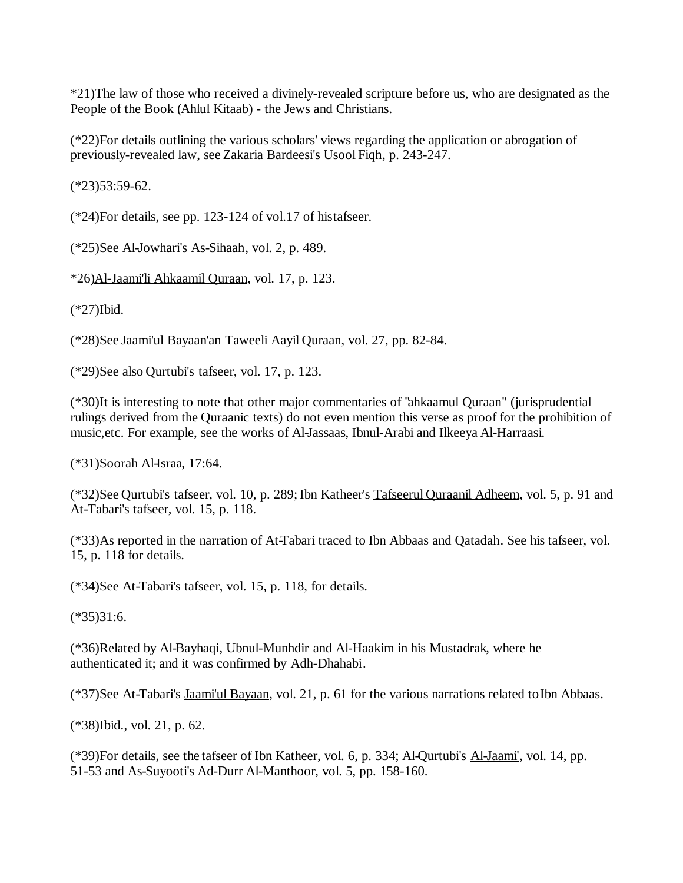*21)The law of those who received a divinely-revealed scripture before us, who are designated as the People of the Book (Ahlul Kitaab) - the Jews and Christians.

(*22)For details outlining the various scholars' views regarding the application or abrogation of previously-revealed law, see Zakaria Bardeesi's Usool Fiqh, p. 243-247.

(*23)53:59-62.

(*24)For details, see pp. 123-124 of vol.17 of histafseer.

(*25)See Al-Jowhari's As-Sihaah, vol. 2, p. 489.

*26)Al-Jaami'li Ahkaamil Quraan, vol. 17, p. 123.

(*27)Ibid.

(*28)See Jaami'ul Bayaan'an Taweeli Aayil Quraan, vol. 27, pp. 82-84.

(*29)See also Qurtubi's tafseer, vol. 17, p. 123.

(*30)It is interesting to note that other major commentaries of "ahkaamul Quraan" (jurisprudential rulings derived from the Quraanic texts) do not even mention this verse as proof for the prohibition of music,etc. For example, see the works of Al-Jassaas, Ibnul-Arabi and Ilkeeya Al-Harraasi.

(*31)Soorah Al-Israa, 17:64.

(*32)See Qurtubi's tafseer, vol. 10, p. 289; Ibn Katheer's Tafseerul Quraanil Adheem, vol. 5, p. 91 and At-Tabari's tafseer, vol. 15, p. 118.

(*33)As reported in the narration of At-Tabari traced to Ibn Abbaas and Qatadah. See his tafseer, vol. 15, p. 118 for details.

(*34)See At-Tabari's tafseer, vol. 15, p. 118, for details.

(*35)31:6.

(*36)Related by Al-Bayhaqi, Ubnul-Munhdir and Al-Haakim in his Mustadrak, where he authenticated it; and it was confirmed by Adh-Dhahabi.

(*37)See At-Tabari's Jaami'ul Bayaan, vol. 21, p. 61 for the various narrations related to Ibn Abbaas.

(*38)Ibid., vol. 21, p. 62.

(*39)For details, see the tafseer of Ibn Katheer, vol. 6, p. 334; Al-Qurtubi's Al-Jaami', vol. 14, pp. 51-53 and As-Suyooti's Ad-Durr Al-Manthoor, vol. 5, pp. 158-160.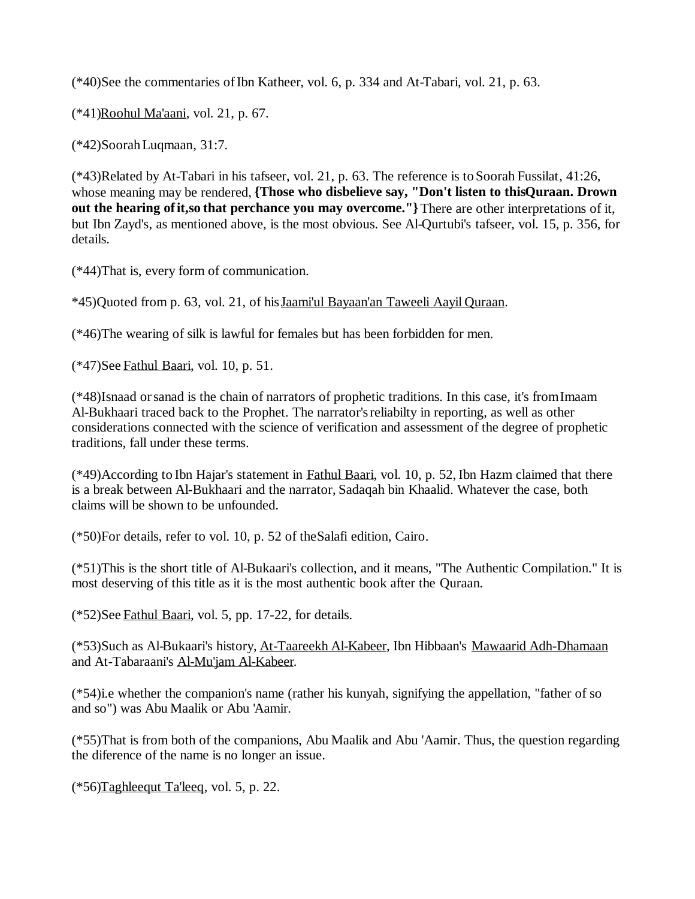(*40)See the commentaries of Ibn Katheer, vol. 6, p. 334 and At-Tabari, vol. 21, p. 63.

(*41)Roohul Ma'aani, vol. 21, p. 67.

(*42)Soorah Luqmaan, 31:7.

(*43)Related by At-Tabari in his tafseer, vol. 21, p. 63. The reference is to Soorah Fussilat, 41:26, whose meaning may be rendered, **{Those who disbelieve say, "Don't listen to thisQuraan. Drown out the hearing of it,so that perchance you may overcome."}** There are other interpretations of it, but Ibn Zayd's, as mentioned above, is the most obvious. See Al-Qurtubi's tafseer, vol. 15, p. 356, for details.

(*44)That is, every form of communication.

*45)Quoted from p. 63, vol. 21, of his Jaami'ul Bayaan'an Taweeli Aayil Quraan.

(*46)The wearing of silk is lawful for females but has been forbidden for men.

(*47)See Fathul Baari, vol. 10, p. 51.

(*48)Isnaad or sanad is the chain of narrators of prophetic traditions. In this case, it's from Imaam Al-Bukhaari traced back to the Prophet. The narrator's reliabilty in reporting, as well as other considerations connected with the science of verification and assessment of the degree of prophetic traditions, fall under these terms.

(*49)According to Ibn Hajar's statement in Fathul Baari, vol. 10, p. 52, Ibn Hazm claimed that there is a break between Al-Bukhaari and the narrator, Sadaqah bin Khaalid. Whatever the case, both claims will be shown to be unfounded.

(*50)For details, refer to vol. 10, p. 52 of the Salafi edition, Cairo.

(*51)This is the short title of Al-Bukaari's collection, and it means, "The Authentic Compilation." It is most deserving of this title as it is the most authentic book after the Quraan.

(*52)See Fathul Baari, vol. 5, pp. 17-22, for details.

(*53)Such as Al-Bukaari's history, At-Taareekh Al-Kabeer, Ibn Hibbaan's Mawaarid Adh-Dhamaan and At-Tabaraani's Al-Mu'jam Al-Kabeer.

(*54)i.e whether the companion's name (rather his kunyah, signifying the appellation, "father of so and so") was Abu Maalik or Abu 'Aamir.

(*55)That is from both of the companions, Abu Maalik and Abu 'Aamir. Thus, the question regarding the diference of the name is no longer an issue.

(*56)Taghleequt Ta'leeq, vol. 5, p. 22.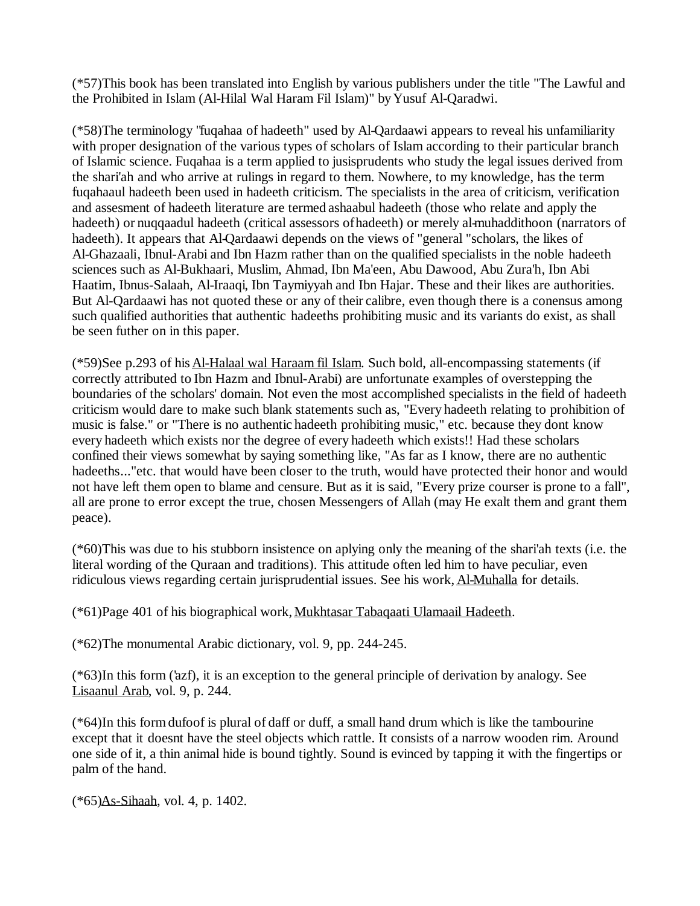(*57)This book has been translated into English by various publishers under the title "The Lawful and the Prohibited in Islam (Al-Hilal Wal Haram Fil Islam)" by Yusuf Al-Qaradwi.

(*58)The terminology "fuqahaa of hadeeth" used by Al-Qardaawi appears to reveal his unfamiliarity with proper designation of the various types of scholars of Islam according to their particular branch of Islamic science. Fuqahaa is a term applied to jusisprudents who study the legal issues derived from the shari'ah and who arrive at rulings in regard to them. Nowhere, to my knowledge, has the term fuqahaaul hadeeth been used in hadeeth criticism. The specialists in the area of criticism, verification and assesment of hadeeth literature are termed ashaabul hadeeth (those who relate and apply the hadeeth) or nuqqaadul hadeeth (critical assessors of hadeeth) or merely al-muhaddithoon (narrators of hadeeth). It appears that Al-Qardaawi depends on the views of "general "scholars, the likes of Al-Ghazaali, Ibnul-Arabi and Ibn Hazm rather than on the qualified specialists in the noble hadeeth sciences such as Al-Bukhaari, Muslim, Ahmad, Ibn Ma'een, Abu Dawood, Abu Zura'h, Ibn Abi Haatim, Ibnus-Salaah, Al-Iraaqi, Ibn Taymiyyah and Ibn Hajar. These and their likes are authorities. But Al-Qardaawi has not quoted these or any of their calibre, even though there is a conensus among such qualified authorities that authentic hadeeths prohibiting music and its variants do exist, as shall be seen futher on in this paper.

(*59)See p.293 of his Al-Halaal wal Haraam fil Islam. Such bold, all-encompassing statements (if correctly attributed to Ibn Hazm and Ibnul-Arabi) are unfortunate examples of overstepping the boundaries of the scholars' domain. Not even the most accomplished specialists in the field of hadeeth criticism would dare to make such blank statements such as, "Every hadeeth relating to prohibition of music is false." or "There is no authentic hadeeth prohibiting music," etc. because they dont know every hadeeth which exists nor the degree of every hadeeth which exists!! Had these scholars confined their views somewhat by saying something like, "As far as I know, there are no authentic hadeeths..."etc. that would have been closer to the truth, would have protected their honor and would not have left them open to blame and censure. But as it is said, "Every prize courser is prone to a fall", all are prone to error except the true, chosen Messengers of Allah (may He exalt them and grant them peace).

(*60)This was due to his stubborn insistence on aplying only the meaning of the shari'ah texts (i.e. the literal wording of the Quraan and traditions). This attitude often led him to have peculiar, even ridiculous views regarding certain jurisprudential issues. See his work, Al-Muhalla for details.

(*61)Page 401 of his biographical work, Mukhtasar Tabaqaati Ulamaail Hadeeth.

(*62)The monumental Arabic dictionary, vol. 9, pp. 244-245.

(*63)In this form ('azf), it is an exception to the general principle of derivation by analogy. See Lisaanul Arab, vol. 9, p. 244.

(*64)In this form dufoof is plural of daff or duff, a small hand drum which is like the tambourine except that it doesnt have the steel objects which rattle. It consists of a narrow wooden rim. Around one side of it, a thin animal hide is bound tightly. Sound is evinced by tapping it with the fingertips or palm of the hand.

(*65)As-Sihaah, vol. 4, p. 1402.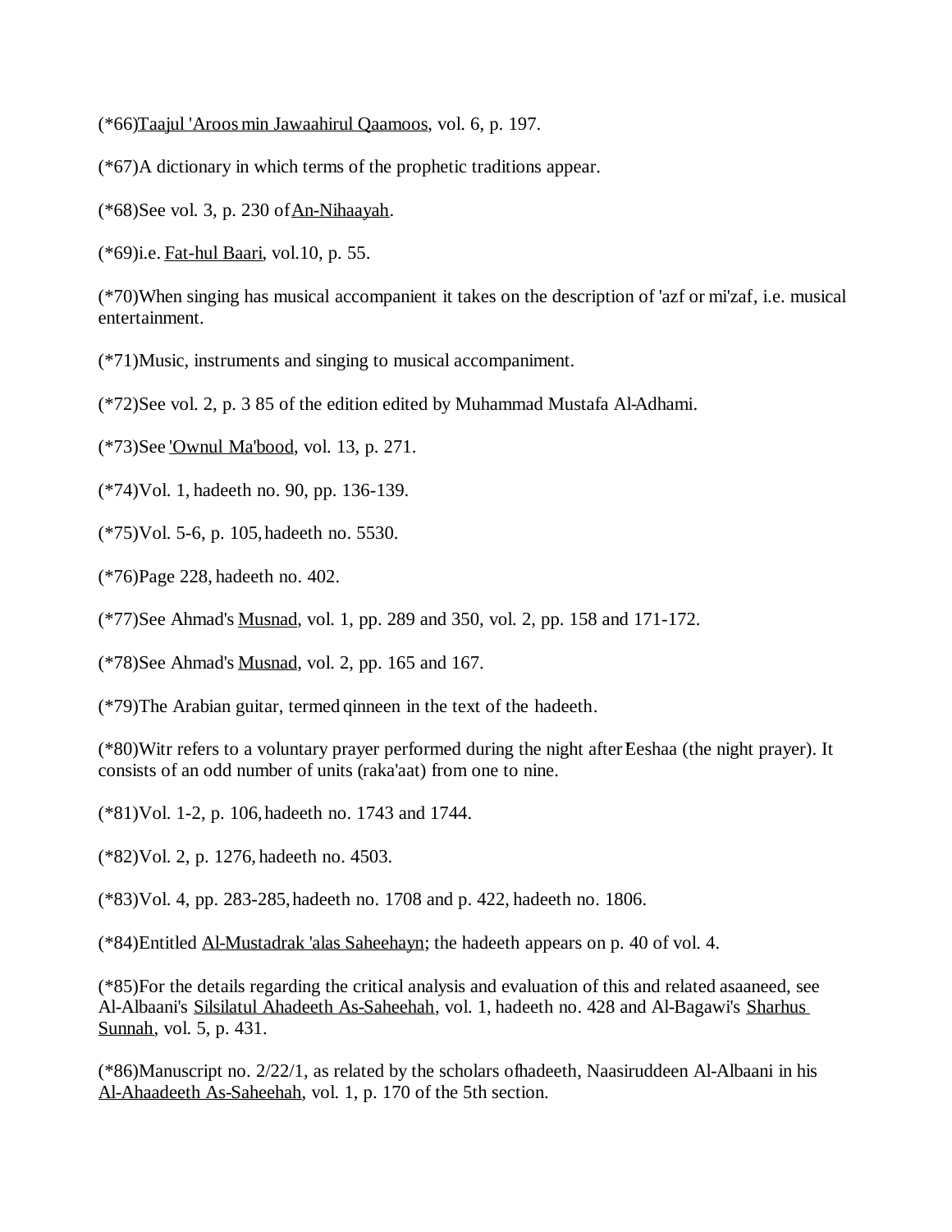(*66)Taajul 'Aroos min Jawaahirul Qaamoos, vol. 6, p. 197.

(*67)A dictionary in which terms of the prophetic traditions appear.

(*68)See vol. 3, p. 230 of An-Nihaayah.

(*69)i.e. Fat-hul Baari, vol.10, p. 55.

(*70)When singing has musical accompanient it takes on the description of 'azf or mi'zaf, i.e. musical entertainment.

(*71)Music, instruments and singing to musical accompaniment.

(*72)See vol. 2, p. 3 85 of the edition edited by Muhammad Mustafa Al-Adhami.

(*73)See 'Ownul Ma'bood, vol. 13, p. 271.

(*74)Vol. 1, hadeeth no. 90, pp. 136-139.

(*75)Vol. 5-6, p. 105, hadeeth no. 5530.

(*76)Page 228, hadeeth no. 402.

(*77)See Ahmad's Musnad, vol. 1, pp. 289 and 350, vol. 2, pp. 158 and 171-172.

(*78)See Ahmad's Musnad, vol. 2, pp. 165 and 167.

(*79)The Arabian guitar, termed qinneen in the text of the hadeeth.

(*80)Witr refers to a voluntary prayer performed during the night after Eeshaa (the night prayer). It consists of an odd number of units (raka'aat) from one to nine.

(*81)Vol. 1-2, p. 106, hadeeth no. 1743 and 1744.

(*82)Vol. 2, p. 1276, hadeeth no. 4503.

(*83)Vol. 4, pp. 283-285, hadeeth no. 1708 and p. 422, hadeeth no. 1806.

(*84)Entitled Al-Mustadrak 'alas Saheehayn; the hadeeth appears on p. 40 of vol. 4.

(*85)For the details regarding the critical analysis and evaluation of this and related asaaneed, see Al-Albaani's Silsilatul Ahadeeth As-Saheehah, vol. 1, hadeeth no. 428 and Al-Bagawi's Sharhus Sunnah, vol. 5, p. 431.

(*86)Manuscript no. 2/22/1, as related by the scholars ofhadeeth, Naasiruddeen Al-Albaani in his Al-Ahaadeeth As-Saheehah, vol. 1, p. 170 of the 5th section.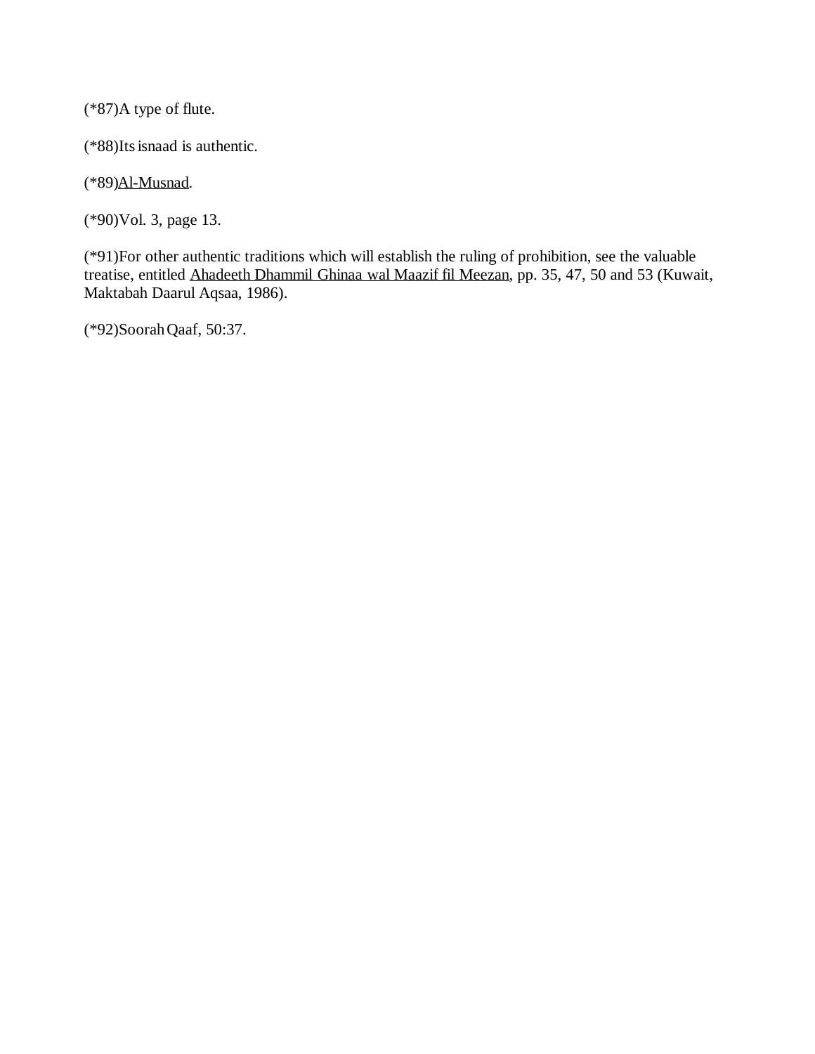(*87)A type of flute.

(*88)Its isnaad is authentic.

(*89)Al-Musnad.

(*90)Vol. 3, page 13.

(*91)For other authentic traditions which will establish the ruling of prohibition, see the valuable treatise, entitled Ahadeeth Dhammil Ghinaa wal Maazif fil Meezan, pp. 35, 47, 50 and 53 (Kuwait, Maktabah Daarul Aqsaa, 1986).

(*92)Soorah Qaaf, 50:37.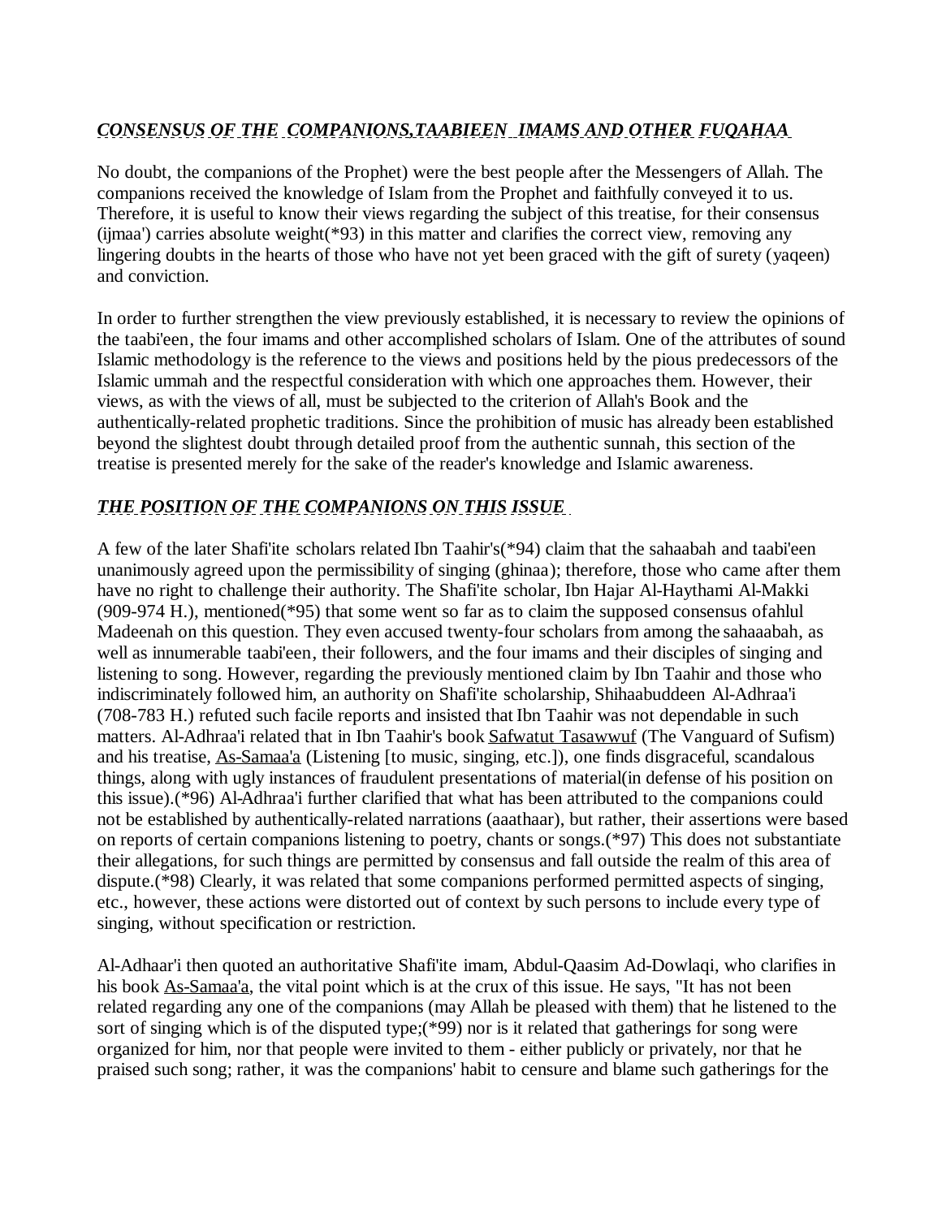## *CONSENSUS OF THE COMPANIONS,TAABIEEN IMAMS AND OTHER FUQAHAA*

No doubt, the companions of the Prophet) were the best people after the Messengers of Allah. The companions received the knowledge of Islam from the Prophet and faithfully conveyed it to us. Therefore, it is useful to know their views regarding the subject of this treatise, for their consensus (ijmaa') carries absolute weight(*93) in this matter and clarifies the correct view, removing any lingering doubts in the hearts of those who have not yet been graced with the gift of surety (yaqeen) and conviction.

In order to further strengthen the view previously established, it is necessary to review the opinions of the taabi'een, the four imams and other accomplished scholars of Islam. One of the attributes of sound Islamic methodology is the reference to the views and positions held by the pious predecessors of the Islamic ummah and the respectful consideration with which one approaches them. However, their views, as with the views of all, must be subjected to the criterion of Allah's Book and the authentically-related prophetic traditions. Since the prohibition of music has already been established beyond the slightest doubt through detailed proof from the authentic sunnah, this section of the treatise is presented merely for the sake of the reader's knowledge and Islamic awareness.

## *THE POSITION OF THE COMPANIONS ON THIS ISSUE*

A few of the later Shafi'ite scholars related Ibn Taahir's(*94) claim that the sahaabah and taabi'een unanimously agreed upon the permissibility of singing (ghinaa); therefore, those who came after them have no right to challenge their authority. The Shafi'ite scholar, Ibn Hajar Al-Haythami Al-Makki (909-974 H.), mentioned(*95) that some went so far as to claim the supposed consensus ofahlul Madeenah on this question. They even accused twenty-four scholars from among the sahaaabah, as well as innumerable taabi'een, their followers, and the four imams and their disciples of singing and listening to song. However, regarding the previously mentioned claim by Ibn Taahir and those who indiscriminately followed him, an authority on Shafi'ite scholarship, Shihaabuddeen Al-Adhraa'i (708-783 H.) refuted such facile reports and insisted that Ibn Taahir was not dependable in such matters. Al-Adhraa'i related that in Ibn Taahir's book Safwatut Tasawwuf (The Vanguard of Sufism) and his treatise, As-Samaa'a (Listening [to music, singing, etc.]), one finds disgraceful, scandalous things, along with ugly instances of fraudulent presentations of material(in defense of his position on this issue).(*96) Al-Adhraa'i further clarified that what has been attributed to the companions could not be established by authentically-related narrations (aaathaar), but rather, their assertions were based on reports of certain companions listening to poetry, chants or songs.(*97) This does not substantiate their allegations, for such things are permitted by consensus and fall outside the realm of this area of dispute.(*98) Clearly, it was related that some companions performed permitted aspects of singing, etc., however, these actions were distorted out of context by such persons to include every type of singing, without specification or restriction.

Al-Adhaar'i then quoted an authoritative Shafi'ite imam, Abdul-Qaasim Ad-Dowlaqi, who clarifies in his book As-Samaa'a, the vital point which is at the crux of this issue. He says, "It has not been related regarding any one of the companions (may Allah be pleased with them) that he listened to the sort of singing which is of the disputed type;(*99) nor is it related that gatherings for song were organized for him, nor that people were invited to them - either publicly or privately, nor that he praised such song; rather, it was the companions' habit to censure and blame such gatherings for the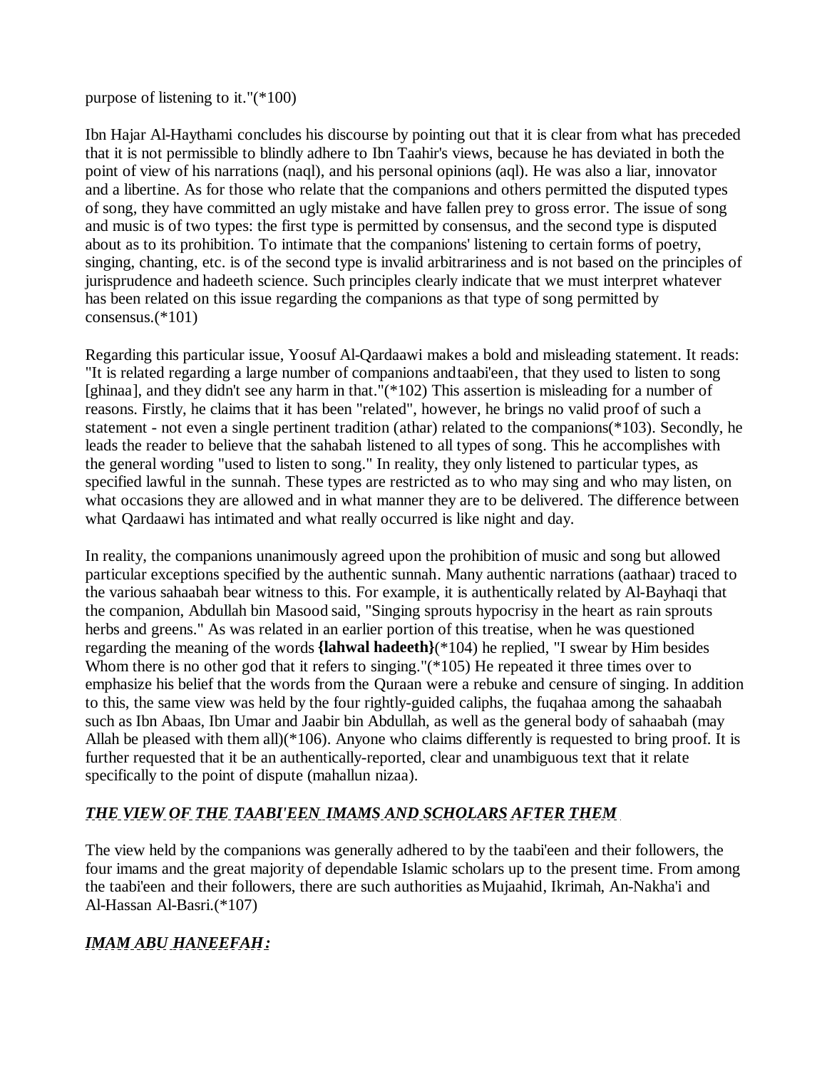purpose of listening to it."(*100)

Ibn Hajar Al-Haythami concludes his discourse by pointing out that it is clear from what has preceded that it is not permissible to blindly adhere to Ibn Taahir's views, because he has deviated in both the point of view of his narrations (naql), and his personal opinions (aql). He was also a liar, innovator and a libertine. As for those who relate that the companions and others permitted the disputed types of song, they have committed an ugly mistake and have fallen prey to gross error. The issue of song and music is of two types: the first type is permitted by consensus, and the second type is disputed about as to its prohibition. To intimate that the companions' listening to certain forms of poetry, singing, chanting, etc. is of the second type is invalid arbitrariness and is not based on the principles of jurisprudence and hadeeth science. Such principles clearly indicate that we must interpret whatever has been related on this issue regarding the companions as that type of song permitted by consensus.(*101)

Regarding this particular issue, Yoosuf Al-Qardaawi makes a bold and misleading statement. It reads: "It is related regarding a large number of companions and taabi'een, that they used to listen to song [ghinaa], and they didn't see any harm in that."(*102) This assertion is misleading for a number of reasons. Firstly, he claims that it has been "related", however, he brings no valid proof of such a statement - not even a single pertinent tradition (athar) related to the companions(*103). Secondly, he leads the reader to believe that the sahabah listened to all types of song. This he accomplishes with the general wording "used to listen to song." In reality, they only listened to particular types, as specified lawful in the sunnah. These types are restricted as to who may sing and who may listen, on what occasions they are allowed and in what manner they are to be delivered. The difference between what Qardaawi has intimated and what really occurred is like night and day.

In reality, the companions unanimously agreed upon the prohibition of music and song but allowed particular exceptions specified by the authentic sunnah. Many authentic narrations (aathaar) traced to the various sahaabah bear witness to this. For example, it is authentically related by Al-Bayhaqi that the companion, Abdullah bin Masood said, "Singing sprouts hypocrisy in the heart as rain sprouts herbs and greens." As was related in an earlier portion of this treatise, when he was questioned regarding the meaning of the words **{lahwal hadeeth}**(*104) he replied, "I swear by Him besides Whom there is no other god that it refers to singing."(*105) He repeated it three times over to emphasize his belief that the words from the Quraan were a rebuke and censure of singing. In addition to this, the same view was held by the four rightly-guided caliphs, the fuqahaa among the sahaabah such as Ibn Abaas, Ibn Umar and Jaabir bin Abdullah, as well as the general body of sahaabah (may Allah be pleased with them all)(*106). Anyone who claims differently is requested to bring proof. It is further requested that it be an authentically-reported, clear and unambiguous text that it relate specifically to the point of dispute (mahallun nizaa).

## ***THE VIEW OF THE TAABI'EEN IMAMS AND SCHOLARS AFTER THEM***

The view held by the companions was generally adhered to by the taabi'een and their followers, the four imams and the great majority of dependable Islamic scholars up to the present time. From among the taabi'een and their followers, there are such authorities as Mujaahid, Ikrimah, An-Nakha'i and Al-Hassan Al-Basri.(*107)

### ***IMAM ABU HANEEFAH:***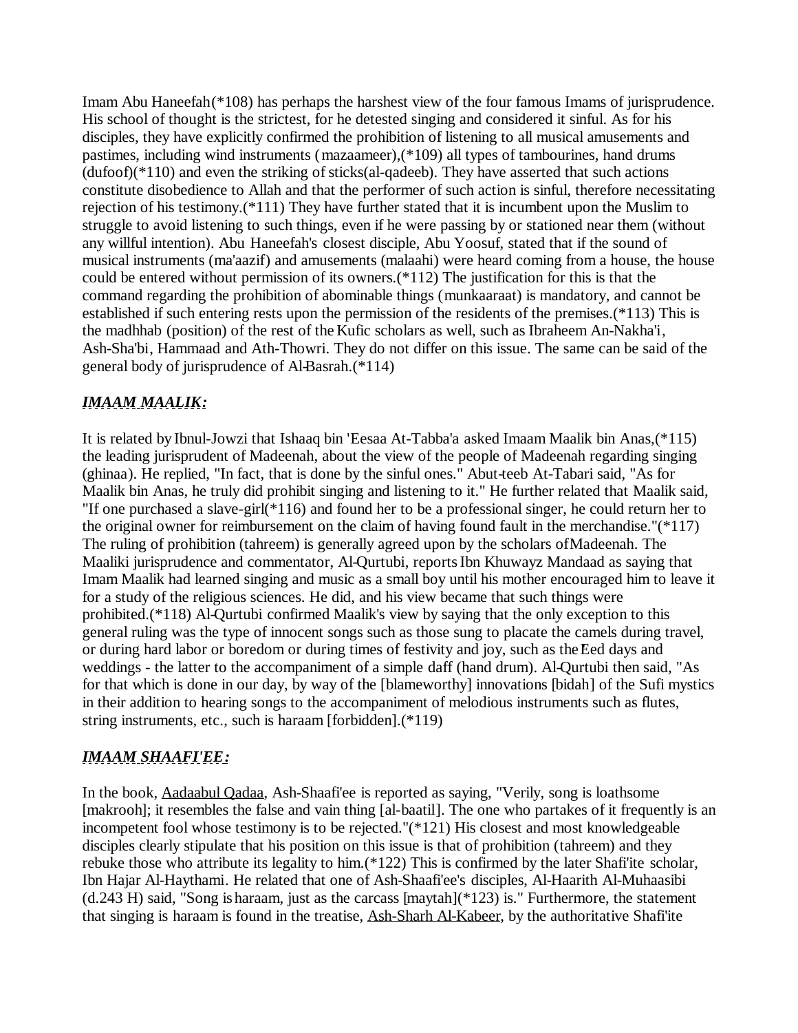Imam Abu Haneefah(*108) has perhaps the harshest view of the four famous Imams of jurisprudence. His school of thought is the strictest, for he detested singing and considered it sinful. As for his disciples, they have explicitly confirmed the prohibition of listening to all musical amusements and pastimes, including wind instruments (mazaameer),(*109) all types of tambourines, hand drums (dufoof)(*110) and even the striking of sticks(al-qadeeb). They have asserted that such actions constitute disobedience to Allah and that the performer of such action is sinful, therefore necessitating rejection of his testimony.(*111) They have further stated that it is incumbent upon the Muslim to struggle to avoid listening to such things, even if he were passing by or stationed near them (without any willful intention). Abu Haneefah's closest disciple, Abu Yoosuf, stated that if the sound of musical instruments (ma'aazif) and amusements (malaahi) were heard coming from a house, the house could be entered without permission of its owners.(*112) The justification for this is that the command regarding the prohibition of abominable things (munkaaraat) is mandatory, and cannot be established if such entering rests upon the permission of the residents of the premises.(*113) This is the madhhab (position) of the rest of the Kufic scholars as well, such as Ibraheem An-Nakha'i, Ash-Sha'bi, Hammaad and Ath-Thowri. They do not differ on this issue. The same can be said of the general body of jurisprudence of Al-Basrah.(*114)

## *IMAAM MAALIK:*

It is related by Ibnul-Jowzi that Ishaaq bin 'Eesaa At-Tabba'a asked Imaam Maalik bin Anas,(*115) the leading jurisprudent of Madeenah, about the view of the people of Madeenah regarding singing (ghinaa). He replied, "In fact, that is done by the sinful ones." Abut-teeb At-Tabari said, "As for Maalik bin Anas, he truly did prohibit singing and listening to it." He further related that Maalik said, "If one purchased a slave-girl(*116) and found her to be a professional singer, he could return her to the original owner for reimbursement on the claim of having found fault in the merchandise."(*117) The ruling of prohibition (tahreem) is generally agreed upon by the scholars of Madeenah. The Maaliki jurisprudence and commentator, Al-Qurtubi, reports Ibn Khuwayz Mandaad as saying that Imam Maalik had learned singing and music as a small boy until his mother encouraged him to leave it for a study of the religious sciences. He did, and his view became that such things were prohibited.(*118) Al-Qurtubi confirmed Maalik's view by saying that the only exception to this general ruling was the type of innocent songs such as those sung to placate the camels during travel, or during hard labor or boredom or during times of festivity and joy, such as the Eed days and weddings - the latter to the accompaniment of a simple daff (hand drum). Al-Qurtubi then said, "As for that which is done in our day, by way of the [blameworthy] innovations [bidah] of the Sufi mystics in their addition to hearing songs to the accompaniment of melodious instruments such as flutes, string instruments, etc., such is haraam [forbidden].(*119)

## *IMAAM SHAAFI'EE:*

In the book, Aadaabul Qadaa, Ash-Shaafi'ee is reported as saying, "Verily, song is loathsome [makrooh]; it resembles the false and vain thing [al-baatil]. The one who partakes of it frequently is an incompetent fool whose testimony is to be rejected."(*121) His closest and most knowledgeable disciples clearly stipulate that his position on this issue is that of prohibition (tahreem) and they rebuke those who attribute its legality to him.(*122) This is confirmed by the later Shafi'ite scholar, Ibn Hajar Al-Haythami. He related that one of Ash-Shaafi'ee's disciples, Al-Haarith Al-Muhaasibi (d.243 H) said, "Song is haraam, just as the carcass [maytah](*123) is." Furthermore, the statement that singing is haraam is found in the treatise, Ash-Sharh Al-Kabeer, by the authoritative Shafi'ite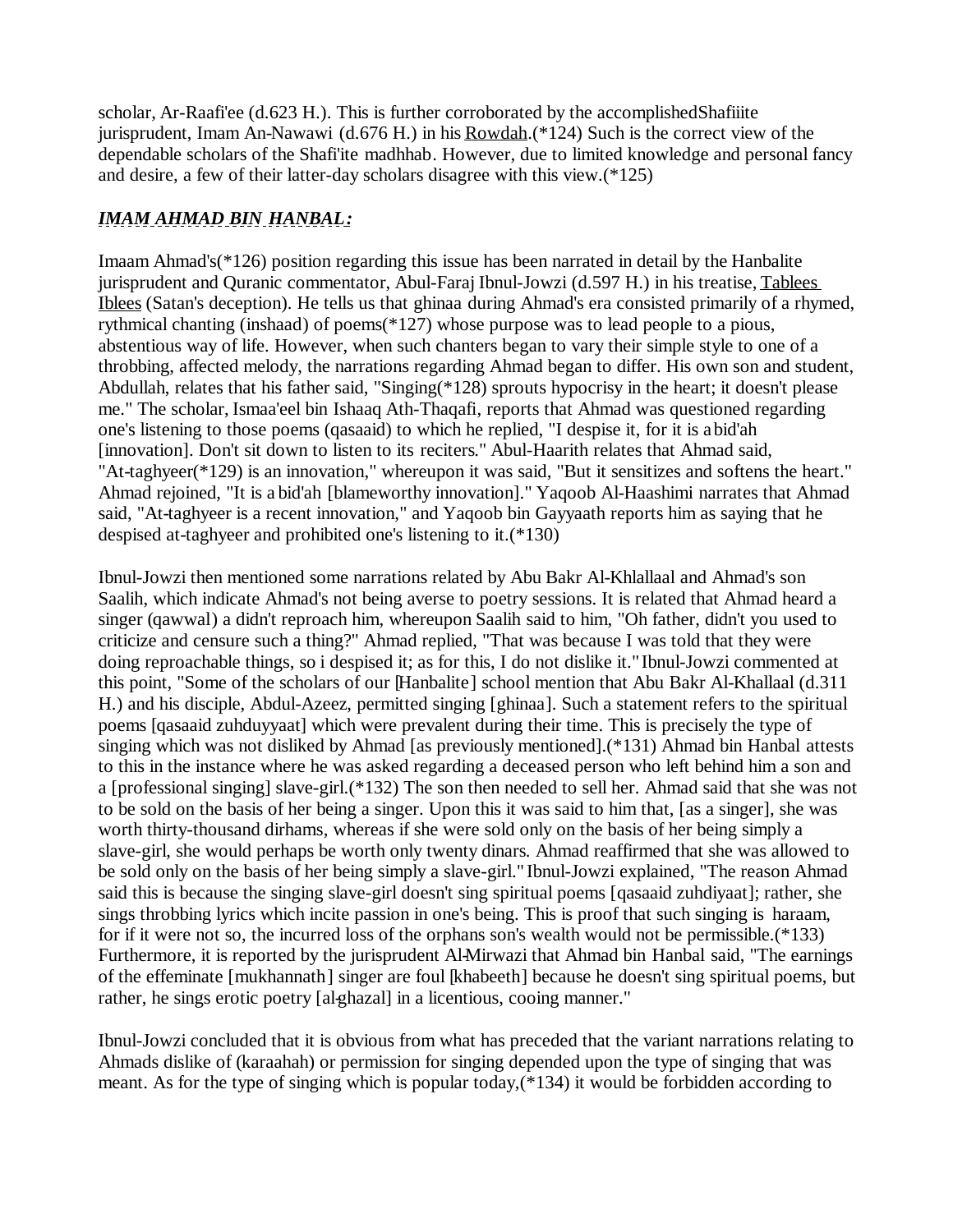scholar, Ar-Raafi'ee (d.623 H.). This is further corroborated by the accomplishedShafiiite jurisprudent, Imam An-Nawawi (d.676 H.) in his Rowdah.(*124) Such is the correct view of the dependable scholars of the Shafi'ite madhhab. However, due to limited knowledge and personal fancy and desire, a few of their latter-day scholars disagree with this view.(*125)

## *IMAM AHMAD BIN HANBAL:*

Imaam Ahmad's(*126) position regarding this issue has been narrated in detail by the Hanbalite jurisprudent and Quranic commentator, Abul-Faraj Ibnul-Jowzi (d.597 H.) in his treatise, Tablees Iblees (Satan's deception). He tells us that ghinaa during Ahmad's era consisted primarily of a rhymed, rythmical chanting (inshaad) of poems(*127) whose purpose was to lead people to a pious, abstentious way of life. However, when such chanters began to vary their simple style to one of a throbbing, affected melody, the narrations regarding Ahmad began to differ. His own son and student, Abdullah, relates that his father said, "Singing(*128) sprouts hypocrisy in the heart; it doesn't please me." The scholar, Ismaa'eel bin Ishaaq Ath-Thaqafi, reports that Ahmad was questioned regarding one's listening to those poems (qasaaid) to which he replied, "I despise it, for it is a bid'ah [innovation]. Don't sit down to listen to its reciters." Abul-Haarith relates that Ahmad said, "At-taghyeer(*129) is an innovation," whereupon it was said, "But it sensitizes and softens the heart." Ahmad rejoined, "It is a bid'ah [blameworthy innovation]." Yaqoob Al-Haashimi narrates that Ahmad said, "At-taghyeer is a recent innovation," and Yaqoob bin Gayyaath reports him as saying that he despised at-taghyeer and prohibited one's listening to it.(*130)

Ibnul-Jowzi then mentioned some narrations related by Abu Bakr Al-Khlallaal and Ahmad's son Saalih, which indicate Ahmad's not being averse to poetry sessions. It is related that Ahmad heard a singer (qawwal) a didn't reproach him, whereupon Saalih said to him, "Oh father, didn't you used to criticize and censure such a thing?" Ahmad replied, "That was because I was told that they were doing reproachable things, so i despised it; as for this, I do not dislike it." Ibnul-Jowzi commented at this point, "Some of the scholars of our [Hanbalite] school mention that Abu Bakr Al-Khallaal (d.311 H.) and his disciple, Abdul-Azeez, permitted singing [ghinaa]. Such a statement refers to the spiritual poems [qasaaid zuhduyyaat] which were prevalent during their time. This is precisely the type of singing which was not disliked by Ahmad [as previously mentioned].(*131) Ahmad bin Hanbal attests to this in the instance where he was asked regarding a deceased person who left behind him a son and a [professional singing] slave-girl.(*132) The son then needed to sell her. Ahmad said that she was not to be sold on the basis of her being a singer. Upon this it was said to him that, [as a singer], she was worth thirty-thousand dirhams, whereas if she were sold only on the basis of her being simply a slave-girl, she would perhaps be worth only twenty dinars. Ahmad reaffirmed that she was allowed to be sold only on the basis of her being simply a slave-girl." Ibnul-Jowzi explained, "The reason Ahmad said this is because the singing slave-girl doesn't sing spiritual poems [qasaaid zuhdiyaat]; rather, she sings throbbing lyrics which incite passion in one's being. This is proof that such singing is haraam, for if it were not so, the incurred loss of the orphans son's wealth would not be permissible.(*133) Furthermore, it is reported by the jurisprudent Al-Mirwazi that Ahmad bin Hanbal said, "The earnings of the effeminate [mukhannath] singer are foul [khabeeth] because he doesn't sing spiritual poems, but rather, he sings erotic poetry [al-ghazal] in a licentious, cooing manner."

Ibnul-Jowzi concluded that it is obvious from what has preceded that the variant narrations relating to Ahmads dislike of (karaahah) or permission for singing depended upon the type of singing that was meant. As for the type of singing which is popular today,(*134) it would be forbidden according to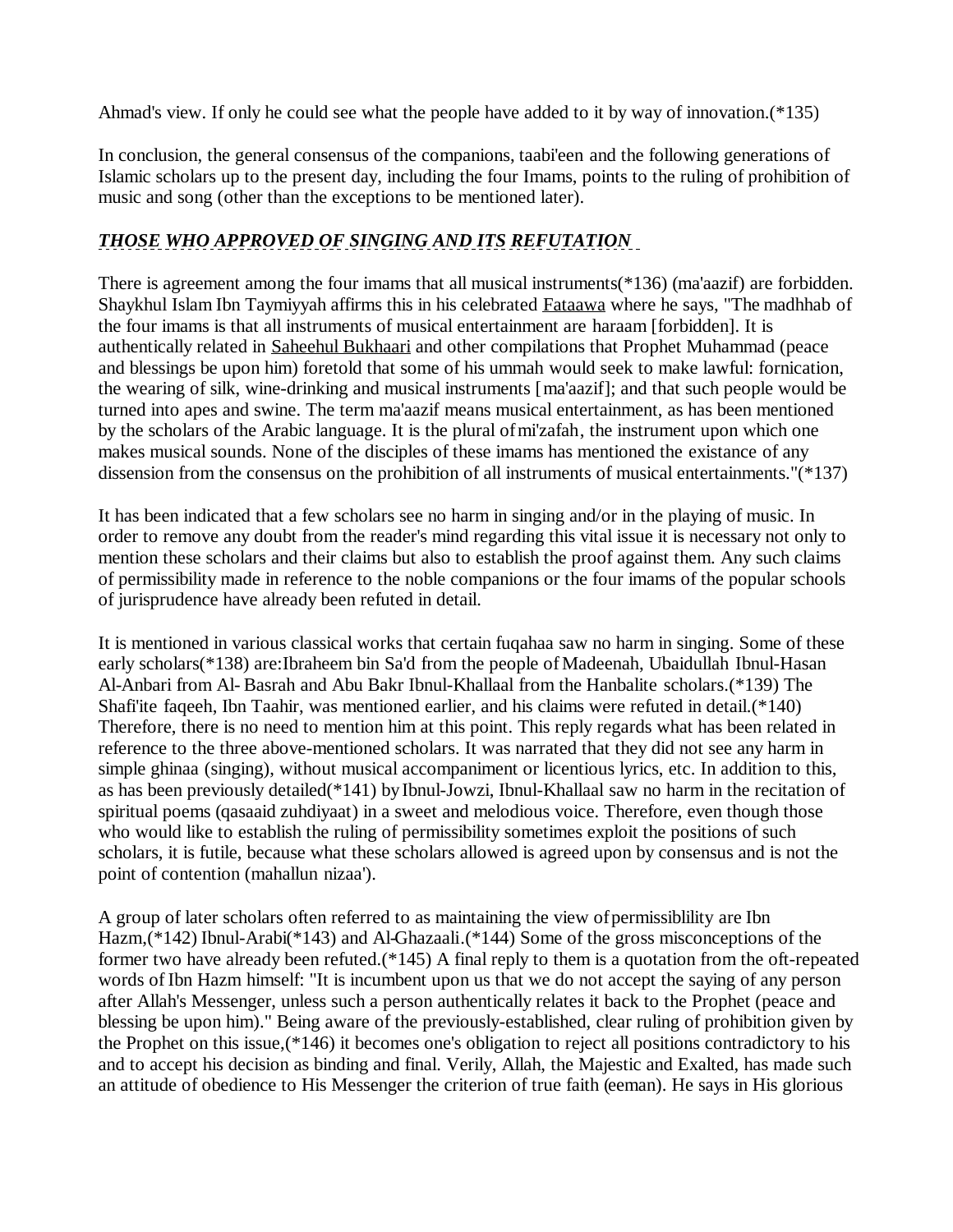Ahmad's view. If only he could see what the people have added to it by way of innovation.(*135)

In conclusion, the general consensus of the companions, taabi'een and the following generations of Islamic scholars up to the present day, including the four Imams, points to the ruling of prohibition of music and song (other than the exceptions to be mentioned later).

## ***THOSE WHO APPROVED OF SINGING AND ITS REFUTATION***

There is agreement among the four imams that all musical instruments(*136) (ma'aazif) are forbidden. Shaykhul Islam Ibn Taymiyyah affirms this in his celebrated Fataawa where he says, "The madhhab of the four imams is that all instruments of musical entertainment are haraam [forbidden]. It is authentically related in Saheehul Bukhaari and other compilations that Prophet Muhammad (peace and blessings be upon him) foretold that some of his ummah would seek to make lawful: fornication, the wearing of silk, wine-drinking and musical instruments [ma'aazif]; and that such people would be turned into apes and swine. The term ma'aazif means musical entertainment, as has been mentioned by the scholars of the Arabic language. It is the plural of mi'zafah, the instrument upon which one makes musical sounds. None of the disciples of these imams has mentioned the existance of any dissension from the consensus on the prohibition of all instruments of musical entertainments."(*137)

It has been indicated that a few scholars see no harm in singing and/or in the playing of music. In order to remove any doubt from the reader's mind regarding this vital issue it is necessary not only to mention these scholars and their claims but also to establish the proof against them. Any such claims of permissibility made in reference to the noble companions or the four imams of the popular schools of jurisprudence have already been refuted in detail.

It is mentioned in various classical works that certain fuqahaa saw no harm in singing. Some of these early scholars(*138) are:Ibraheem bin Sa'd from the people of Madeenah, Ubaidullah Ibnul-Hasan Al-Anbari from Al- Basrah and Abu Bakr Ibnul-Khallaal from the Hanbalite scholars.(*139) The Shafi'ite faqeeh, Ibn Taahir, was mentioned earlier, and his claims were refuted in detail.(*140) Therefore, there is no need to mention him at this point. This reply regards what has been related in reference to the three above-mentioned scholars. It was narrated that they did not see any harm in simple ghinaa (singing), without musical accompaniment or licentious lyrics, etc. In addition to this, as has been previously detailed(*141) by Ibnul-Jowzi, Ibnul-Khallaal saw no harm in the recitation of spiritual poems (qasaaid zuhdiyaat) in a sweet and melodious voice. Therefore, even though those who would like to establish the ruling of permissibility sometimes exploit the positions of such scholars, it is futile, because what these scholars allowed is agreed upon by consensus and is not the point of contention (mahallun nizaa').

A group of later scholars often referred to as maintaining the view of permissiblility are Ibn Hazm,(*142) Ibnul-Arabi(*143) and Al-Ghazaali.(*144) Some of the gross misconceptions of the former two have already been refuted.(*145) A final reply to them is a quotation from the oft-repeated words of Ibn Hazm himself: "It is incumbent upon us that we do not accept the saying of any person after Allah's Messenger, unless such a person authentically relates it back to the Prophet (peace and blessing be upon him)." Being aware of the previously-established, clear ruling of prohibition given by the Prophet on this issue,(*146) it becomes one's obligation to reject all positions contradictory to his and to accept his decision as binding and final. Verily, Allah, the Majestic and Exalted, has made such an attitude of obedience to His Messenger the criterion of true faith (eeman). He says in His glorious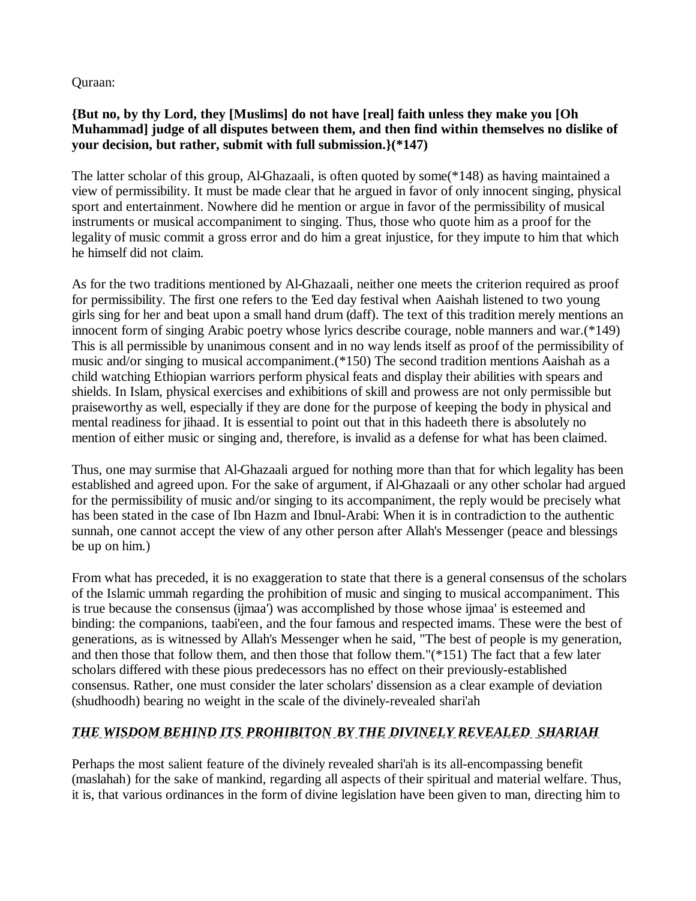Quraan:

**{But no, by thy Lord, they [Muslims] do not have [real] faith unless they make you [Oh Muhammad] judge of all disputes between them, and then find within themselves no dislike of your decision, but rather, submit with full submission.}(*147)**

The latter scholar of this group, Al-Ghazaali, is often quoted by some(*148) as having maintained a view of permissibility. It must be made clear that he argued in favor of only innocent singing, physical sport and entertainment. Nowhere did he mention or argue in favor of the permissibility of musical instruments or musical accompaniment to singing. Thus, those who quote him as a proof for the legality of music commit a gross error and do him a great injustice, for they impute to him that which he himself did not claim.

As for the two traditions mentioned by Al-Ghazaali, neither one meets the criterion required as proof for permissibility. The first one refers to the 'Eed day festival when Aaishah listened to two young girls sing for her and beat upon a small hand drum (daff). The text of this tradition merely mentions an innocent form of singing Arabic poetry whose lyrics describe courage, noble manners and war.(*149) This is all permissible by unanimous consent and in no way lends itself as proof of the permissibility of music and/or singing to musical accompaniment.(*150) The second tradition mentions Aaishah as a child watching Ethiopian warriors perform physical feats and display their abilities with spears and shields. In Islam, physical exercises and exhibitions of skill and prowess are not only permissible but praiseworthy as well, especially if they are done for the purpose of keeping the body in physical and mental readiness for jihaad. It is essential to point out that in this hadeeth there is absolutely no mention of either music or singing and, therefore, is invalid as a defense for what has been claimed.

Thus, one may surmise that Al-Ghazaali argued for nothing more than that for which legality has been established and agreed upon. For the sake of argument, if Al-Ghazaali or any other scholar had argued for the permissibility of music and/or singing to its accompaniment, the reply would be precisely what has been stated in the case of Ibn Hazm and Ibnul-Arabi: When it is in contradiction to the authentic sunnah, one cannot accept the view of any other person after Allah's Messenger (peace and blessings be up on him.)

From what has preceded, it is no exaggeration to state that there is a general consensus of the scholars of the Islamic ummah regarding the prohibition of music and singing to musical accompaniment. This is true because the consensus (ijmaa') was accomplished by those whose ijmaa' is esteemed and binding: the companions, taabi'een, and the four famous and respected imams. These were the best of generations, as is witnessed by Allah's Messenger when he said, "The best of people is my generation, and then those that follow them, and then those that follow them."(*151) The fact that a few later scholars differed with these pious predecessors has no effect on their previously-established consensus. Rather, one must consider the later scholars' dissension as a clear example of deviation (shudhoodh) bearing no weight in the scale of the divinely-revealed shari'ah

## ***THE WISDOM BEHIND ITS PROHIBITON BY THE DIVINELY REVEALED SHARIAH***

Perhaps the most salient feature of the divinely revealed shari'ah is its all-encompassing benefit (maslahah) for the sake of mankind, regarding all aspects of their spiritual and material welfare. Thus, it is, that various ordinances in the form of divine legislation have been given to man, directing him to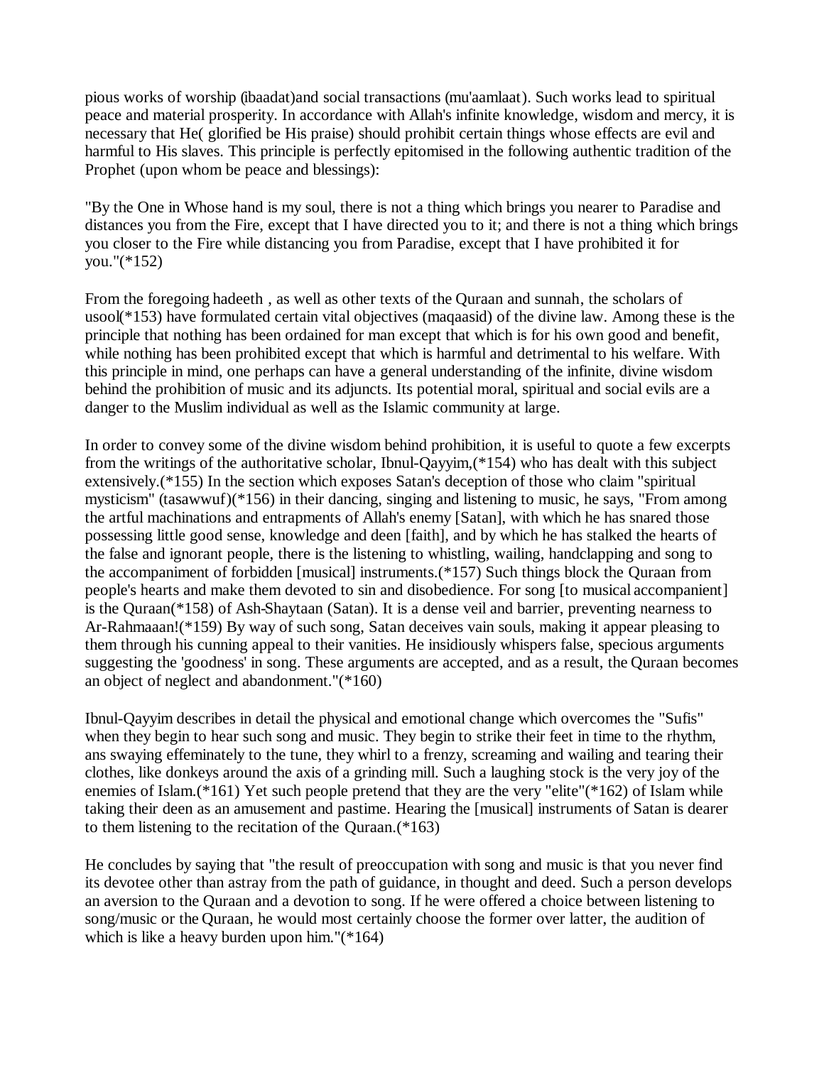pious works of worship (ibaadat)and social transactions (mu'aamlaat). Such works lead to spiritual peace and material prosperity. In accordance with Allah's infinite knowledge, wisdom and mercy, it is necessary that He( glorified be His praise) should prohibit certain things whose effects are evil and harmful to His slaves. This principle is perfectly epitomised in the following authentic tradition of the Prophet (upon whom be peace and blessings):

"By the One in Whose hand is my soul, there is not a thing which brings you nearer to Paradise and distances you from the Fire, except that I have directed you to it; and there is not a thing which brings you closer to the Fire while distancing you from Paradise, except that I have prohibited it for you."(*152)

From the foregoing hadeeth , as well as other texts of the Quraan and sunnah, the scholars of usool(*153) have formulated certain vital objectives (maqaasid) of the divine law. Among these is the principle that nothing has been ordained for man except that which is for his own good and benefit, while nothing has been prohibited except that which is harmful and detrimental to his welfare. With this principle in mind, one perhaps can have a general understanding of the infinite, divine wisdom behind the prohibition of music and its adjuncts. Its potential moral, spiritual and social evils are a danger to the Muslim individual as well as the Islamic community at large.

In order to convey some of the divine wisdom behind prohibition, it is useful to quote a few excerpts from the writings of the authoritative scholar, Ibnul-Qayyim,(*154) who has dealt with this subject extensively.(*155) In the section which exposes Satan's deception of those who claim "spiritual mysticism" (tasawwuf)(*156) in their dancing, singing and listening to music, he says, "From among the artful machinations and entrapments of Allah's enemy [Satan], with which he has snared those possessing little good sense, knowledge and deen [faith], and by which he has stalked the hearts of the false and ignorant people, there is the listening to whistling, wailing, handclapping and song to the accompaniment of forbidden [musical] instruments.(*157) Such things block the Quraan from people's hearts and make them devoted to sin and disobedience. For song [to musical accompanient] is the Quraan(*158) of Ash-Shaytaan (Satan). It is a dense veil and barrier, preventing nearness to Ar-Rahmaaan!(*159) By way of such song, Satan deceives vain souls, making it appear pleasing to them through his cunning appeal to their vanities. He insidiously whispers false, specious arguments suggesting the 'goodness' in song. These arguments are accepted, and as a result, the Quraan becomes an object of neglect and abandonment."(*160)

Ibnul-Qayyim describes in detail the physical and emotional change which overcomes the "Sufis" when they begin to hear such song and music. They begin to strike their feet in time to the rhythm, ans swaying effeminately to the tune, they whirl to a frenzy, screaming and wailing and tearing their clothes, like donkeys around the axis of a grinding mill. Such a laughing stock is the very joy of the enemies of Islam.(*161) Yet such people pretend that they are the very "elite"(*162) of Islam while taking their deen as an amusement and pastime. Hearing the [musical] instruments of Satan is dearer to them listening to the recitation of the Quraan.(*163)

He concludes by saying that "the result of preoccupation with song and music is that you never find its devotee other than astray from the path of guidance, in thought and deed. Such a person develops an aversion to the Quraan and a devotion to song. If he were offered a choice between listening to song/music or the Quraan, he would most certainly choose the former over latter, the audition of which is like a heavy burden upon him."(*164)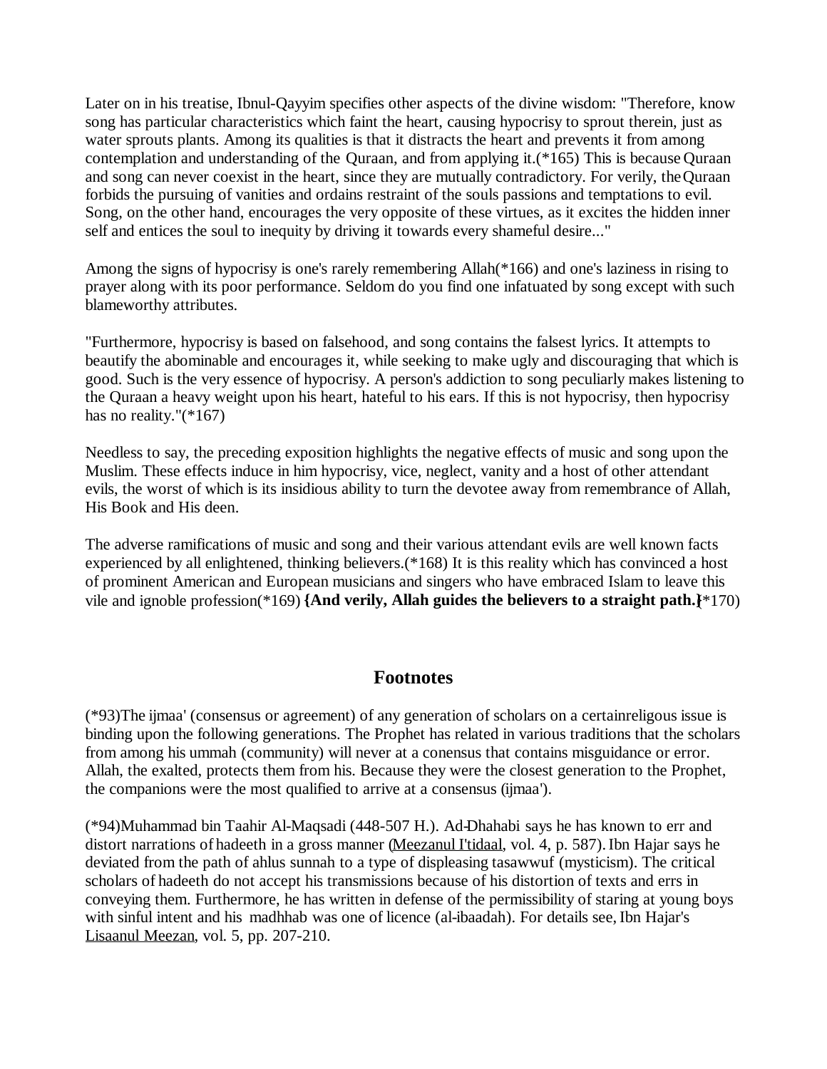Later on in his treatise, Ibnul-Qayyim specifies other aspects of the divine wisdom: "Therefore, know song has particular characteristics which faint the heart, causing hypocrisy to sprout therein, just as water sprouts plants. Among its qualities is that it distracts the heart and prevents it from among contemplation and understanding of the Quraan, and from applying it.(*165) This is because Quraan and song can never coexist in the heart, since they are mutually contradictory. For verily, the Quraan forbids the pursuing of vanities and ordains restraint of the souls passions and temptations to evil. Song, on the other hand, encourages the very opposite of these virtues, as it excites the hidden inner self and entices the soul to inequity by driving it towards every shameful desire..."

Among the signs of hypocrisy is one's rarely remembering Allah(*166) and one's laziness in rising to prayer along with its poor performance. Seldom do you find one infatuated by song except with such blameworthy attributes.

"Furthermore, hypocrisy is based on falsehood, and song contains the falsest lyrics. It attempts to beautify the abominable and encourages it, while seeking to make ugly and discouraging that which is good. Such is the very essence of hypocrisy. A person's addiction to song peculiarly makes listening to the Quraan a heavy weight upon his heart, hateful to his ears. If this is not hypocrisy, then hypocrisy has no reality."(*167)

Needless to say, the preceding exposition highlights the negative effects of music and song upon the Muslim. These effects induce in him hypocrisy, vice, neglect, vanity and a host of other attendant evils, the worst of which is its insidious ability to turn the devotee away from remembrance of Allah, His Book and His deen.

The adverse ramifications of music and song and their various attendant evils are well known facts experienced by all enlightened, thinking believers.(*168) It is this reality which has convinced a host of prominent American and European musicians and singers who have embraced Islam to leave this vile and ignoble profession(*169) **{And verily, Allah guides the believers to a straight path.}**(*170)

## Footnotes

(*93)The ijmaa' (consensus or agreement) of any generation of scholars on a certainreligous issue is binding upon the following generations. The Prophet has related in various traditions that the scholars from among his ummah (community) will never at a conensus that contains misguidance or error. Allah, the exalted, protects them from his. Because they were the closest generation to the Prophet, the companions were the most qualified to arrive at a consensus (ijmaa').

(*94)Muhammad bin Taahir Al-Maqsadi (448-507 H.). Ad-Dhahabi says he has known to err and distort narrations of hadeeth in a gross manner (Meezanul I'tidaal, vol. 4, p. 587). Ibn Hajar says he deviated from the path of ahlus sunnah to a type of displeasing tasawwuf (mysticism). The critical scholars of hadeeth do not accept his transmissions because of his distortion of texts and errs in conveying them. Furthermore, he has written in defense of the permissibility of staring at young boys with sinful intent and his madhhab was one of licence (al-ibaadah). For details see, Ibn Hajar's Lisaanul Meezan, vol. 5, pp. 207-210.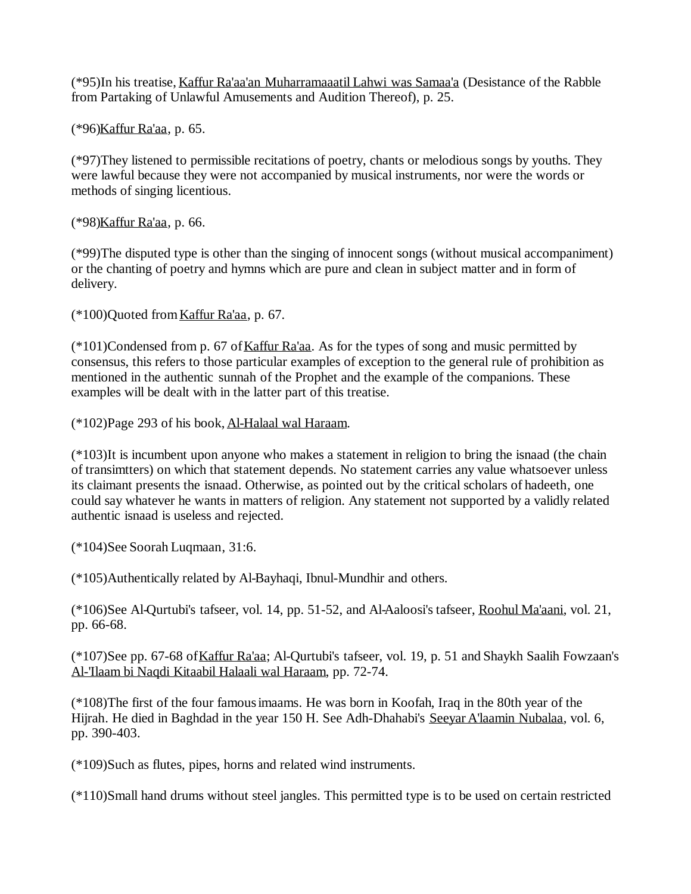(*95)In his treatise, Kaffur Ra'aa'an Muharramaaatil Lahwi was Samaa'a (Desistance of the Rabble from Partaking of Unlawful Amusements and Audition Thereof), p. 25.

(*96)Kaffur Ra'aa, p. 65.

(*97)They listened to permissible recitations of poetry, chants or melodious songs by youths. They were lawful because they were not accompanied by musical instruments, nor were the words or methods of singing licentious.

(*98)Kaffur Ra'aa, p. 66.

(*99)The disputed type is other than the singing of innocent songs (without musical accompaniment) or the chanting of poetry and hymns which are pure and clean in subject matter and in form of delivery.

(*100)Quoted from Kaffur Ra'aa, p. 67.

(*101)Condensed from p. 67 of Kaffur Ra'aa. As for the types of song and music permitted by consensus, this refers to those particular examples of exception to the general rule of prohibition as mentioned in the authentic sunnah of the Prophet and the example of the companions. These examples will be dealt with in the latter part of this treatise.

(*102)Page 293 of his book, Al-Halaal wal Haraam.

(*103)It is incumbent upon anyone who makes a statement in religion to bring the isnaad (the chain of transimtters) on which that statement depends. No statement carries any value whatsoever unless its claimant presents the isnaad. Otherwise, as pointed out by the critical scholars of hadeeth, one could say whatever he wants in matters of religion. Any statement not supported by a validly related authentic isnaad is useless and rejected.

(*104)See Soorah Luqmaan, 31:6.

(*105)Authentically related by Al-Bayhaqi, Ibnul-Mundhir and others.

(*106)See Al-Qurtubi's tafseer, vol. 14, pp. 51-52, and Al-Aaloosi's tafseer, Roohul Ma'aani, vol. 21, pp. 66-68.

(*107)See pp. 67-68 of Kaffur Ra'aa; Al-Qurtubi's tafseer, vol. 19, p. 51 and Shaykh Saalih Fowzaan's Al-'Ilaam bi Naqdi Kitaabil Halaali wal Haraam, pp. 72-74.

(*108)The first of the four famous imaams. He was born in Koofah, Iraq in the 80th year of the Hijrah. He died in Baghdad in the year 150 H. See Adh-Dhahabi's Seeyar A'laamin Nubalaa, vol. 6, pp. 390-403.

(*109)Such as flutes, pipes, horns and related wind instruments.

(*110)Small hand drums without steel jangles. This permitted type is to be used on certain restricted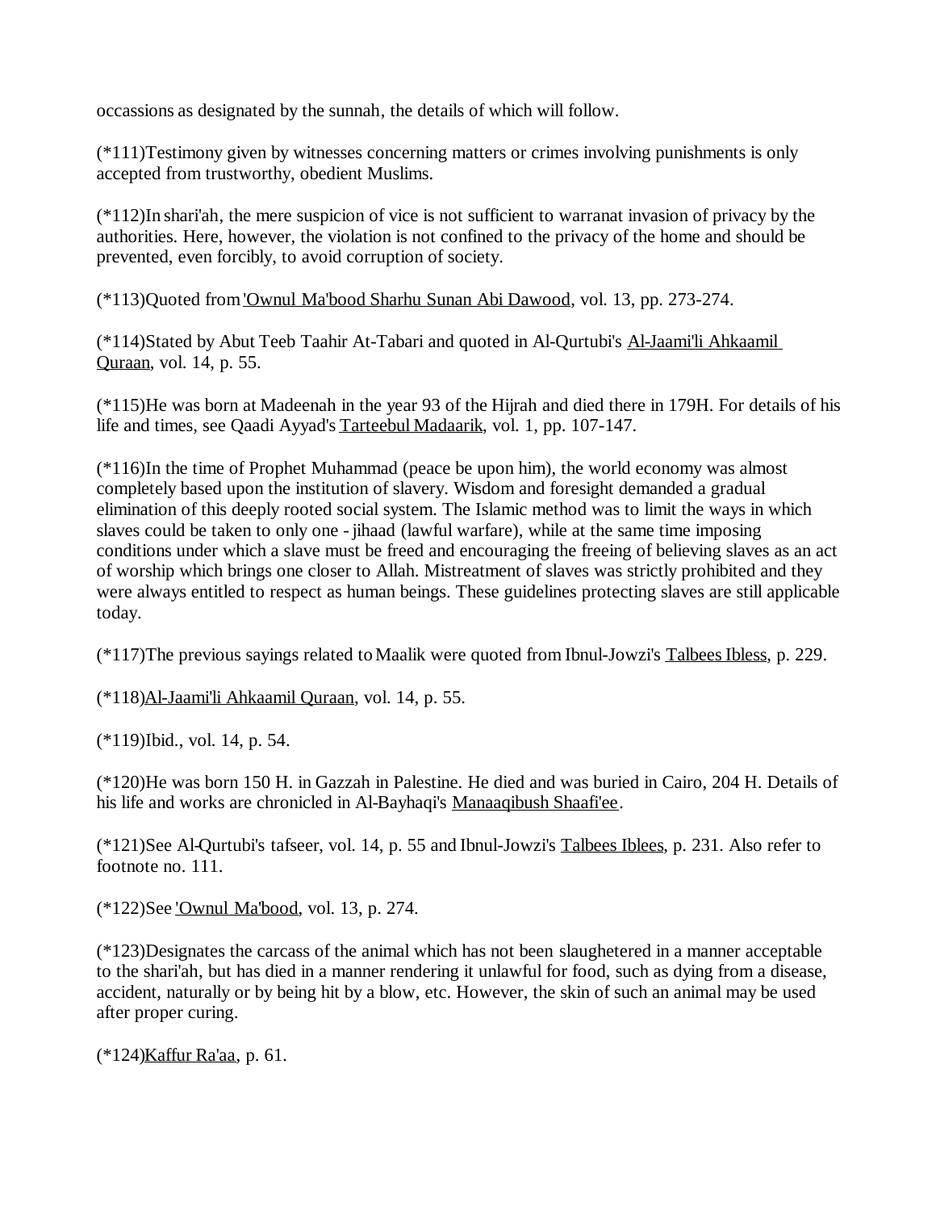occassions as designated by the sunnah, the details of which will follow.

(*111)Testimony given by witnesses concerning matters or crimes involving punishments is only accepted from trustworthy, obedient Muslims.

(*112)In shari'ah, the mere suspicion of vice is not sufficient to warranat invasion of privacy by the authorities. Here, however, the violation is not confined to the privacy of the home and should be prevented, even forcibly, to avoid corruption of society.

(*113)Quoted from 'Ownul Ma'bood Sharhu Sunan Abi Dawood, vol. 13, pp. 273-274.

(*114)Stated by Abut Teeb Taahir At-Tabari and quoted in Al-Qurtubi's Al-Jaami'li Ahkaamil Quraan, vol. 14, p. 55.

(*115)He was born at Madeenah in the year 93 of the Hijrah and died there in 179H. For details of his life and times, see Qaadi Ayyad's Tarteebul Madaarik, vol. 1, pp. 107-147.

(*116)In the time of Prophet Muhammad (peace be upon him), the world economy was almost completely based upon the institution of slavery. Wisdom and foresight demanded a gradual elimination of this deeply rooted social system. The Islamic method was to limit the ways in which slaves could be taken to only one - jihaad (lawful warfare), while at the same time imposing conditions under which a slave must be freed and encouraging the freeing of believing slaves as an act of worship which brings one closer to Allah. Mistreatment of slaves was strictly prohibited and they were always entitled to respect as human beings. These guidelines protecting slaves are still applicable today.

(*117)The previous sayings related to Maalik were quoted from Ibnul-Jowzi's Talbees Ibless, p. 229.

(*118)Al-Jaami'li Ahkaamil Quraan, vol. 14, p. 55.

(*119)Ibid., vol. 14, p. 54.

(*120)He was born 150 H. in Gazzah in Palestine. He died and was buried in Cairo, 204 H. Details of his life and works are chronicled in Al-Bayhaqi's Manaaqibush Shaafi'ee.

(*121)See Al-Qurtubi's tafseer, vol. 14, p. 55 and Ibnul-Jowzi's Talbees Iblees, p. 231. Also refer to footnote no. 111.

(*122)See 'Ownul Ma'bood, vol. 13, p. 274.

(*123)Designates the carcass of the animal which has not been slaughetered in a manner acceptable to the shari'ah, but has died in a manner rendering it unlawful for food, such as dying from a disease, accident, naturally or by being hit by a blow, etc. However, the skin of such an animal may be used after proper curing.

(*124)Kaffur Ra'aa, p. 61.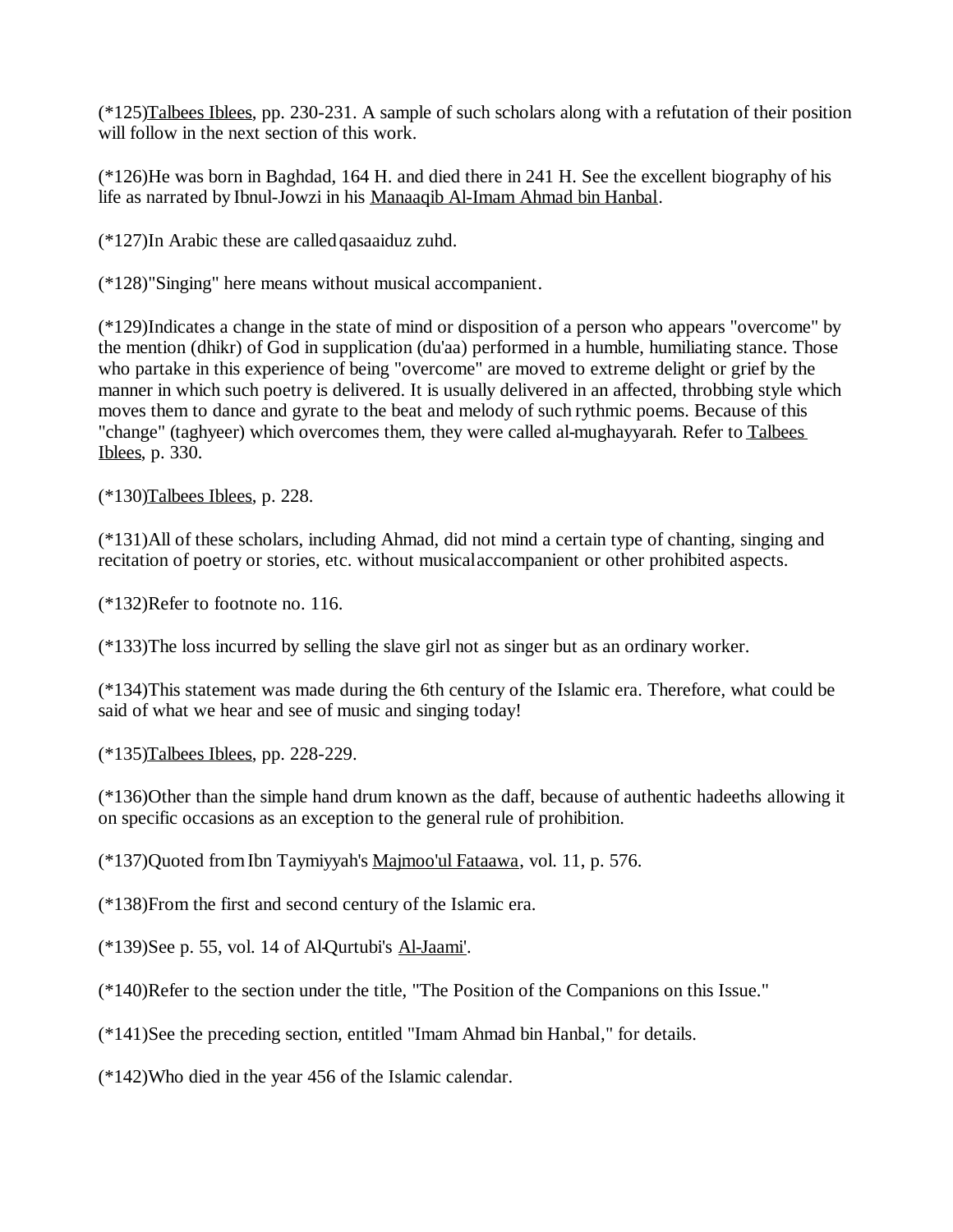(*125)Talbees Iblees, pp. 230-231. A sample of such scholars along with a refutation of their position will follow in the next section of this work.

(*126)He was born in Baghdad, 164 H. and died there in 241 H. See the excellent biography of his life as narrated by Ibnul-Jowzi in his Manaaqib Al-Imam Ahmad bin Hanbal.

(*127)In Arabic these are called qasaaiduz zuhd.

(*128)"Singing" here means without musical accompanient.

(*129)Indicates a change in the state of mind or disposition of a person who appears "overcome" by the mention (dhikr) of God in supplication (du'aa) performed in a humble, humiliating stance. Those who partake in this experience of being "overcome" are moved to extreme delight or grief by the manner in which such poetry is delivered. It is usually delivered in an affected, throbbing style which moves them to dance and gyrate to the beat and melody of such rythmic poems. Because of this "change" (taghyeer) which overcomes them, they were called al-mughayyarah. Refer to Talbees Iblees, p. 330.

(*130)Talbees Iblees, p. 228.

(*131)All of these scholars, including Ahmad, did not mind a certain type of chanting, singing and recitation of poetry or stories, etc. without musical accompanient or other prohibited aspects.

(*132)Refer to footnote no. 116.

(*133)The loss incurred by selling the slave girl not as singer but as an ordinary worker.

(*134)This statement was made during the 6th century of the Islamic era. Therefore, what could be said of what we hear and see of music and singing today!

(*135)Talbees Iblees, pp. 228-229.

(*136)Other than the simple hand drum known as the daff, because of authentic hadeeths allowing it on specific occasions as an exception to the general rule of prohibition.

(*137)Quoted from Ibn Taymiyyah's Majmoo'ul Fataawa, vol. 11, p. 576.

(*138)From the first and second century of the Islamic era.

(*139)See p. 55, vol. 14 of Al-Qurtubi's Al-Jaami'.

(*140)Refer to the section under the title, "The Position of the Companions on this Issue."

(*141)See the preceding section, entitled "Imam Ahmad bin Hanbal," for details.

(*142)Who died in the year 456 of the Islamic calendar.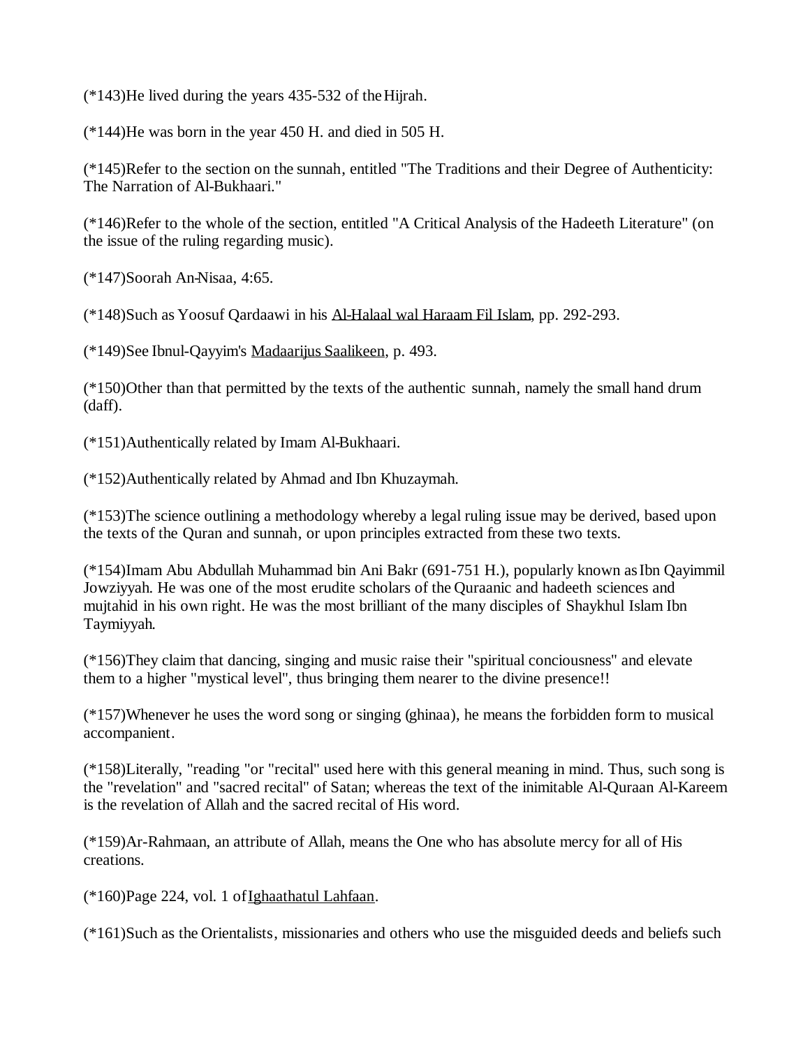(*143)He lived during the years 435-532 of the Hijrah.

(*144)He was born in the year 450 H. and died in 505 H.

(*145)Refer to the section on the sunnah, entitled "The Traditions and their Degree of Authenticity: The Narration of Al-Bukhaari."

(*146)Refer to the whole of the section, entitled "A Critical Analysis of the Hadeeth Literature" (on the issue of the ruling regarding music).

(*147)Soorah An-Nisaa, 4:65.

(*148)Such as Yoosuf Qardaawi in his Al-Halaal wal Haraam Fil Islam, pp. 292-293.

(*149)See Ibnul-Qayyim's Madaarijus Saalikeen, p. 493.

(*150)Other than that permitted by the texts of the authentic sunnah, namely the small hand drum (daff).

(*151)Authentically related by Imam Al-Bukhaari.

(*152)Authentically related by Ahmad and Ibn Khuzaymah.

(*153)The science outlining a methodology whereby a legal ruling issue may be derived, based upon the texts of the Quran and sunnah, or upon principles extracted from these two texts.

(*154)Imam Abu Abdullah Muhammad bin Ani Bakr (691-751 H.), popularly known as Ibn Qayimmil Jowziyyah. He was one of the most erudite scholars of the Quraanic and hadeeth sciences and mujtahid in his own right. He was the most brilliant of the many disciples of Shaykhul Islam Ibn Taymiyyah.

(*156)They claim that dancing, singing and music raise their "spiritual conciousness" and elevate them to a higher "mystical level", thus bringing them nearer to the divine presence!!

(*157)Whenever he uses the word song or singing (ghinaa), he means the forbidden form to musical accompanient.

(*158)Literally, "reading "or "recital" used here with this general meaning in mind. Thus, such song is the "revelation" and "sacred recital" of Satan; whereas the text of the inimitable Al-Quraan Al-Kareem is the revelation of Allah and the sacred recital of His word.

(*159)Ar-Rahmaan, an attribute of Allah, means the One who has absolute mercy for all of His creations.

(*160)Page 224, vol. 1 of Ighaathatul Lahfaan.

(*161)Such as the Orientalists, missionaries and others who use the misguided deeds and beliefs such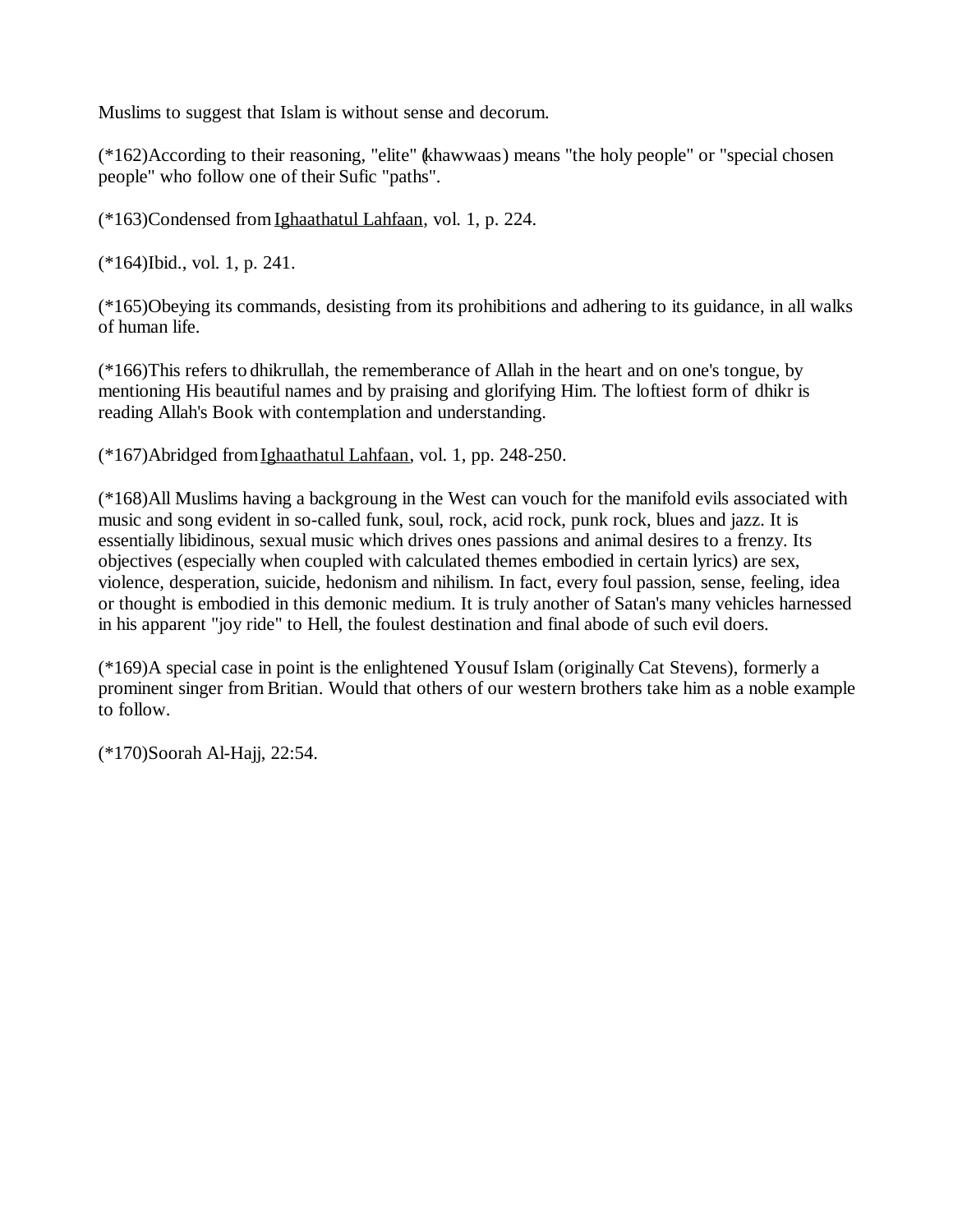Muslims to suggest that Islam is without sense and decorum.

(*162)According to their reasoning, "elite" (khawwaas) means "the holy people" or "special chosen people" who follow one of their Sufic "paths".

(*163)Condensed from Ighaathatul Lahfaan, vol. 1, p. 224.

(*164)Ibid., vol. 1, p. 241.

(*165)Obeying its commands, desisting from its prohibitions and adhering to its guidance, in all walks of human life.

(*166)This refers to dhikrullah, the rememberance of Allah in the heart and on one's tongue, by mentioning His beautiful names and by praising and glorifying Him. The loftiest form of dhikr is reading Allah's Book with contemplation and understanding.

(*167)Abridged from Ighaathatul Lahfaan, vol. 1, pp. 248-250.

(*168)All Muslims having a backgroung in the West can vouch for the manifold evils associated with music and song evident in so-called funk, soul, rock, acid rock, punk rock, blues and jazz. It is essentially libidinous, sexual music which drives ones passions and animal desires to a frenzy. Its objectives (especially when coupled with calculated themes embodied in certain lyrics) are sex, violence, desperation, suicide, hedonism and nihilism. In fact, every foul passion, sense, feeling, idea or thought is embodied in this demonic medium. It is truly another of Satan's many vehicles harnessed in his apparent "joy ride" to Hell, the foulest destination and final abode of such evil doers.

(*169)A special case in point is the enlightened Yousuf Islam (originally Cat Stevens), formerly a prominent singer from Britian. Would that others of our western brothers take him as a noble example to follow.

(*170)Soorah Al-Hajj, 22:54.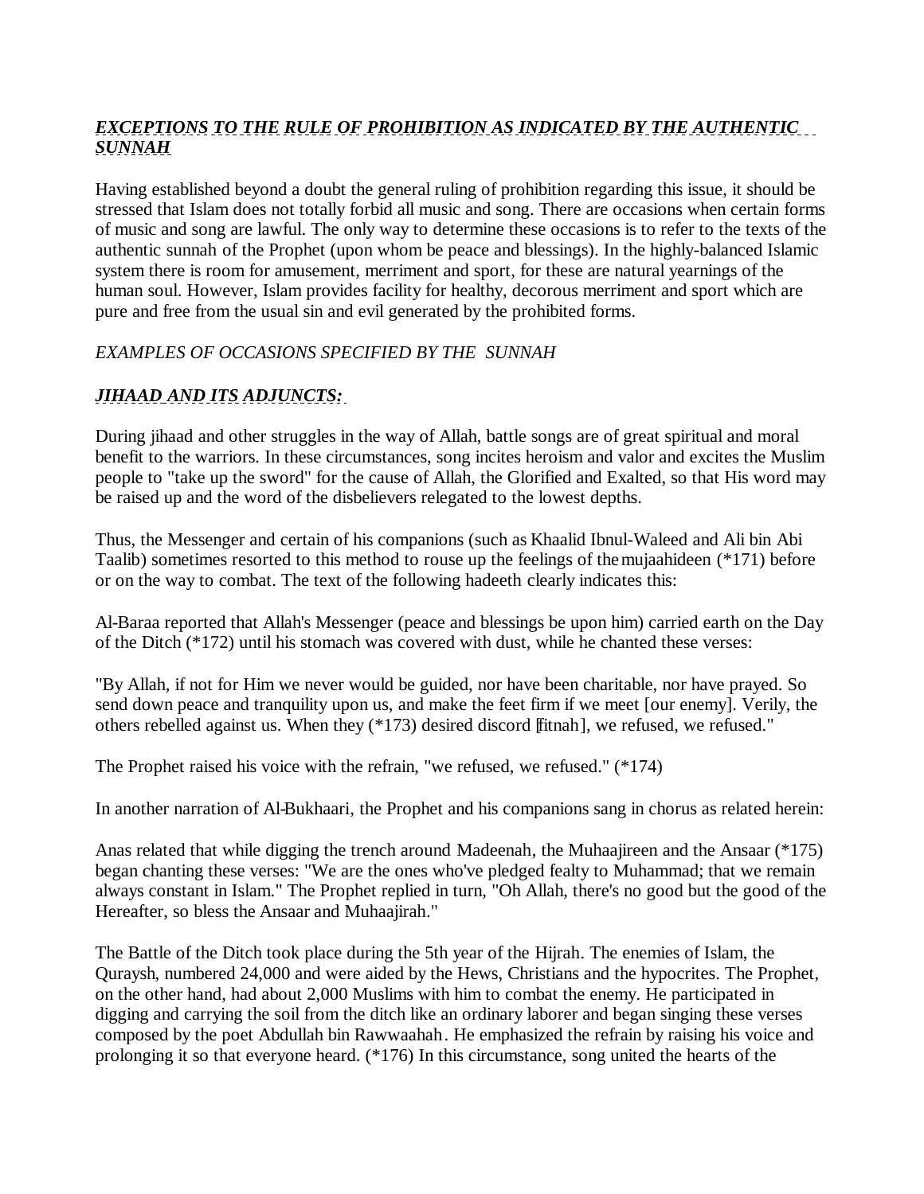## ***EXCEPTIONS TO THE RULE OF PROHIBITION AS INDICATED BY THE AUTHENTIC SUNNAH***

Having established beyond a doubt the general ruling of prohibition regarding this issue, it should be stressed that Islam does not totally forbid all music and song. There are occasions when certain forms of music and song are lawful. The only way to determine these occasions is to refer to the texts of the authentic sunnah of the Prophet (upon whom be peace and blessings). In the highly-balanced Islamic system there is room for amusement, merriment and sport, for these are natural yearnings of the human soul. However, Islam provides facility for healthy, decorous merriment and sport which are pure and free from the usual sin and evil generated by the prohibited forms.

*EXAMPLES OF OCCASIONS SPECIFIED BY THE SUNNAH*

### ***JIHAAD AND ITS ADJUNCTS:***

During jihaad and other struggles in the way of Allah, battle songs are of great spiritual and moral benefit to the warriors. In these circumstances, song incites heroism and valor and excites the Muslim people to "take up the sword" for the cause of Allah, the Glorified and Exalted, so that His word may be raised up and the word of the disbelievers relegated to the lowest depths.

Thus, the Messenger and certain of his companions (such as Khaalid Ibnul-Waleed and Ali bin Abi Taalib) sometimes resorted to this method to rouse up the feelings of the mujaahideen (*171) before or on the way to combat. The text of the following hadeeth clearly indicates this:

Al-Baraa reported that Allah's Messenger (peace and blessings be upon him) carried earth on the Day of the Ditch (*172) until his stomach was covered with dust, while he chanted these verses:

"By Allah, if not for Him we never would be guided, nor have been charitable, nor have prayed. So send down peace and tranquility upon us, and make the feet firm if we meet [our enemy]. Verily, the others rebelled against us. When they (*173) desired discord [fitnah], we refused, we refused."

The Prophet raised his voice with the refrain, "we refused, we refused." (*174)

In another narration of Al-Bukhaari, the Prophet and his companions sang in chorus as related herein:

Anas related that while digging the trench around Madeenah, the Muhaajireen and the Ansaar (*175) began chanting these verses: "We are the ones who've pledged fealty to Muhammad; that we remain always constant in Islam." The Prophet replied in turn, "Oh Allah, there's no good but the good of the Hereafter, so bless the Ansaar and Muhaajirah."

The Battle of the Ditch took place during the 5th year of the Hijrah. The enemies of Islam, the Quraysh, numbered 24,000 and were aided by the Hews, Christians and the hypocrites. The Prophet, on the other hand, had about 2,000 Muslims with him to combat the enemy. He participated in digging and carrying the soil from the ditch like an ordinary laborer and began singing these verses composed by the poet Abdullah bin Rawwaahah. He emphasized the refrain by raising his voice and prolonging it so that everyone heard. (*176) In this circumstance, song united the hearts of the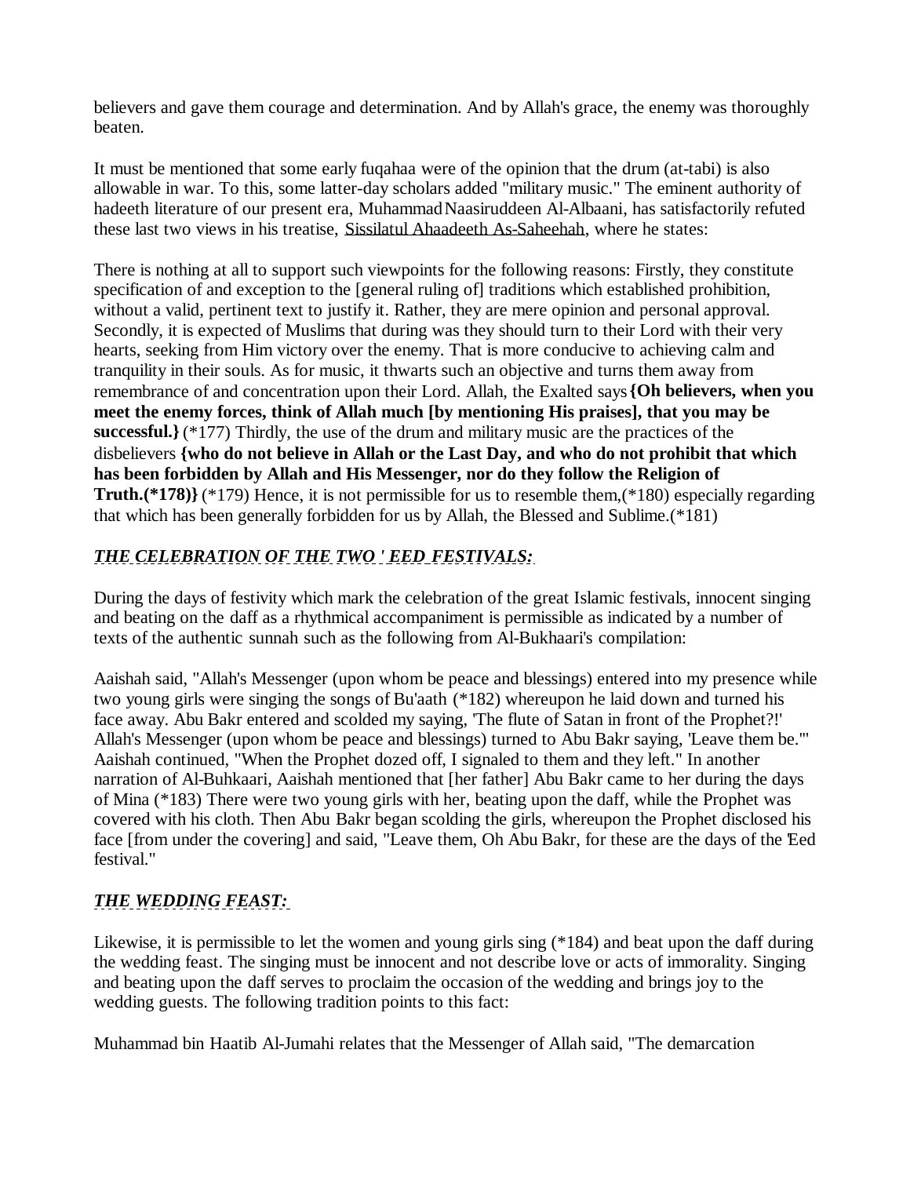believers and gave them courage and determination. And by Allah's grace, the enemy was thoroughly beaten.

It must be mentioned that some early fuqahaa were of the opinion that the drum (at-tabi) is also allowable in war. To this, some latter-day scholars added "military music." The eminent authority of hadeeth literature of our present era, Muhammad Naasiruddeen Al-Albaani, has satisfactorily refuted these last two views in his treatise, Sissilatul Ahaadeeth As-Saheehah, where he states:

There is nothing at all to support such viewpoints for the following reasons: Firstly, they constitute specification of and exception to the [general ruling of] traditions which established prohibition, without a valid, pertinent text to justify it. Rather, they are mere opinion and personal approval. Secondly, it is expected of Muslims that during was they should turn to their Lord with their very hearts, seeking from Him victory over the enemy. That is more conducive to achieving calm and tranquility in their souls. As for music, it thwarts such an objective and turns them away from remembrance of and concentration upon their Lord. Allah, the Exalted says **{Oh believers, when you meet the enemy forces, think of Allah much [by mentioning His praises], that you may be successful.}** (*177) Thirdly, the use of the drum and military music are the practices of the disbelievers **{who do not believe in Allah or the Last Day, and who do not prohibit that which has been forbidden by Allah and His Messenger, nor do they follow the Religion of Truth.(*178)}** (*179) Hence, it is not permissible for us to resemble them,(*180) especially regarding that which has been generally forbidden for us by Allah, the Blessed and Sublime.(*181)

### ***THE CELEBRATION OF THE TWO ' EED FESTIVALS:***

During the days of festivity which mark the celebration of the great Islamic festivals, innocent singing and beating on the daff as a rhythmical accompaniment is permissible as indicated by a number of texts of the authentic sunnah such as the following from Al-Bukhaari's compilation:

Aaishah said, "Allah's Messenger (upon whom be peace and blessings) entered into my presence while two young girls were singing the songs of Bu'aath (*182) whereupon he laid down and turned his face away. Abu Bakr entered and scolded my saying, 'The flute of Satan in front of the Prophet?!' Allah's Messenger (upon whom be peace and blessings) turned to Abu Bakr saying, 'Leave them be.'" Aaishah continued, "When the Prophet dozed off, I signaled to them and they left." In another narration of Al-Buhkaari, Aaishah mentioned that [her father] Abu Bakr came to her during the days of Mina (*183) There were two young girls with her, beating upon the daff, while the Prophet was covered with his cloth. Then Abu Bakr began scolding the girls, whereupon the Prophet disclosed his face [from under the covering] and said, "Leave them, Oh Abu Bakr, for these are the days of the 'Eed festival."

### ***THE WEDDING FEAST:***

Likewise, it is permissible to let the women and young girls sing (*184) and beat upon the daff during the wedding feast. The singing must be innocent and not describe love or acts of immorality. Singing and beating upon the daff serves to proclaim the occasion of the wedding and brings joy to the wedding guests. The following tradition points to this fact:

Muhammad bin Haatib Al-Jumahi relates that the Messenger of Allah said, "The demarcation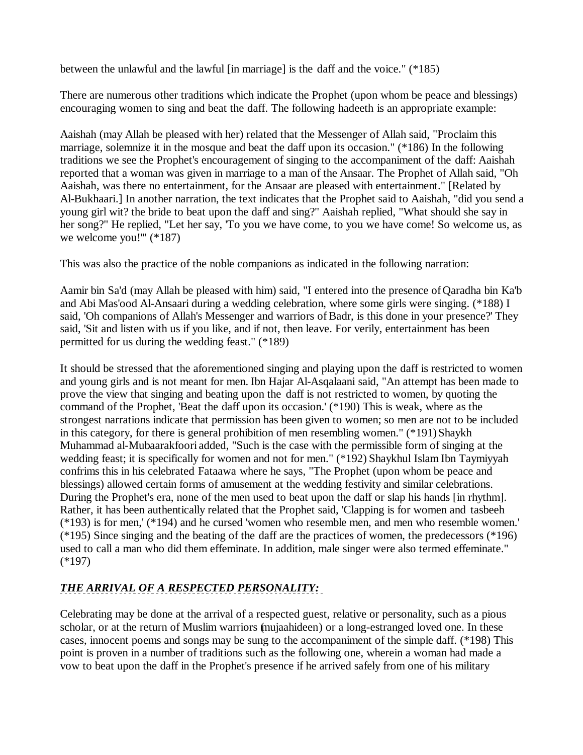between the unlawful and the lawful [in marriage] is the daff and the voice." (*185)

There are numerous other traditions which indicate the Prophet (upon whom be peace and blessings) encouraging women to sing and beat the daff. The following hadeeth is an appropriate example:

Aaishah (may Allah be pleased with her) related that the Messenger of Allah said, "Proclaim this marriage, solemnize it in the mosque and beat the daff upon its occasion." (*186) In the following traditions we see the Prophet's encouragement of singing to the accompaniment of the daff: Aaishah reported that a woman was given in marriage to a man of the Ansaar. The Prophet of Allah said, "Oh Aaishah, was there no entertainment, for the Ansaar are pleased with entertainment." [Related by Al-Bukhaari.] In another narration, the text indicates that the Prophet said to Aaishah, "did you send a young girl wit? the bride to beat upon the daff and sing?" Aaishah replied, "What should she say in her song?" He replied, "Let her say, 'To you we have come, to you we have come! So welcome us, as we welcome you!'" (*187)

This was also the practice of the noble companions as indicated in the following narration:

Aamir bin Sa'd (may Allah be pleased with him) said, "I entered into the presence of Qaradha bin Ka'b and Abi Mas'ood Al-Ansaari during a wedding celebration, where some girls were singing. (*188) I said, 'Oh companions of Allah's Messenger and warriors of Badr, is this done in your presence?' They said, 'Sit and listen with us if you like, and if not, then leave. For verily, entertainment has been permitted for us during the wedding feast." (*189)

It should be stressed that the aforementioned singing and playing upon the daff is restricted to women and young girls and is not meant for men. Ibn Hajar Al-Asqalaani said, "An attempt has been made to prove the view that singing and beating upon the daff is not restricted to women, by quoting the command of the Prophet, 'Beat the daff upon its occasion.' (*190) This is weak, where as the strongest narrations indicate that permission has been given to women; so men are not to be included in this category, for there is general prohibition of men resembling women." (*191) Shaykh Muhammad al-Mubaarakfoori added, "Such is the case with the permissible form of singing at the wedding feast; it is specifically for women and not for men." (*192) Shaykhul Islam Ibn Taymiyyah confrims this in his celebrated Fataawa where he says, "The Prophet (upon whom be peace and blessings) allowed certain forms of amusement at the wedding festivity and similar celebrations. During the Prophet's era, none of the men used to beat upon the daff or slap his hands [in rhythm]. Rather, it has been authentically related that the Prophet said, 'Clapping is for women and tasbeeh (*193) is for men,' (*194) and he cursed 'women who resemble men, and men who resemble women.' (*195) Since singing and the beating of the daff are the practices of women, the predecessors (*196) used to call a man who did them effeminate. In addition, male singer were also termed effeminate." (*197)

### ***THE ARRIVAL OF A RESPECTED PERSONALITY:***

Celebrating may be done at the arrival of a respected guest, relative or personality, such as a pious scholar, or at the return of Muslim warriors (mujaahideen) or a long-estranged loved one. In these cases, innocent poems and songs may be sung to the accompaniment of the simple daff. (*198) This point is proven in a number of traditions such as the following one, wherein a woman had made a vow to beat upon the daff in the Prophet's presence if he arrived safely from one of his military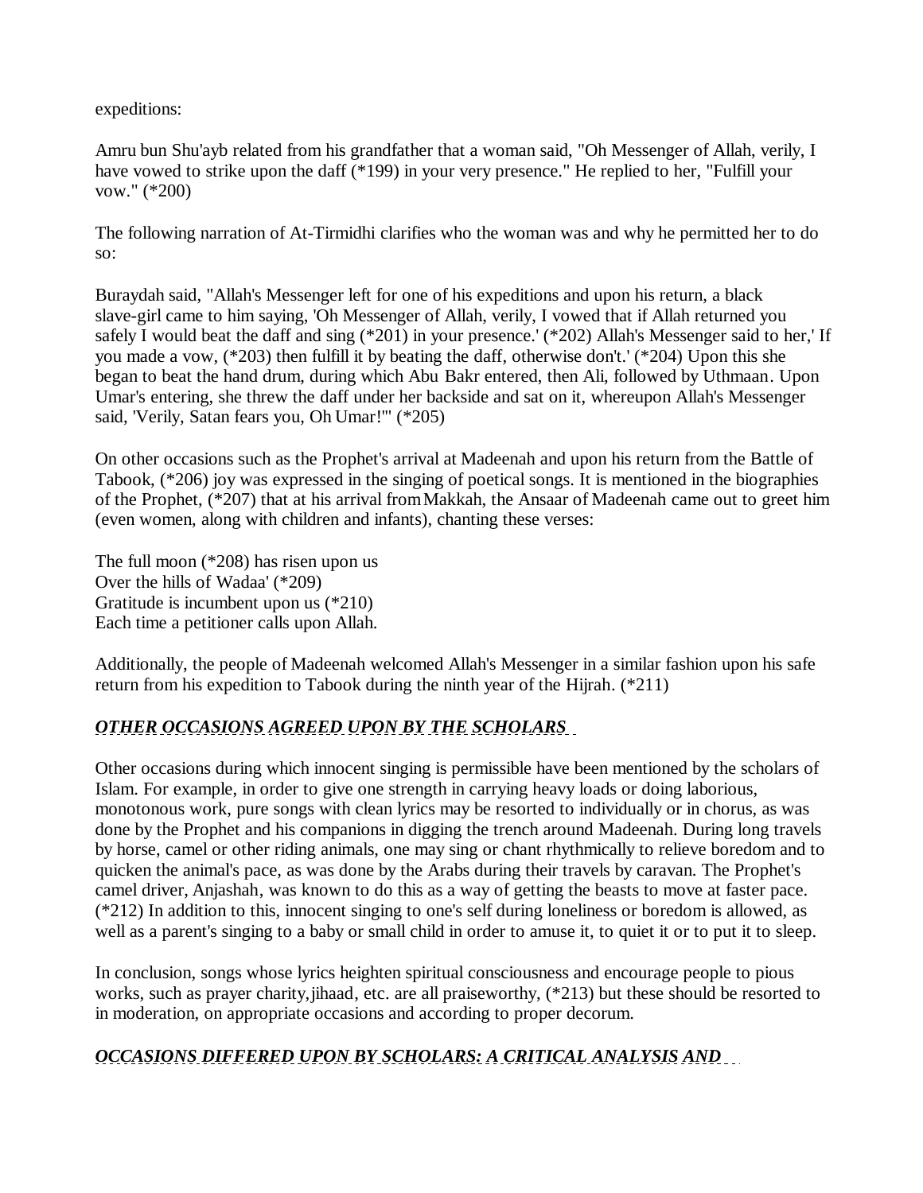expeditions:

Amru bun Shu'ayb related from his grandfather that a woman said, "Oh Messenger of Allah, verily, I have vowed to strike upon the daff (*199) in your very presence." He replied to her, "Fulfill your vow." (*200)

The following narration of At-Tirmidhi clarifies who the woman was and why he permitted her to do so:

Buraydah said, "Allah's Messenger left for one of his expeditions and upon his return, a black slave-girl came to him saying, 'Oh Messenger of Allah, verily, I vowed that if Allah returned you safely I would beat the daff and sing (*201) in your presence.' (*202) Allah's Messenger said to her,' If you made a vow, (*203) then fulfill it by beating the daff, otherwise don't.' (*204) Upon this she began to beat the hand drum, during which Abu Bakr entered, then Ali, followed by Uthmaan. Upon Umar's entering, she threw the daff under her backside and sat on it, whereupon Allah's Messenger said, 'Verily, Satan fears you, Oh Umar!'" (*205)

On other occasions such as the Prophet's arrival at Madeenah and upon his return from the Battle of Tabook, (*206) joy was expressed in the singing of poetical songs. It is mentioned in the biographies of the Prophet, (*207) that at his arrival from Makkah, the Ansaar of Madeenah came out to greet him (even women, along with children and infants), chanting these verses:

The full moon (*208) has risen upon us  
Over the hills of Wadaa' (*209)  
Gratitude is incumbent upon us (*210)  
Each time a petitioner calls upon Allah.

Additionally, the people of Madeenah welcomed Allah's Messenger in a similar fashion upon his safe return from his expedition to Tabook during the ninth year of the Hijrah. (*211)

## *OTHER OCCASIONS AGREED UPON BY THE SCHOLARS*

Other occasions during which innocent singing is permissible have been mentioned by the scholars of Islam. For example, in order to give one strength in carrying heavy loads or doing laborious, monotonous work, pure songs with clean lyrics may be resorted to individually or in chorus, as was done by the Prophet and his companions in digging the trench around Madeenah. During long travels by horse, camel or other riding animals, one may sing or chant rhythmically to relieve boredom and to quicken the animal's pace, as was done by the Arabs during their travels by caravan. The Prophet's camel driver, Anjashah, was known to do this as a way of getting the beasts to move at faster pace. (*212) In addition to this, innocent singing to one's self during loneliness or boredom is allowed, as well as a parent's singing to a baby or small child in order to amuse it, to quiet it or to put it to sleep.

In conclusion, songs whose lyrics heighten spiritual consciousness and encourage people to pious works, such as prayer charity,jihaad, etc. are all praiseworthy, (*213) but these should be resorted to in moderation, on appropriate occasions and according to proper decorum.

## *OCCASIONS DIFFERED UPON BY SCHOLARS: A CRITICAL ANALYSIS AND*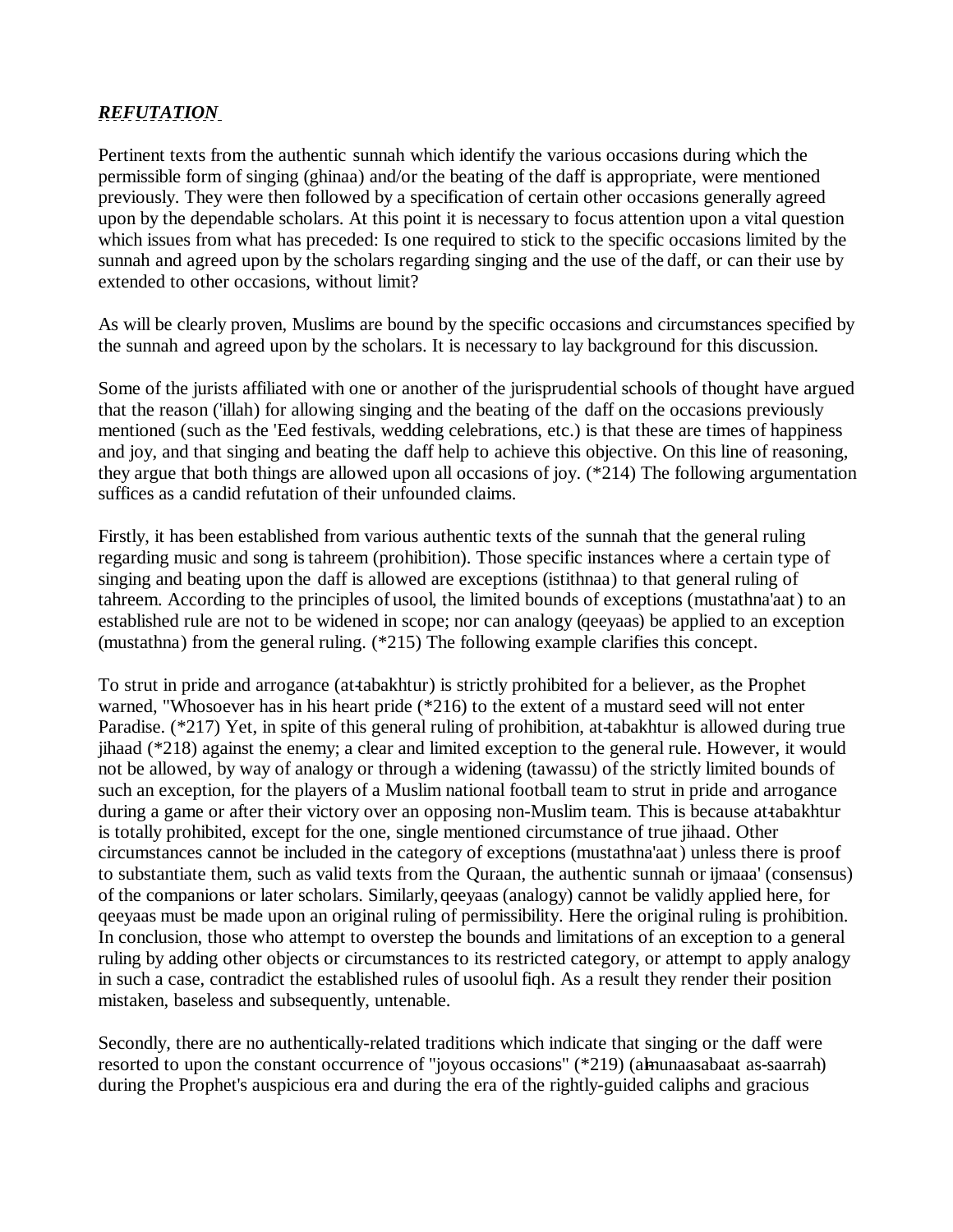***REFUTATION***

Pertinent texts from the authentic sunnah which identify the various occasions during which the permissible form of singing (ghinaa) and/or the beating of the daff is appropriate, were mentioned previously. They were then followed by a specification of certain other occasions generally agreed upon by the dependable scholars. At this point it is necessary to focus attention upon a vital question which issues from what has preceded: Is one required to stick to the specific occasions limited by the sunnah and agreed upon by the scholars regarding singing and the use of the daff, or can their use by extended to other occasions, without limit?

As will be clearly proven, Muslims are bound by the specific occasions and circumstances specified by the sunnah and agreed upon by the scholars. It is necessary to lay background for this discussion.

Some of the jurists affiliated with one or another of the jurisprudential schools of thought have argued that the reason ('illah) for allowing singing and the beating of the daff on the occasions previously mentioned (such as the 'Eed festivals, wedding celebrations, etc.) is that these are times of happiness and joy, and that singing and beating the daff help to achieve this objective. On this line of reasoning, they argue that both things are allowed upon all occasions of joy. (*214) The following argumentation suffices as a candid refutation of their unfounded claims.

Firstly, it has been established from various authentic texts of the sunnah that the general ruling regarding music and song is tahreem (prohibition). Those specific instances where a certain type of singing and beating upon the daff is allowed are exceptions (istithnaa) to that general ruling of tahreem. According to the principles of usool, the limited bounds of exceptions (mustathna'aat) to an established rule are not to be widened in scope; nor can analogy (qeeyaas) be applied to an exception (mustathna) from the general ruling. (*215) The following example clarifies this concept.

To strut in pride and arrogance (at-tabakhtur) is strictly prohibited for a believer, as the Prophet warned, "Whosoever has in his heart pride (*216) to the extent of a mustard seed will not enter Paradise. (*217) Yet, in spite of this general ruling of prohibition, at-tabakhtur is allowed during true jihaad (*218) against the enemy; a clear and limited exception to the general rule. However, it would not be allowed, by way of analogy or through a widening (tawassu) of the strictly limited bounds of such an exception, for the players of a Muslim national football team to strut in pride and arrogance during a game or after their victory over an opposing non-Muslim team. This is because at-tabakhtur is totally prohibited, except for the one, single mentioned circumstance of true jihaad. Other circumstances cannot be included in the category of exceptions (mustathna'aat) unless there is proof to substantiate them, such as valid texts from the Quraan, the authentic sunnah or ijmaaa' (consensus) of the companions or later scholars. Similarly, qeeyaas (analogy) cannot be validly applied here, for qeeyaas must be made upon an original ruling of permissibility. Here the original ruling is prohibition. In conclusion, those who attempt to overstep the bounds and limitations of an exception to a general ruling by adding other objects or circumstances to its restricted category, or attempt to apply analogy in such a case, contradict the established rules of usoolul fiqh. As a result they render their position mistaken, baseless and subsequently, untenable.

Secondly, there are no authentically-related traditions which indicate that singing or the daff were resorted to upon the constant occurrence of "joyous occasions" (*219) (al-munaasabaat as-saarrah) during the Prophet's auspicious era and during the era of the rightly-guided caliphs and gracious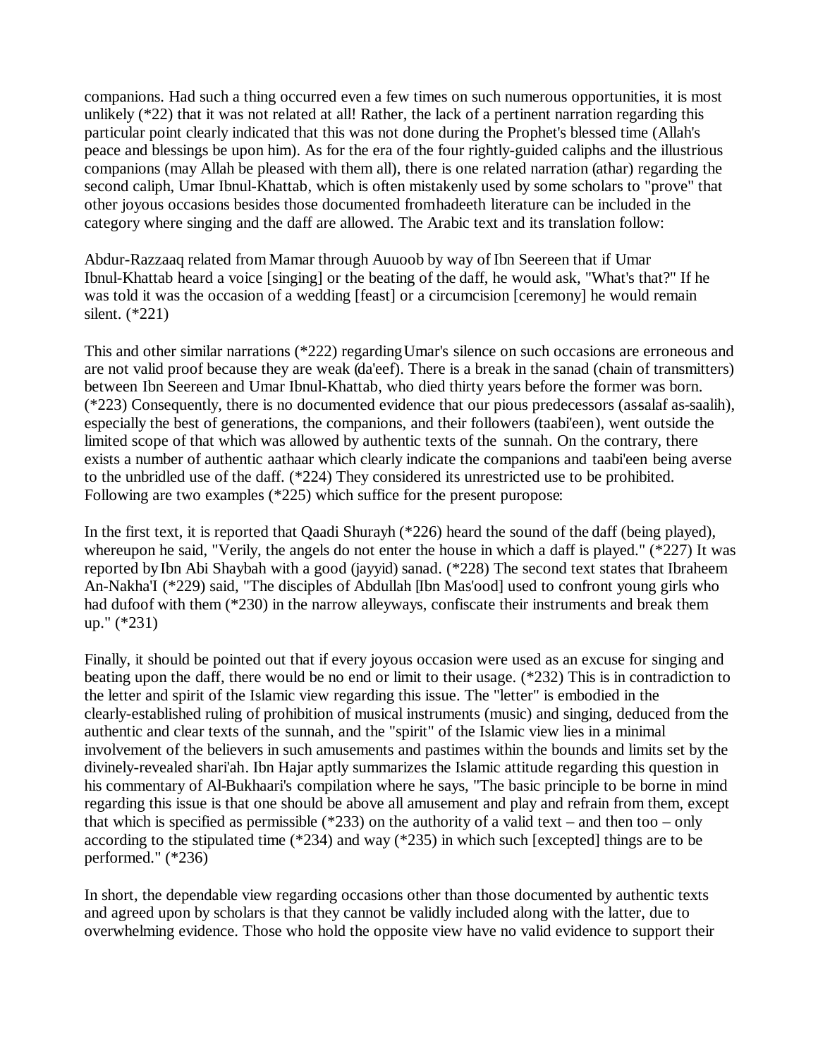companions. Had such a thing occurred even a few times on such numerous opportunities, it is most unlikely (*22) that it was not related at all! Rather, the lack of a pertinent narration regarding this particular point clearly indicated that this was not done during the Prophet's blessed time (Allah's peace and blessings be upon him). As for the era of the four rightly-guided caliphs and the illustrious companions (may Allah be pleased with them all), there is one related narration (athar) regarding the second caliph, Umar Ibnul-Khattab, which is often mistakenly used by some scholars to "prove" that other joyous occasions besides those documented from hadeeth literature can be included in the category where singing and the daff are allowed. The Arabic text and its translation follow:

Abdur-Razzaaq related from Mamar through Auuoob by way of Ibn Seereen that if Umar Ibnul-Khattab heard a voice [singing] or the beating of the daff, he would ask, "What's that?" If he was told it was the occasion of a wedding [feast] or a circumcision [ceremony] he would remain silent. (*221)

This and other similar narrations (*222) regarding Umar's silence on such occasions are erroneous and are not valid proof because they are weak (da'eef). There is a break in the sanad (chain of transmitters) between Ibn Seereen and Umar Ibnul-Khattab, who died thirty years before the former was born. (*223) Consequently, there is no documented evidence that our pious predecessors (as-salaf as-saalih), especially the best of generations, the companions, and their followers (taabi'een), went outside the limited scope of that which was allowed by authentic texts of the sunnah. On the contrary, there exists a number of authentic aathaar which clearly indicate the companions and taabi'een being averse to the unbridled use of the daff. (*224) They considered its unrestricted use to be prohibited. Following are two examples (*225) which suffice for the present puropose:

In the first text, it is reported that Qaadi Shurayh (*226) heard the sound of the daff (being played), whereupon he said, "Verily, the angels do not enter the house in which a daff is played." (*227) It was reported by Ibn Abi Shaybah with a good (jayyid) sanad. (*228) The second text states that Ibraheem An-Nakha'I (*229) said, "The disciples of Abdullah [Ibn Mas'ood] used to confront young girls who had dufoof with them (*230) in the narrow alleyways, confiscate their instruments and break them up." (*231)

Finally, it should be pointed out that if every joyous occasion were used as an excuse for singing and beating upon the daff, there would be no end or limit to their usage. (*232) This is in contradiction to the letter and spirit of the Islamic view regarding this issue. The "letter" is embodied in the clearly-established ruling of prohibition of musical instruments (music) and singing, deduced from the authentic and clear texts of the sunnah, and the "spirit" of the Islamic view lies in a minimal involvement of the believers in such amusements and pastimes within the bounds and limits set by the divinely-revealed shari'ah. Ibn Hajar aptly summarizes the Islamic attitude regarding this question in his commentary of Al-Bukhaari's compilation where he says, "The basic principle to be borne in mind regarding this issue is that one should be above all amusement and play and refrain from them, except that which is specified as permissible (*233) on the authority of a valid text – and then too – only according to the stipulated time (*234) and way (*235) in which such [excepted] things are to be performed." (*236)

In short, the dependable view regarding occasions other than those documented by authentic texts and agreed upon by scholars is that they cannot be validly included along with the latter, due to overwhelming evidence. Those who hold the opposite view have no valid evidence to support their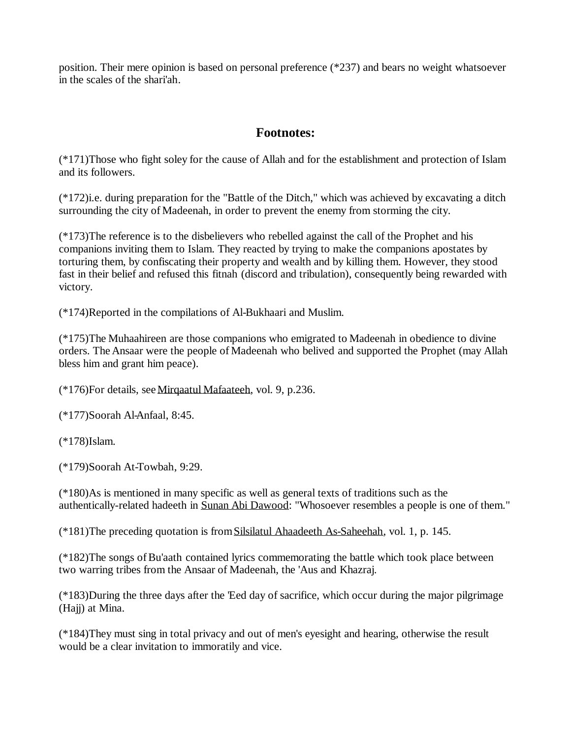position. Their mere opinion is based on personal preference (*237) and bears no weight whatsoever in the scales of the shari'ah.

## Footnotes:

(*171)Those who fight soley for the cause of Allah and for the establishment and protection of Islam and its followers.

(*172)i.e. during preparation for the "Battle of the Ditch," which was achieved by excavating a ditch surrounding the city of Madeenah, in order to prevent the enemy from storming the city.

(*173)The reference is to the disbelievers who rebelled against the call of the Prophet and his companions inviting them to Islam. They reacted by trying to make the companions apostates by torturing them, by confiscating their property and wealth and by killing them. However, they stood fast in their belief and refused this fitnah (discord and tribulation), consequently being rewarded with victory.

(*174)Reported in the compilations of Al-Bukhaari and Muslim.

(*175)The Muhaahireen are those companions who emigrated to Madeenah in obedience to divine orders. The Ansaar were the people of Madeenah who belived and supported the Prophet (may Allah bless him and grant him peace).

(*176)For details, see Mirqaatul Mafaateeh, vol. 9, p.236.

(*177)Soorah Al-Anfaal, 8:45.

(*178)Islam.

(*179)Soorah At-Towbah, 9:29.

(*180)As is mentioned in many specific as well as general texts of traditions such as the authentically-related hadeeth in Sunan Abi Dawood: "Whosoever resembles a people is one of them."

(*181)The preceding quotation is from Silsilatul Ahaadeeth As-Saheehah, vol. 1, p. 145.

(*182)The songs of Bu'aath contained lyrics commemorating the battle which took place between two warring tribes from the Ansaar of Madeenah, the 'Aus and Khazraj.

(*183)During the three days after the 'Eed day of sacrifice, which occur during the major pilgrimage (Hajj) at Mina.

(*184)They must sing in total privacy and out of men's eyesight and hearing, otherwise the result would be a clear invitation to immoratily and vice.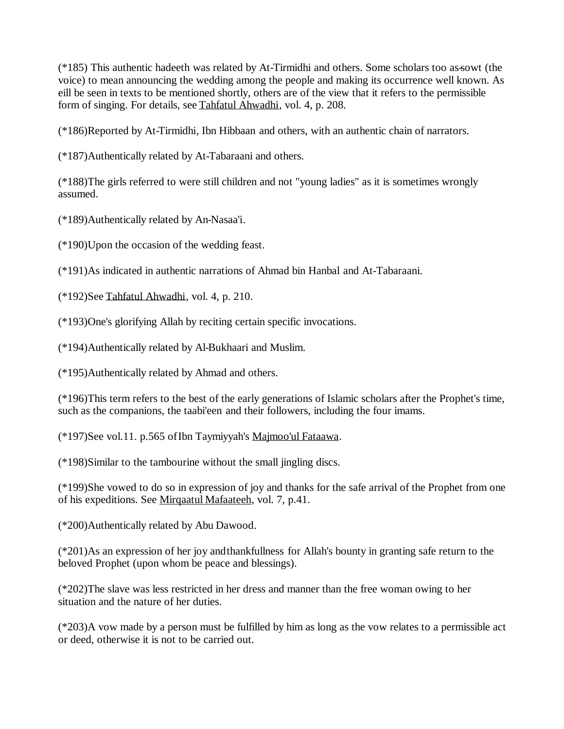(*185) This authentic hadeeth was related by At-Tirmidhi and others. Some scholars too as-sowt (the voice) to mean announcing the wedding among the people and making its occurrence well known. As eill be seen in texts to be mentioned shortly, others are of the view that it refers to the permissible form of singing. For details, see Tahfatul Ahwadhi, vol. 4, p. 208.

(*186)Reported by At-Tirmidhi, Ibn Hibbaan and others, with an authentic chain of narrators.

(*187)Authentically related by At-Tabaraani and others.

(*188)The girls referred to were still children and not "young ladies" as it is sometimes wrongly assumed.

(*189)Authentically related by An-Nasaa'i.

(*190)Upon the occasion of the wedding feast.

(*191)As indicated in authentic narrations of Ahmad bin Hanbal and At-Tabaraani.

(*192)See Tahfatul Ahwadhi, vol. 4, p. 210.

(*193)One's glorifying Allah by reciting certain specific invocations.

(*194)Authentically related by Al-Bukhaari and Muslim.

(*195)Authentically related by Ahmad and others.

(*196)This term refers to the best of the early generations of Islamic scholars after the Prophet's time, such as the companions, the taabi'een and their followers, including the four imams.

(*197)See vol.11. p.565 of Ibn Taymiyyah's Majmoo'ul Fataawa.

(*198)Similar to the tambourine without the small jingling discs.

(*199)She vowed to do so in expression of joy and thanks for the safe arrival of the Prophet from one of his expeditions. See Mirqaatul Mafaateeh, vol. 7, p.41.

(*200)Authentically related by Abu Dawood.

(*201)As an expression of her joy and thankfullness for Allah's bounty in granting safe return to the beloved Prophet (upon whom be peace and blessings).

(*202)The slave was less restricted in her dress and manner than the free woman owing to her situation and the nature of her duties.

(*203)A vow made by a person must be fulfilled by him as long as the vow relates to a permissible act or deed, otherwise it is not to be carried out.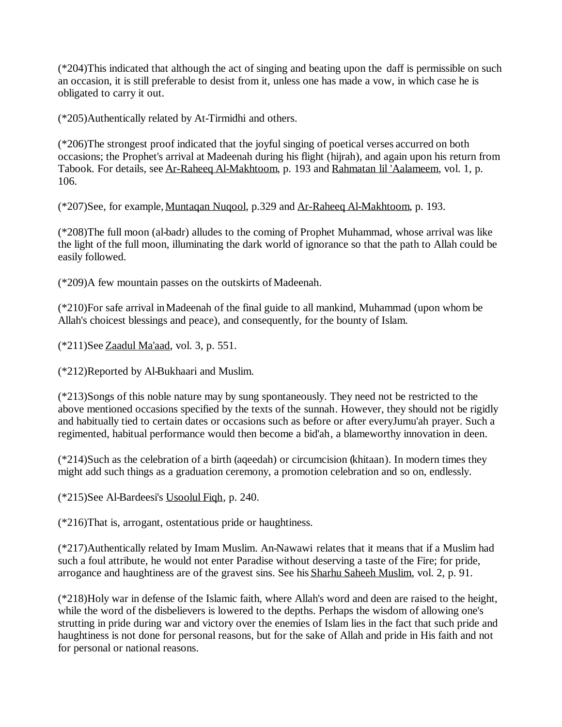(*204)This indicated that although the act of singing and beating upon the daff is permissible on such an occasion, it is still preferable to desist from it, unless one has made a vow, in which case he is obligated to carry it out.

(*205)Authentically related by At-Tirmidhi and others.

(*206)The strongest proof indicated that the joyful singing of poetical verses accurred on both occasions; the Prophet's arrival at Madeenah during his flight (hijrah), and again upon his return from Tabook. For details, see Ar-Raheeq Al-Makhtoom, p. 193 and Rahmatan lil 'Aalameem, vol. 1, p. 106.

(*207)See, for example, Muntaqan Nuqool, p.329 and Ar-Raheeq Al-Makhtoom, p. 193.

(*208)The full moon (al-badr) alludes to the coming of Prophet Muhammad, whose arrival was like the light of the full moon, illuminating the dark world of ignorance so that the path to Allah could be easily followed.

(*209)A few mountain passes on the outskirts of Madeenah.

(*210)For safe arrival in Madeenah of the final guide to all mankind, Muhammad (upon whom be Allah's choicest blessings and peace), and consequently, for the bounty of Islam.

(*211)See Zaadul Ma'aad, vol. 3, p. 551.

(*212)Reported by Al-Bukhaari and Muslim.

(*213)Songs of this noble nature may by sung spontaneously. They need not be restricted to the above mentioned occasions specified by the texts of the sunnah. However, they should not be rigidly and habitually tied to certain dates or occasions such as before or after everyJumu'ah prayer. Such a regimented, habitual performance would then become a bid'ah, a blameworthy innovation in deen.

(*214)Such as the celebration of a birth (aqeedah) or circumcision (khitaan). In modern times they might add such things as a graduation ceremony, a promotion celebration and so on, endlessly.

(*215)See Al-Bardeesi's Usoolul Fiqh, p. 240.

(*216)That is, arrogant, ostentatious pride or haughtiness.

(*217)Authentically related by Imam Muslim. An-Nawawi relates that it means that if a Muslim had such a foul attribute, he would not enter Paradise without deserving a taste of the Fire; for pride, arrogance and haughtiness are of the gravest sins. See his Sharhu Saheeh Muslim, vol. 2, p. 91.

(*218)Holy war in defense of the Islamic faith, where Allah's word and deen are raised to the height, while the word of the disbelievers is lowered to the depths. Perhaps the wisdom of allowing one's strutting in pride during war and victory over the enemies of Islam lies in the fact that such pride and haughtiness is not done for personal reasons, but for the sake of Allah and pride in His faith and not for personal or national reasons.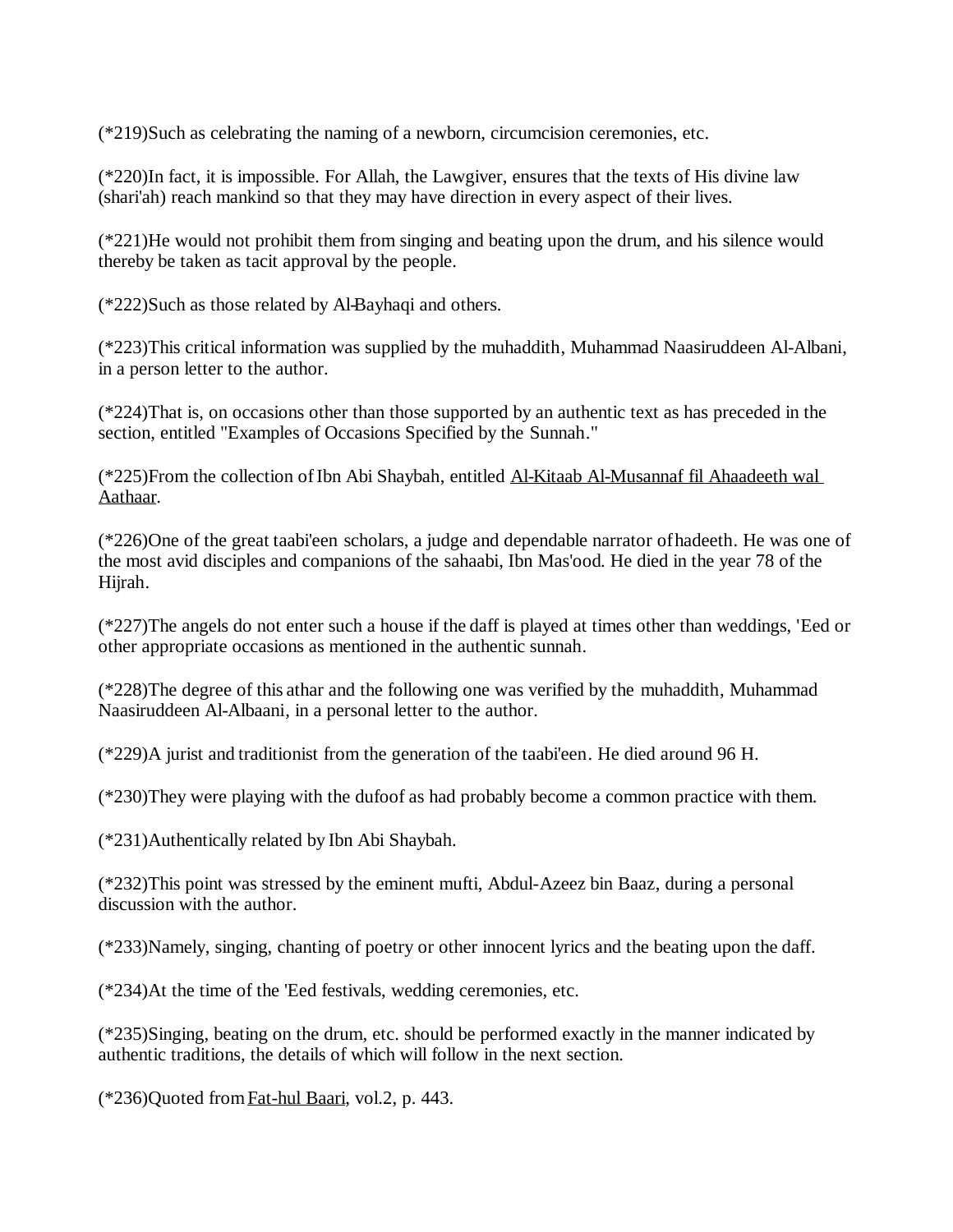(*219)Such as celebrating the naming of a newborn, circumcision ceremonies, etc.

(*220)In fact, it is impossible. For Allah, the Lawgiver, ensures that the texts of His divine law (shari'ah) reach mankind so that they may have direction in every aspect of their lives.

(*221)He would not prohibit them from singing and beating upon the drum, and his silence would thereby be taken as tacit approval by the people.

(*222)Such as those related by Al-Bayhaqi and others.

(*223)This critical information was supplied by the muhaddith, Muhammad Naasiruddeen Al-Albani, in a person letter to the author.

(*224)That is, on occasions other than those supported by an authentic text as has preceded in the section, entitled "Examples of Occasions Specified by the Sunnah."

(*225)From the collection of Ibn Abi Shaybah, entitled Al-Kitaab Al-Musannaf fil Ahaadeeth wal Aathaar.

(*226)One of the great taabi'een scholars, a judge and dependable narrator of hadeeth. He was one of the most avid disciples and companions of the sahaabi, Ibn Mas'ood. He died in the year 78 of the Hijrah.

(*227)The angels do not enter such a house if the daff is played at times other than weddings, 'Eed or other appropriate occasions as mentioned in the authentic sunnah.

(*228)The degree of this athar and the following one was verified by the muhaddith, Muhammad Naasiruddeen Al-Albaani, in a personal letter to the author.

(*229)A jurist and traditionist from the generation of the taabi'een. He died around 96 H.

(*230)They were playing with the dufoof as had probably become a common practice with them.

(*231)Authentically related by Ibn Abi Shaybah.

(*232)This point was stressed by the eminent mufti, Abdul-Azeez bin Baaz, during a personal discussion with the author.

(*233)Namely, singing, chanting of poetry or other innocent lyrics and the beating upon the daff.

(*234)At the time of the 'Eed festivals, wedding ceremonies, etc.

(*235)Singing, beating on the drum, etc. should be performed exactly in the manner indicated by authentic traditions, the details of which will follow in the next section.

(*236)Quoted from Fat-hul Baari, vol.2, p. 443.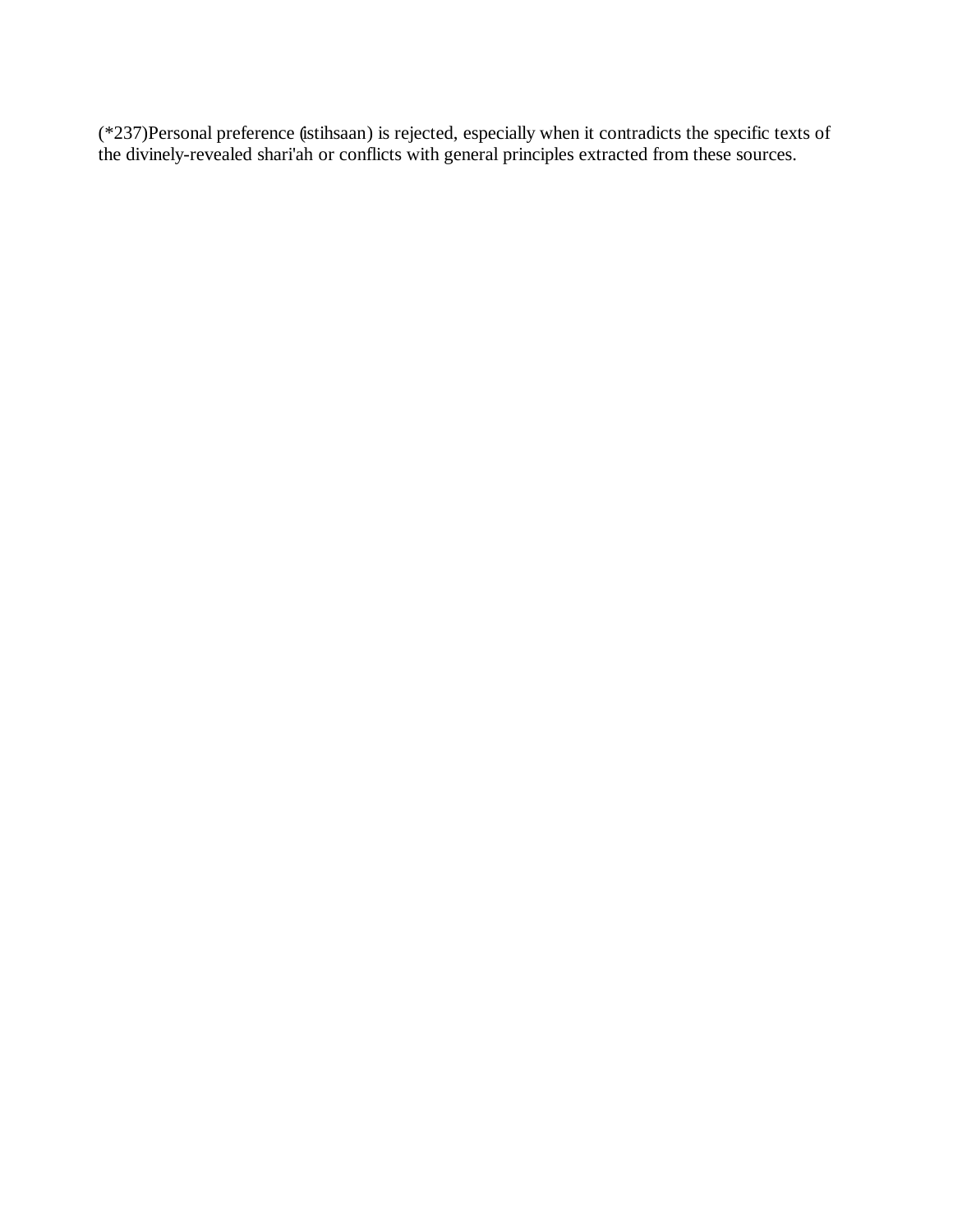(*237)Personal preference (istihsaan) is rejected, especially when it contradicts the specific texts of the divinely-revealed shari'ah or conflicts with general principles extracted from these sources.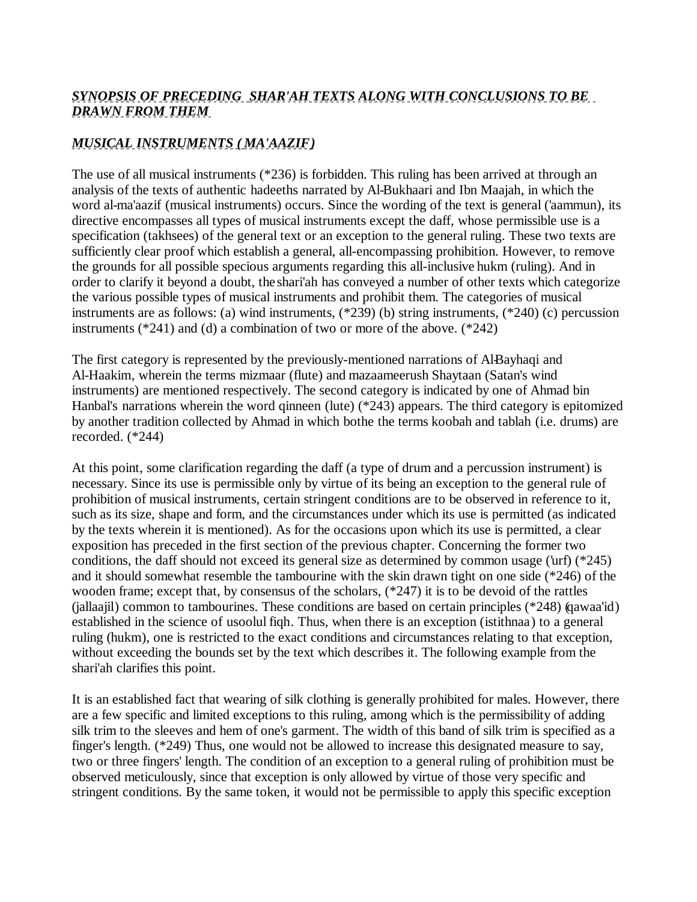## *SYNOPSIS OF PRECEDING SHAR'AH TEXTS ALONG WITH CONCLUSIONS TO BE DRAWN FROM THEM*

## *MUSICAL INSTRUMENTS ( MA'AAZIF)*

The use of all musical instruments (*236) is forbidden. This ruling has been arrived at through an analysis of the texts of authentic hadeeths narrated by Al-Bukhaari and Ibn Maajah, in which the word al-ma'aazif (musical instruments) occurs. Since the wording of the text is general ('aammun), its directive encompasses all types of musical instruments except the daff, whose permissible use is a specification (takhsees) of the general text or an exception to the general ruling. These two texts are sufficiently clear proof which establish a general, all-encompassing prohibition. However, to remove the grounds for all possible specious arguments regarding this all-inclusive hukm (ruling). And in order to clarify it beyond a doubt, the shari'ah has conveyed a number of other texts which categorize the various possible types of musical instruments and prohibit them. The categories of musical instruments are as follows: (a) wind instruments, (*239) (b) string instruments, (*240) (c) percussion instruments (*241) and (d) a combination of two or more of the above. (*242)

The first category is represented by the previously-mentioned narrations of Al-Bayhaqi and Al-Haakim, wherein the terms mizmaar (flute) and mazaameerush Shaytaan (Satan's wind instruments) are mentioned respectively. The second category is indicated by one of Ahmad bin Hanbal's narrations wherein the word qinneen (lute) (*243) appears. The third category is epitomized by another tradition collected by Ahmad in which bothe the terms koobah and tablah (i.e. drums) are recorded. (*244)

At this point, some clarification regarding the daff (a type of drum and a percussion instrument) is necessary. Since its use is permissible only by virtue of its being an exception to the general rule of prohibition of musical instruments, certain stringent conditions are to be observed in reference to it, such as its size, shape and form, and the circumstances under which its use is permitted (as indicated by the texts wherein it is mentioned). As for the occasions upon which its use is permitted, a clear exposition has preceded in the first section of the previous chapter. Concerning the former two conditions, the daff should not exceed its general size as determined by common usage ('urf) (*245) and it should somewhat resemble the tambourine with the skin drawn tight on one side (*246) of the wooden frame; except that, by consensus of the scholars, (*247) it is to be devoid of the rattles (jallaajil) common to tambourines. These conditions are based on certain principles (*248) (qawaa'id) established in the science of usoolul fiqh. Thus, when there is an exception (istithnaa) to a general ruling (hukm), one is restricted to the exact conditions and circumstances relating to that exception, without exceeding the bounds set by the text which describes it. The following example from the shari'ah clarifies this point.

It is an established fact that wearing of silk clothing is generally prohibited for males. However, there are a few specific and limited exceptions to this ruling, among which is the permissibility of adding silk trim to the sleeves and hem of one's garment. The width of this band of silk trim is specified as a finger's length. (*249) Thus, one would not be allowed to increase this designated measure to say, two or three fingers' length. The condition of an exception to a general ruling of prohibition must be observed meticulously, since that exception is only allowed by virtue of those very specific and stringent conditions. By the same token, it would not be permissible to apply this specific exception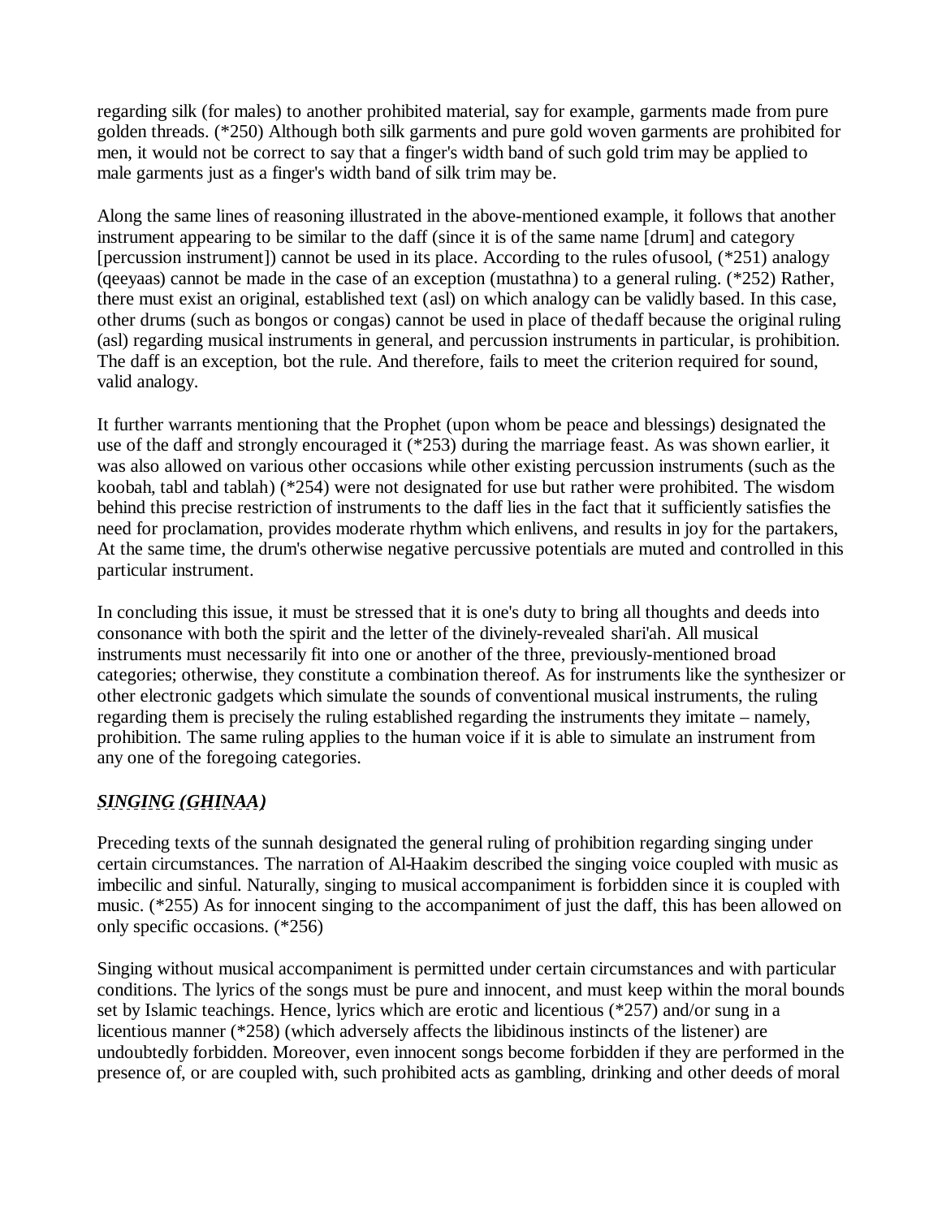regarding silk (for males) to another prohibited material, say for example, garments made from pure golden threads. (*250) Although both silk garments and pure gold woven garments are prohibited for men, it would not be correct to say that a finger's width band of such gold trim may be applied to male garments just as a finger's width band of silk trim may be.

Along the same lines of reasoning illustrated in the above-mentioned example, it follows that another instrument appearing to be similar to the daff (since it is of the same name [drum] and category [percussion instrument]) cannot be used in its place. According to the rules ofusool, (*251) analogy (qeeyaas) cannot be made in the case of an exception (mustathna) to a general ruling. (*252) Rather, there must exist an original, established text (asl) on which analogy can be validly based. In this case, other drums (such as bongos or congas) cannot be used in place of thedaff because the original ruling (asl) regarding musical instruments in general, and percussion instruments in particular, is prohibition. The daff is an exception, bot the rule. And therefore, fails to meet the criterion required for sound, valid analogy.

It further warrants mentioning that the Prophet (upon whom be peace and blessings) designated the use of the daff and strongly encouraged it (*253) during the marriage feast. As was shown earlier, it was also allowed on various other occasions while other existing percussion instruments (such as the koobah, tabl and tablah) (*254) were not designated for use but rather were prohibited. The wisdom behind this precise restriction of instruments to the daff lies in the fact that it sufficiently satisfies the need for proclamation, provides moderate rhythm which enlivens, and results in joy for the partakers, At the same time, the drum's otherwise negative percussive potentials are muted and controlled in this particular instrument.

In concluding this issue, it must be stressed that it is one's duty to bring all thoughts and deeds into consonance with both the spirit and the letter of the divinely-revealed shari'ah. All musical instruments must necessarily fit into one or another of the three, previously-mentioned broad categories; otherwise, they constitute a combination thereof. As for instruments like the synthesizer or other electronic gadgets which simulate the sounds of conventional musical instruments, the ruling regarding them is precisely the ruling established regarding the instruments they imitate – namely, prohibition. The same ruling applies to the human voice if it is able to simulate an instrument from any one of the foregoing categories.

## ***SINGING (GHINAA)***

Preceding texts of the sunnah designated the general ruling of prohibition regarding singing under certain circumstances. The narration of Al-Haakim described the singing voice coupled with music as imbecilic and sinful. Naturally, singing to musical accompaniment is forbidden since it is coupled with music. (*255) As for innocent singing to the accompaniment of just the daff, this has been allowed on only specific occasions. (*256)

Singing without musical accompaniment is permitted under certain circumstances and with particular conditions. The lyrics of the songs must be pure and innocent, and must keep within the moral bounds set by Islamic teachings. Hence, lyrics which are erotic and licentious (*257) and/or sung in a licentious manner (*258) (which adversely affects the libidinous instincts of the listener) are undoubtedly forbidden. Moreover, even innocent songs become forbidden if they are performed in the presence of, or are coupled with, such prohibited acts as gambling, drinking and other deeds of moral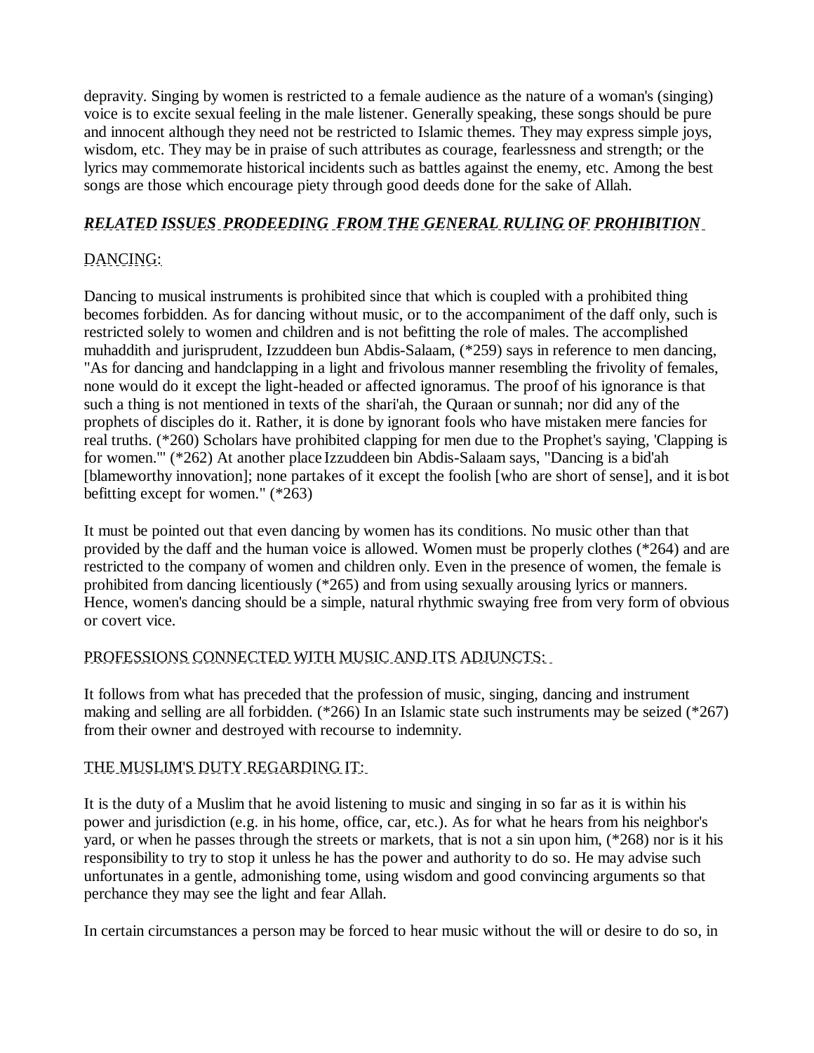depravity. Singing by women is restricted to a female audience as the nature of a woman's (singing) voice is to excite sexual feeling in the male listener. Generally speaking, these songs should be pure and innocent although they need not be restricted to Islamic themes. They may express simple joys, wisdom, etc. They may be in praise of such attributes as courage, fearlessness and strength; or the lyrics may commemorate historical incidents such as battles against the enemy, etc. Among the best songs are those which encourage piety through good deeds done for the sake of Allah.

## ***RELATED ISSUES PRODEEDING FROM THE GENERAL RULING OF PROHIBITION***

### DANCING:

Dancing to musical instruments is prohibited since that which is coupled with a prohibited thing becomes forbidden. As for dancing without music, or to the accompaniment of the daff only, such is restricted solely to women and children and is not befitting the role of males. The accomplished muhaddith and jurisprudent, Izzuddeen bun Abdis-Salaam, (*259) says in reference to men dancing, "As for dancing and handclapping in a light and frivolous manner resembling the frivolity of females, none would do it except the light-headed or affected ignoramus. The proof of his ignorance is that such a thing is not mentioned in texts of the shari'ah, the Quraan or sunnah; nor did any of the prophets of disciples do it. Rather, it is done by ignorant fools who have mistaken mere fancies for real truths. (*260) Scholars have prohibited clapping for men due to the Prophet's saying, 'Clapping is for women.'" (*262) At another place Izzuddeen bin Abdis-Salaam says, "Dancing is a bid'ah [blameworthy innovation]; none partakes of it except the foolish [who are short of sense], and it is bot befitting except for women." (*263)

It must be pointed out that even dancing by women has its conditions. No music other than that provided by the daff and the human voice is allowed. Women must be properly clothes (*264) and are restricted to the company of women and children only. Even in the presence of women, the female is prohibited from dancing licentiously (*265) and from using sexually arousing lyrics or manners. Hence, women's dancing should be a simple, natural rhythmic swaying free from very form of obvious or covert vice.

### PROFESSIONS CONNECTED WITH MUSIC AND ITS ADJUNCTS:

It follows from what has preceded that the profession of music, singing, dancing and instrument making and selling are all forbidden. (*266) In an Islamic state such instruments may be seized (*267) from their owner and destroyed with recourse to indemnity.

### THE MUSLIM'S DUTY REGARDING IT:

It is the duty of a Muslim that he avoid listening to music and singing in so far as it is within his power and jurisdiction (e.g. in his home, office, car, etc.). As for what he hears from his neighbor's yard, or when he passes through the streets or markets, that is not a sin upon him, (*268) nor is it his responsibility to try to stop it unless he has the power and authority to do so. He may advise such unfortunates in a gentle, admonishing tome, using wisdom and good convincing arguments so that perchance they may see the light and fear Allah.

In certain circumstances a person may be forced to hear music without the will or desire to do so, in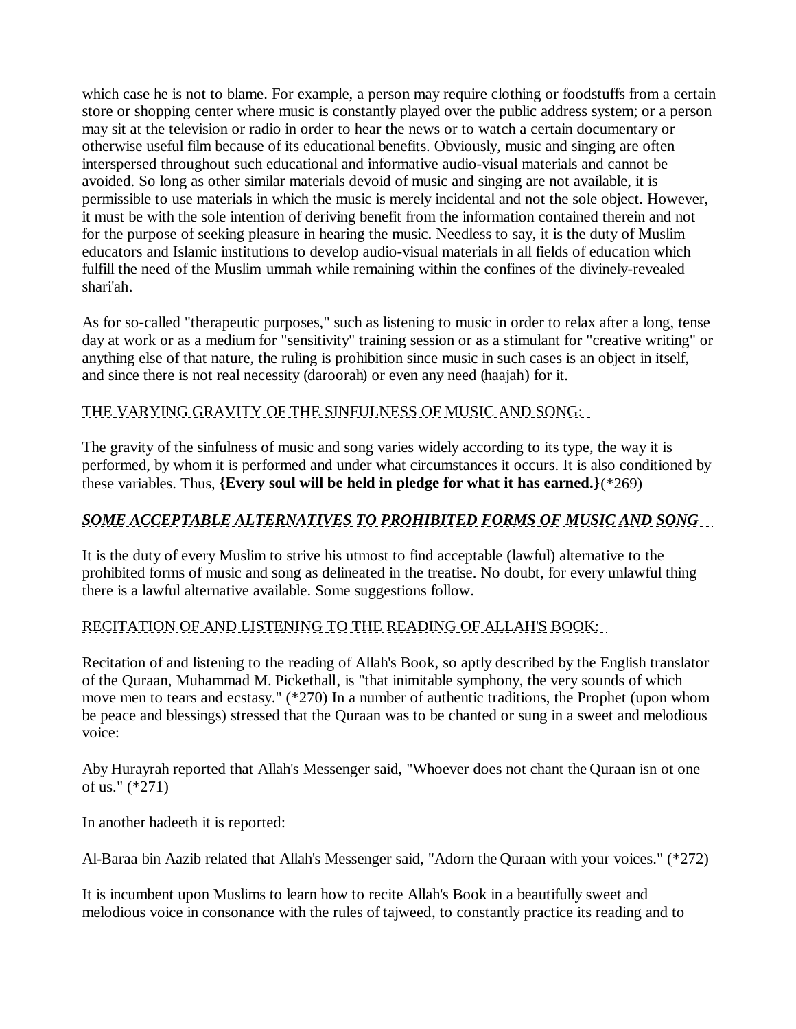which case he is not to blame. For example, a person may require clothing or foodstuffs from a certain store or shopping center where music is constantly played over the public address system; or a person may sit at the television or radio in order to hear the news or to watch a certain documentary or otherwise useful film because of its educational benefits. Obviously, music and singing are often interspersed throughout such educational and informative audio-visual materials and cannot be avoided. So long as other similar materials devoid of music and singing are not available, it is permissible to use materials in which the music is merely incidental and not the sole object. However, it must be with the sole intention of deriving benefit from the information contained therein and not for the purpose of seeking pleasure in hearing the music. Needless to say, it is the duty of Muslim educators and Islamic institutions to develop audio-visual materials in all fields of education which fulfill the need of the Muslim ummah while remaining within the confines of the divinely-revealed shari'ah.

As for so-called "therapeutic purposes," such as listening to music in order to relax after a long, tense day at work or as a medium for "sensitivity" training session or as a stimulant for "creative writing" or anything else of that nature, the ruling is prohibition since music in such cases is an object in itself, and since there is not real necessity (daroorah) or even any need (haajah) for it.

THE VARYING GRAVITY OF THE SINFULNESS OF MUSIC AND SONG:

The gravity of the sinfulness of music and song varies widely according to its type, the way it is performed, by whom it is performed and under what circumstances it occurs. It is also conditioned by these variables. Thus, **{Every soul will be held in pledge for what it has earned.}**(*269)

***SOME ACCEPTABLE ALTERNATIVES TO PROHIBITED FORMS OF MUSIC AND SONG***

It is the duty of every Muslim to strive his utmost to find acceptable (lawful) alternative to the prohibited forms of music and song as delineated in the treatise. No doubt, for every unlawful thing there is a lawful alternative available. Some suggestions follow.

RECITATION OF AND LISTENING TO THE READING OF ALLAH'S BOOK:

Recitation of and listening to the reading of Allah's Book, so aptly described by the English translator of the Quraan, Muhammad M. Pickethall, is "that inimitable symphony, the very sounds of which move men to tears and ecstasy." (*270) In a number of authentic traditions, the Prophet (upon whom be peace and blessings) stressed that the Quraan was to be chanted or sung in a sweet and melodious voice:

Aby Hurayrah reported that Allah's Messenger said, "Whoever does not chant the Quraan isn ot one of us." (*271)

In another hadeeth it is reported:

Al-Baraa bin Aazib related that Allah's Messenger said, "Adorn the Quraan with your voices." (*272)

It is incumbent upon Muslims to learn how to recite Allah's Book in a beautifully sweet and melodious voice in consonance with the rules of tajweed, to constantly practice its reading and to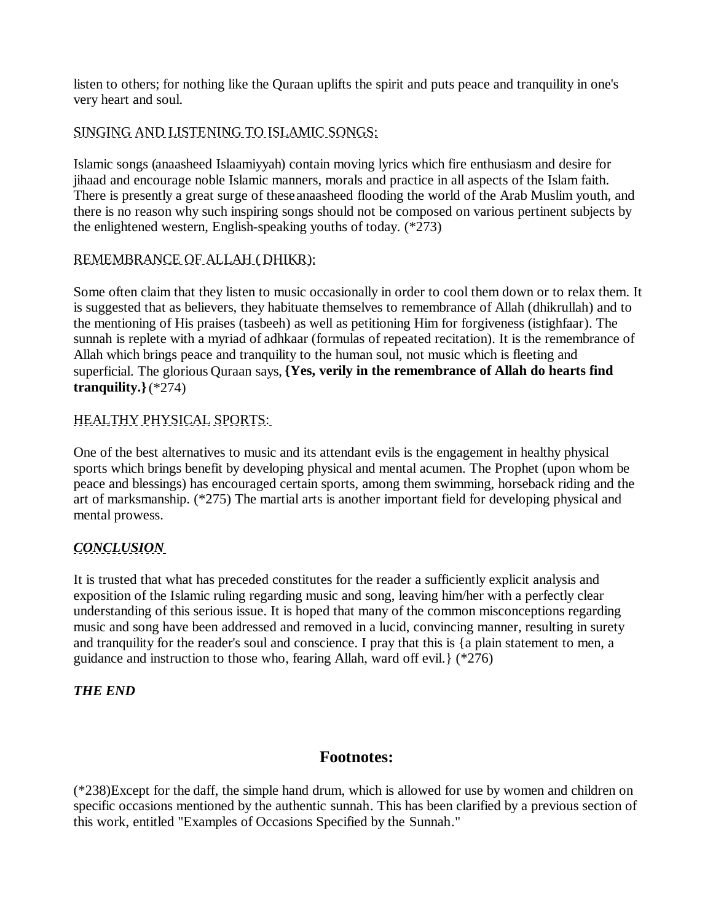listen to others; for nothing like the Quraan uplifts the spirit and puts peace and tranquility in one's very heart and soul.

SINGING AND LISTENING TO ISLAMIC SONGS:

Islamic songs (anaasheed Islaamiyyah) contain moving lyrics which fire enthusiasm and desire for jihaad and encourage noble Islamic manners, morals and practice in all aspects of the Islam faith. There is presently a great surge of these anaasheed flooding the world of the Arab Muslim youth, and there is no reason why such inspiring songs should not be composed on various pertinent subjects by the enlightened western, English-speaking youths of today. (*273)

REMEMBRANCE OF ALLAH ( DHIKR):

Some often claim that they listen to music occasionally in order to cool them down or to relax them. It is suggested that as believers, they habituate themselves to remembrance of Allah (dhikrullah) and to the mentioning of His praises (tasbeeh) as well as petitioning Him for forgiveness (istighfaar). The sunnah is replete with a myriad of adhkaar (formulas of repeated recitation). It is the remembrance of Allah which brings peace and tranquility to the human soul, not music which is fleeting and superficial. The glorious Quraan says, **{Yes, verily in the remembrance of Allah do hearts find tranquility.}** (*274)

HEALTHY PHYSICAL SPORTS:

One of the best alternatives to music and its attendant evils is the engagement in healthy physical sports which brings benefit by developing physical and mental acumen. The Prophet (upon whom be peace and blessings) has encouraged certain sports, among them swimming, horseback riding and the art of marksmanship. (*275) The martial arts is another important field for developing physical and mental prowess.

***CONCLUSION***

It is trusted that what has preceded constitutes for the reader a sufficiently explicit analysis and exposition of the Islamic ruling regarding music and song, leaving him/her with a perfectly clear understanding of this serious issue. It is hoped that many of the common misconceptions regarding music and song have been addressed and removed in a lucid, convincing manner, resulting in surety and tranquility for the reader's soul and conscience. I pray that this is {a plain statement to men, a guidance and instruction to those who, fearing Allah, ward off evil.} (*276)

***THE END***

## Footnotes:

(*238)Except for the daff, the simple hand drum, which is allowed for use by women and children on specific occasions mentioned by the authentic sunnah. This has been clarified by a previous section of this work, entitled "Examples of Occasions Specified by the Sunnah."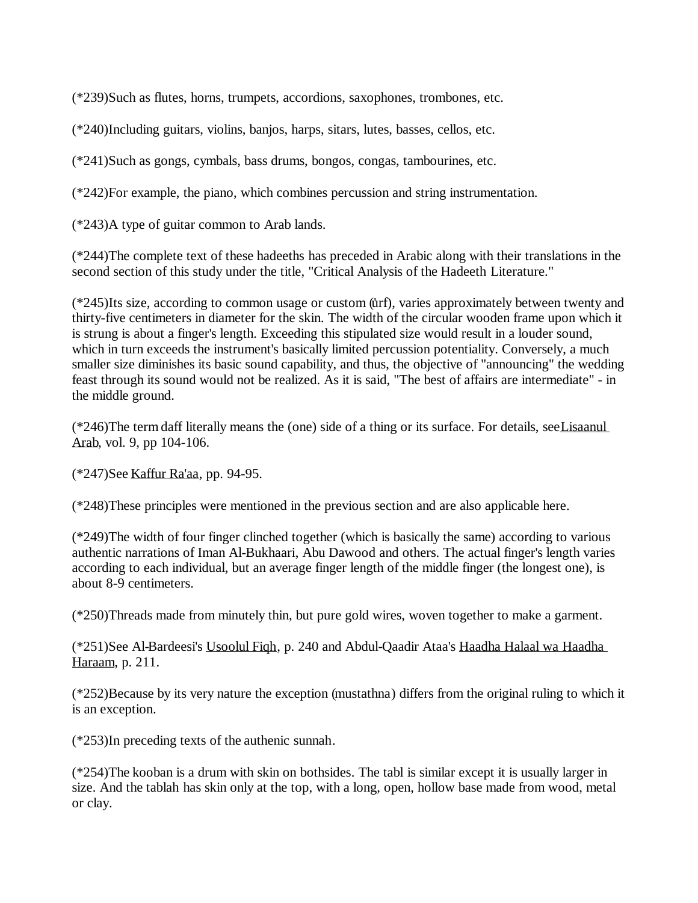(*239)Such as flutes, horns, trumpets, accordions, saxophones, trombones, etc.

(*240)Including guitars, violins, banjos, harps, sitars, lutes, basses, cellos, etc.

(*241)Such as gongs, cymbals, bass drums, bongos, congas, tambourines, etc.

(*242)For example, the piano, which combines percussion and string instrumentation.

(*243)A type of guitar common to Arab lands.

(*244)The complete text of these hadeeths has preceded in Arabic along with their translations in the second section of this study under the title, "Critical Analysis of the Hadeeth Literature."

(*245)Its size, according to common usage or custom (urf), varies approximately between twenty and thirty-five centimeters in diameter for the skin. The width of the circular wooden frame upon which it is strung is about a finger's length. Exceeding this stipulated size would result in a louder sound, which in turn exceeds the instrument's basically limited percussion potentiality. Conversely, a much smaller size diminishes its basic sound capability, and thus, the objective of "announcing" the wedding feast through its sound would not be realized. As it is said, "The best of affairs are intermediate" - in the middle ground.

(*246)The term daff literally means the (one) side of a thing or its surface. For details, see Lisaanul Arab, vol. 9, pp 104-106.

(*247)See Kaffur Ra'aa, pp. 94-95.

(*248)These principles were mentioned in the previous section and are also applicable here.

(*249)The width of four finger clinched together (which is basically the same) according to various authentic narrations of Iman Al-Bukhaari, Abu Dawood and others. The actual finger's length varies according to each individual, but an average finger length of the middle finger (the longest one), is about 8-9 centimeters.

(*250)Threads made from minutely thin, but pure gold wires, woven together to make a garment.

(*251)See Al-Bardeesi's Usoolul Fiqh, p. 240 and Abdul-Qaadir Ataa's Haadha Halaal wa Haadha Haraam, p. 211.

(*252)Because by its very nature the exception (mustathna) differs from the original ruling to which it is an exception.

(*253)In preceding texts of the authenic sunnah.

(*254)The kooban is a drum with skin on bothsides. The tabl is similar except it is usually larger in size. And the tablah has skin only at the top, with a long, open, hollow base made from wood, metal or clay.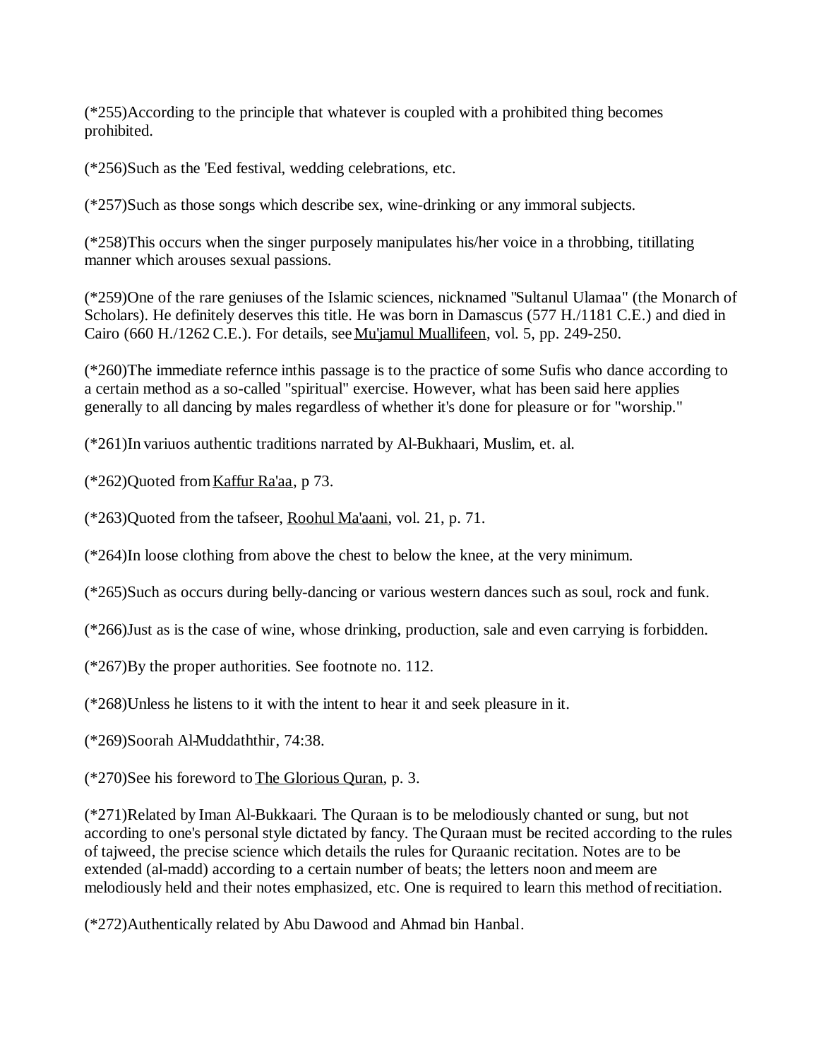(*255)According to the principle that whatever is coupled with a prohibited thing becomes prohibited.

(*256)Such as the 'Eed festival, wedding celebrations, etc.

(*257)Such as those songs which describe sex, wine-drinking or any immoral subjects.

(*258)This occurs when the singer purposely manipulates his/her voice in a throbbing, titillating manner which arouses sexual passions.

(*259)One of the rare geniuses of the Islamic sciences, nicknamed "Sultanul Ulamaa" (the Monarch of Scholars). He definitely deserves this title. He was born in Damascus (577 H./1181 C.E.) and died in Cairo (660 H./1262 C.E.). For details, see Mu'jamul Muallifeen, vol. 5, pp. 249-250.

(*260)The immediate refernce inthis passage is to the practice of some Sufis who dance according to a certain method as a so-called "spiritual" exercise. However, what has been said here applies generally to all dancing by males regardless of whether it's done for pleasure or for "worship."

(*261)In variuos authentic traditions narrated by Al-Bukhaari, Muslim, et. al.

(*262)Quoted from Kaffur Ra'aa, p 73.

(*263)Quoted from the tafseer, Roohul Ma'aani, vol. 21, p. 71.

(*264)In loose clothing from above the chest to below the knee, at the very minimum.

(*265)Such as occurs during belly-dancing or various western dances such as soul, rock and funk.

(*266)Just as is the case of wine, whose drinking, production, sale and even carrying is forbidden.

(*267)By the proper authorities. See footnote no. 112.

(*268)Unless he listens to it with the intent to hear it and seek pleasure in it.

(*269)Soorah Al-Muddaththir, 74:38.

(*270)See his foreword to The Glorious Quran, p. 3.

(*271)Related by Iman Al-Bukkaari. The Quraan is to be melodiously chanted or sung, but not according to one's personal style dictated by fancy. The Quraan must be recited according to the rules of tajweed, the precise science which details the rules for Quraanic recitation. Notes are to be extended (al-madd) according to a certain number of beats; the letters noon and meem are melodiously held and their notes emphasized, etc. One is required to learn this method of recitiation.

(*272)Authentically related by Abu Dawood and Ahmad bin Hanbal.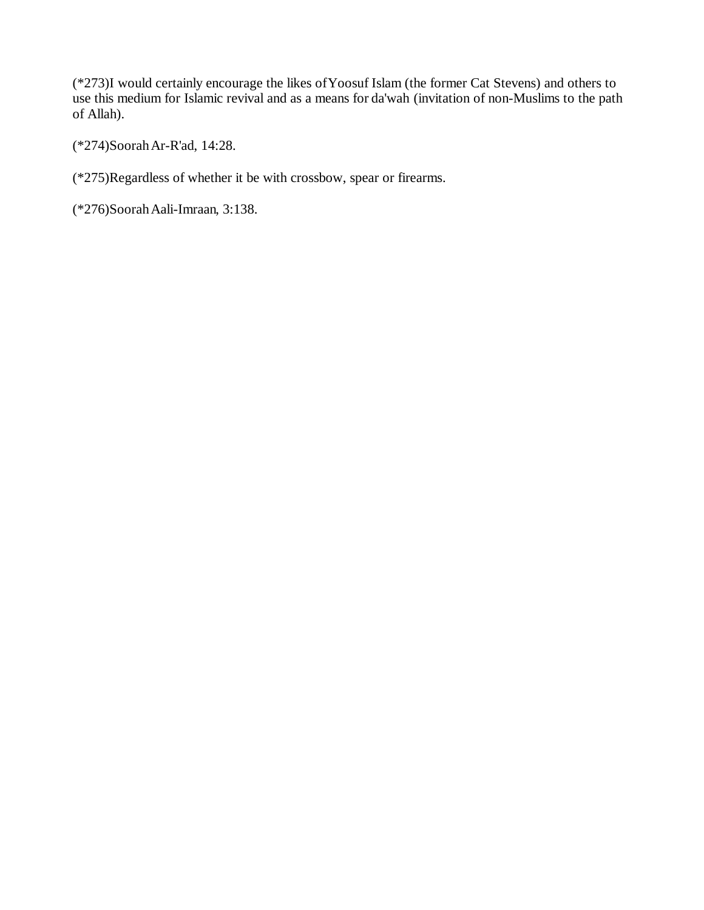(*273)I would certainly encourage the likes of Yoosuf Islam (the former Cat Stevens) and others to use this medium for Islamic revival and as a means for da'wah (invitation of non-Muslims to the path of Allah).

(*274)Soorah Ar-R'ad, 14:28.

(*275)Regardless of whether it be with crossbow, spear or firearms.

(*276)Soorah Aali-Imraan, 3:138.